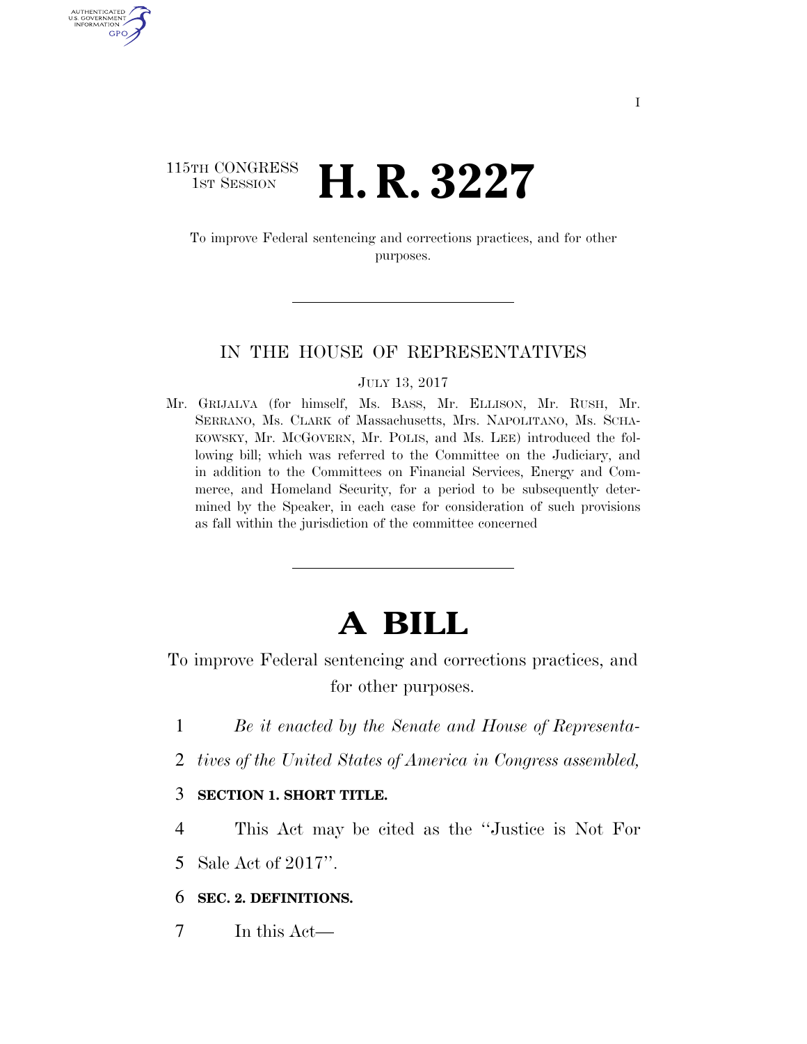115TH CONGRESS
1ST SESSION

# H. R. 3227

To improve Federal sentencing and corrections practices, and for other purposes.

IN THE HOUSE OF REPRESENTATIVES

JULY 13, 2017

Mr. GRIJALVA (for himself, Ms. BASS, Mr. ELLISON, Mr. RUSH, Mr. SERRANO, Ms. CLARK of Massachusetts, Mrs. NAPOLITANO, Ms. SCHAKOWSKY, Mr. MCGOVERN, Mr. POLIS, and Ms. LEE) introduced the following bill; which was referred to the Committee on the Judiciary, and in addition to the Committees on Financial Services, Energy and Commerce, and Homeland Security, for a period to be subsequently determined by the Speaker, in each case for consideration of such provisions as fall within the jurisdiction of the committee concerned

# A BILL

To improve Federal sentencing and corrections practices, and for other purposes.

1 *Be it enacted by the Senate and House of Representa-*
2 *tives of the United States of America in Congress assembled,*

3 **SECTION 1. SHORT TITLE.**

4 This Act may be cited as the "Justice is Not For
5 Sale Act of 2017".

6 **SEC. 2. DEFINITIONS.**

7 In this Act—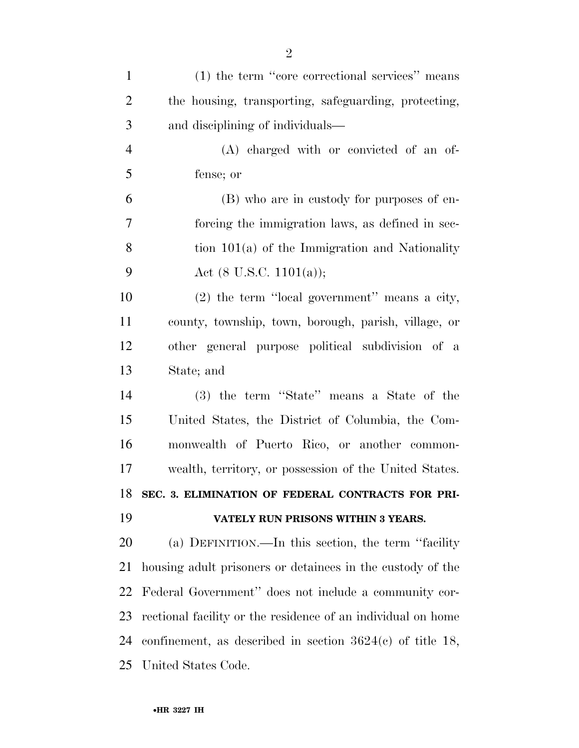(1) the term ''core correctional services'' means the housing, transporting, safeguarding, protecting, and disciplining of individuals—

(A) charged with or convicted of an offense; or

(B) who are in custody for purposes of enforcing the immigration laws, as defined in section 101(a) of the Immigration and Nationality Act (8 U.S.C. 1101(a));

(2) the term ''local government'' means a city, county, township, town, borough, parish, village, or other general purpose political subdivision of a State; and

(3) the term ''State'' means a State of the United States, the District of Columbia, the Commonwealth of Puerto Rico, or another commonwealth, territory, or possession of the United States.

### SEC. 3. ELIMINATION OF FEDERAL CONTRACTS FOR PRIVATELY RUN PRISONS WITHIN 3 YEARS.

(a) DEFINITION.—In this section, the term ''facility housing adult prisoners or detainees in the custody of the Federal Government'' does not include a community correctional facility or the residence of an individual on home confinement, as described in section 3624(c) of title 18, United States Code.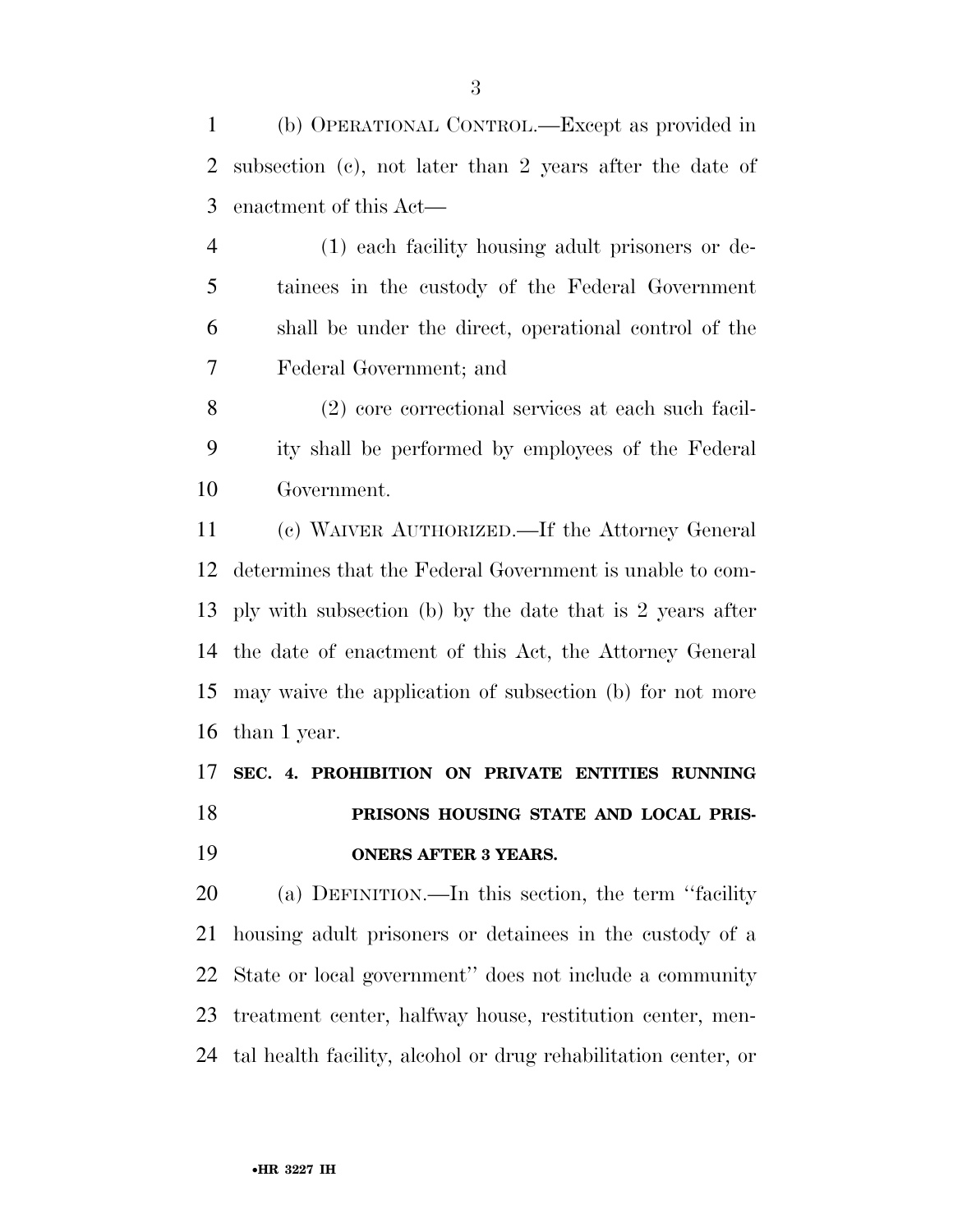(b) OPERATIONAL CONTROL.—Except as provided in subsection (c), not later than 2 years after the date of enactment of this Act—

(1) each facility housing adult prisoners or detainees in the custody of the Federal Government shall be under the direct, operational control of the Federal Government; and

(2) core correctional services at each such facility shall be performed by employees of the Federal Government.

(c) WAIVER AUTHORIZED.—If the Attorney General determines that the Federal Government is unable to comply with subsection (b) by the date that is 2 years after the date of enactment of this Act, the Attorney General may waive the application of subsection (b) for not more than 1 year.

**SEC. 4. PROHIBITION ON PRIVATE ENTITIES RUNNING PRISONS HOUSING STATE AND LOCAL PRISONERS AFTER 3 YEARS.**

(a) DEFINITION.—In this section, the term ''facility housing adult prisoners or detainees in the custody of a State or local government'' does not include a community treatment center, halfway house, restitution center, mental health facility, alcohol or drug rehabilitation center, or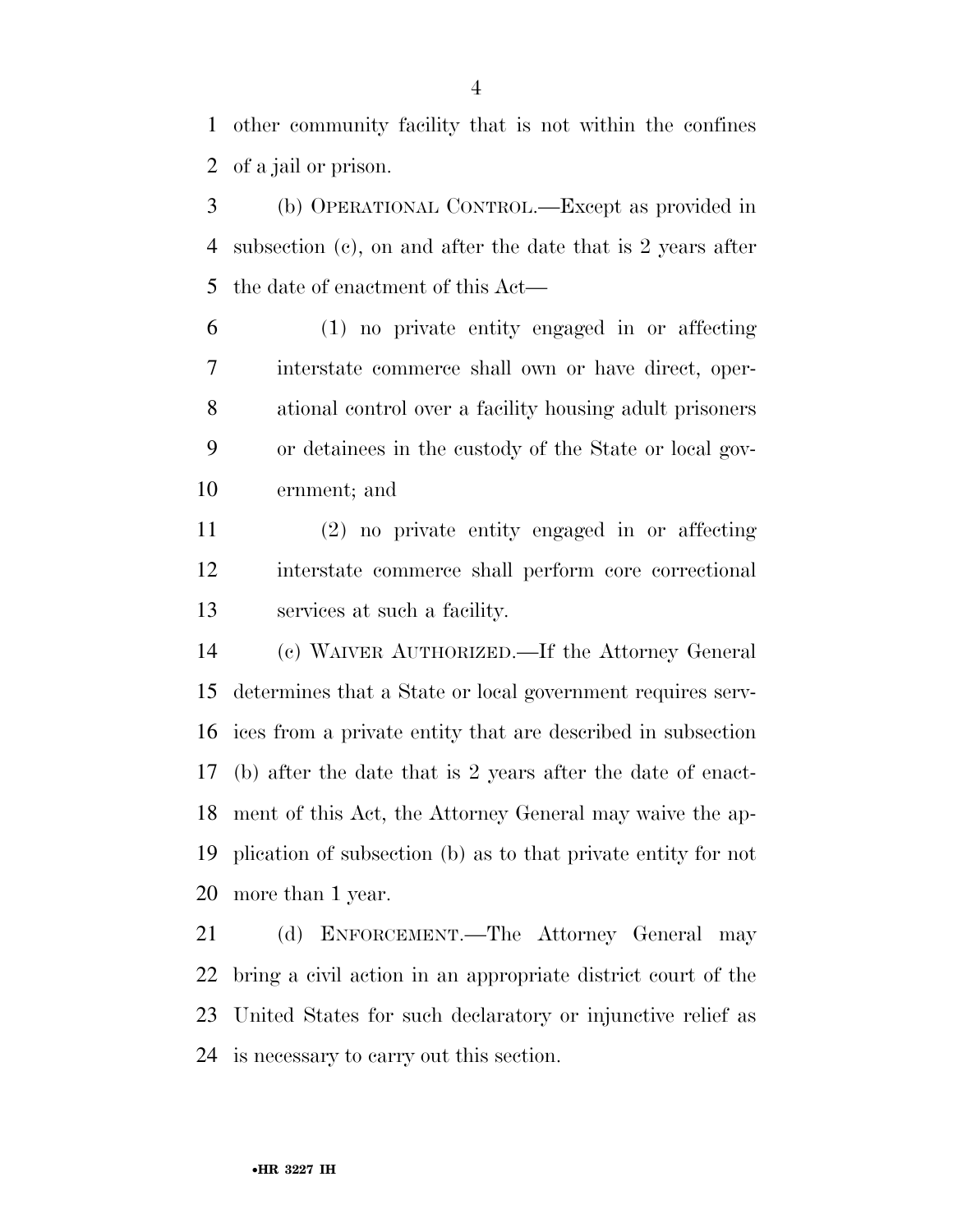other community facility that is not within the confines of a jail or prison.

(b) OPERATIONAL CONTROL.—Except as provided in subsection (c), on and after the date that is 2 years after the date of enactment of this Act—

(1) no private entity engaged in or affecting interstate commerce shall own or have direct, operational control over a facility housing adult prisoners or detainees in the custody of the State or local government; and

(2) no private entity engaged in or affecting interstate commerce shall perform core correctional services at such a facility.

(c) WAIVER AUTHORIZED.—If the Attorney General determines that a State or local government requires services from a private entity that are described in subsection (b) after the date that is 2 years after the date of enactment of this Act, the Attorney General may waive the application of subsection (b) as to that private entity for not more than 1 year.

(d) ENFORCEMENT.—The Attorney General may bring a civil action in an appropriate district court of the United States for such declaratory or injunctive relief as is necessary to carry out this section.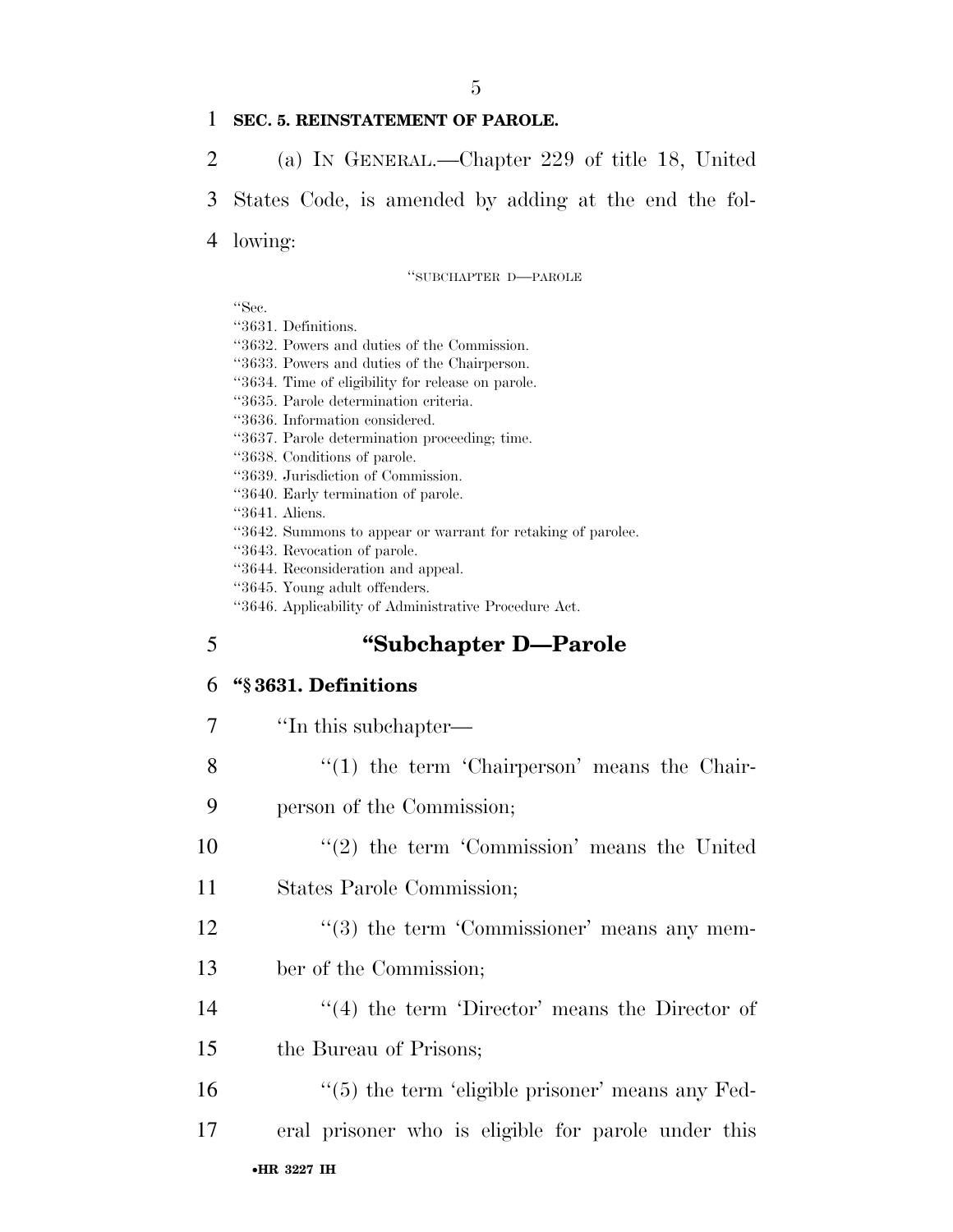**SEC. 5. REINSTATEMENT OF PAROLE.**

(a) IN GENERAL.—Chapter 229 of title 18, United States Code, is amended by adding at the end the following:

"SUBCHAPTER D—PAROLE

"Sec.
"3631. Definitions.
"3632. Powers and duties of the Commission.
"3633. Powers and duties of the Chairperson.
"3634. Time of eligibility for release on parole.
"3635. Parole determination criteria.
"3636. Information considered.
"3637. Parole determination proceeding; time.
"3638. Conditions of parole.
"3639. Jurisdiction of Commission.
"3640. Early termination of parole.
"3641. Aliens.
"3642. Summons to appear or warrant for retaking of parolee.
"3643. Revocation of parole.
"3644. Reconsideration and appeal.
"3645. Young adult offenders.
"3646. Applicability of Administrative Procedure Act.

## "Subchapter D—Parole

### "§ 3631. Definitions

"In this subchapter—

"(1) the term 'Chairperson' means the Chairperson of the Commission;

"(2) the term 'Commission' means the United States Parole Commission;

"(3) the term 'Commissioner' means any member of the Commission;

"(4) the term 'Director' means the Director of the Bureau of Prisons;

"(5) the term 'eligible prisoner' means any Federal prisoner who is eligible for parole under this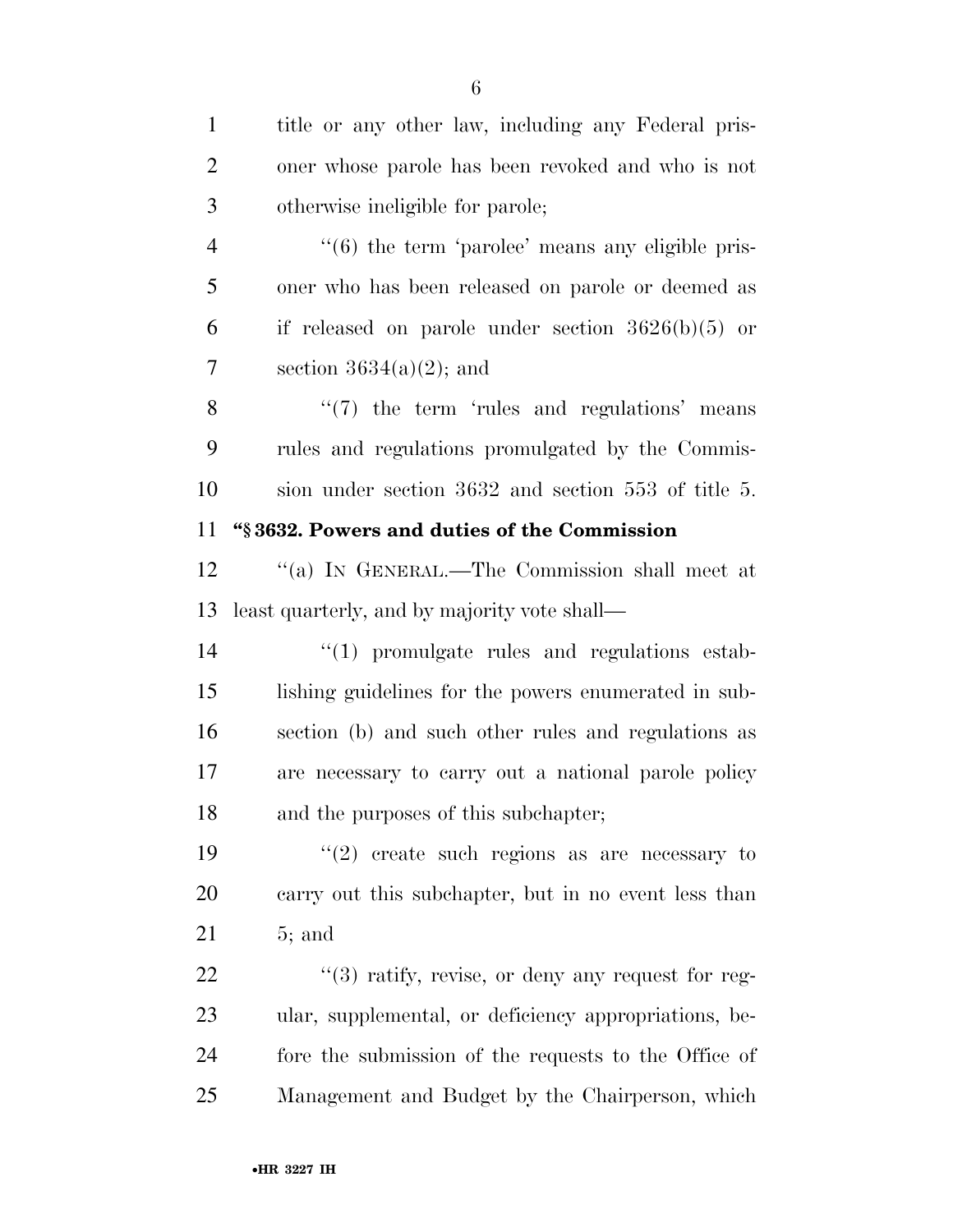title or any other law, including any Federal prisoner whose parole has been revoked and who is not otherwise ineligible for parole;

''(6) the term 'parolee' means any eligible prisoner who has been released on parole or deemed as if released on parole under section 3626(b)(5) or section 3634(a)(2); and

''(7) the term 'rules and regulations' means rules and regulations promulgated by the Commission under section 3632 and section 553 of title 5.

**''§ 3632. Powers and duties of the Commission**

''(a) IN GENERAL.—The Commission shall meet at least quarterly, and by majority vote shall—

''(1) promulgate rules and regulations establishing guidelines for the powers enumerated in subsection (b) and such other rules and regulations as are necessary to carry out a national parole policy and the purposes of this subchapter;

''(2) create such regions as are necessary to carry out this subchapter, but in no event less than 5; and

''(3) ratify, revise, or deny any request for regular, supplemental, or deficiency appropriations, before the submission of the requests to the Office of Management and Budget by the Chairperson, which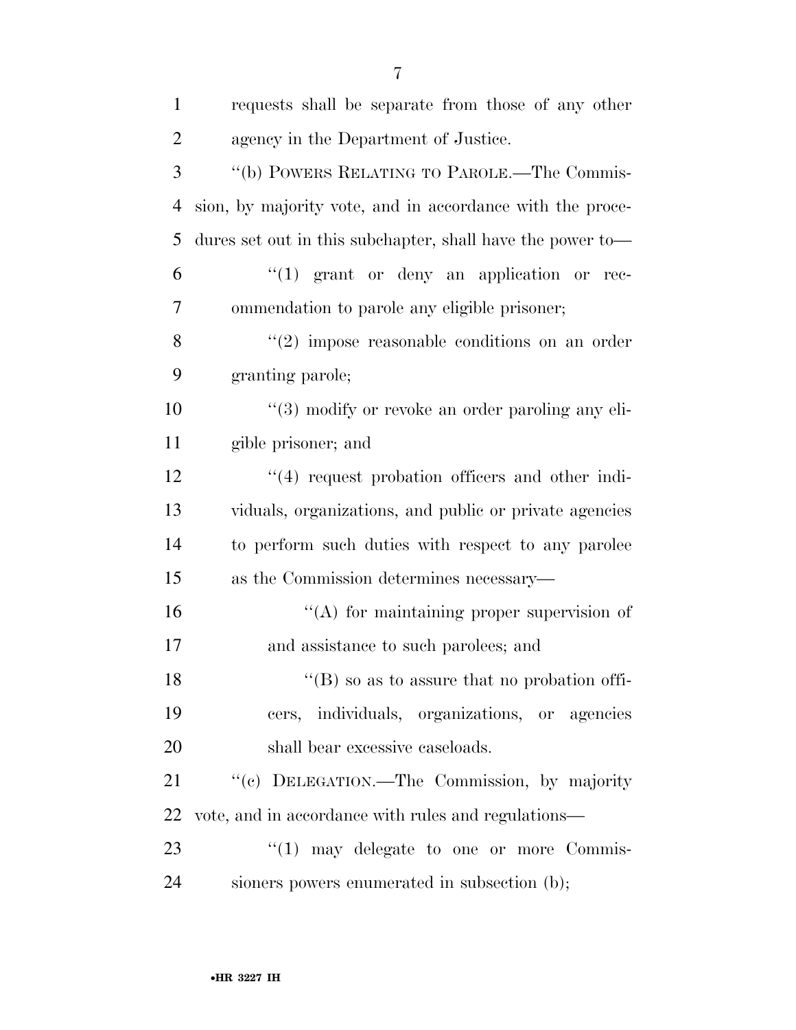requests shall be separate from those of any other agency in the Department of Justice.

''(b) POWERS RELATING TO PAROLE.—The Commission, by majority vote, and in accordance with the procedures set out in this subchapter, shall have the power to—

''(1) grant or deny an application or recommendation to parole any eligible prisoner;

''(2) impose reasonable conditions on an order granting parole;

''(3) modify or revoke an order paroling any eligible prisoner; and

''(4) request probation officers and other individuals, organizations, and public or private agencies to perform such duties with respect to any parolee as the Commission determines necessary—

''(A) for maintaining proper supervision of and assistance to such parolees; and

''(B) so as to assure that no probation officers, individuals, organizations, or agencies shall bear excessive caseloads.

''(c) DELEGATION.—The Commission, by majority vote, and in accordance with rules and regulations—

''(1) may delegate to one or more Commissioners powers enumerated in subsection (b);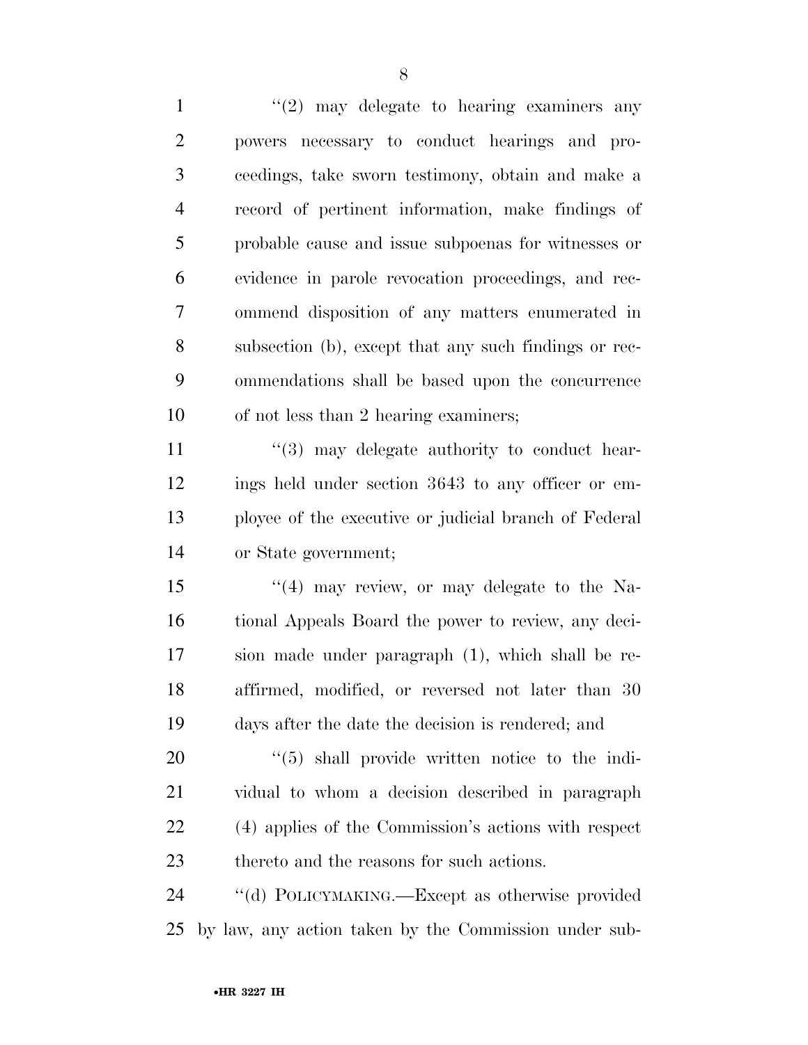"(2) may delegate to hearing examiners any powers necessary to conduct hearings and proceedings, take sworn testimony, obtain and make a record of pertinent information, make findings of probable cause and issue subpoenas for witnesses or evidence in parole revocation proceedings, and recommend disposition of any matters enumerated in subsection (b), except that any such findings or recommendations shall be based upon the concurrence of not less than 2 hearing examiners;

"(3) may delegate authority to conduct hearings held under section 3643 to any officer or employee of the executive or judicial branch of Federal or State government;

"(4) may review, or may delegate to the National Appeals Board the power to review, any decision made under paragraph (1), which shall be reaffirmed, modified, or reversed not later than 30 days after the date the decision is rendered; and

"(5) shall provide written notice to the individual to whom a decision described in paragraph (4) applies of the Commission's actions with respect thereto and the reasons for such actions.

"(d) POLICYMAKING.—Except as otherwise provided by law, any action taken by the Commission under sub-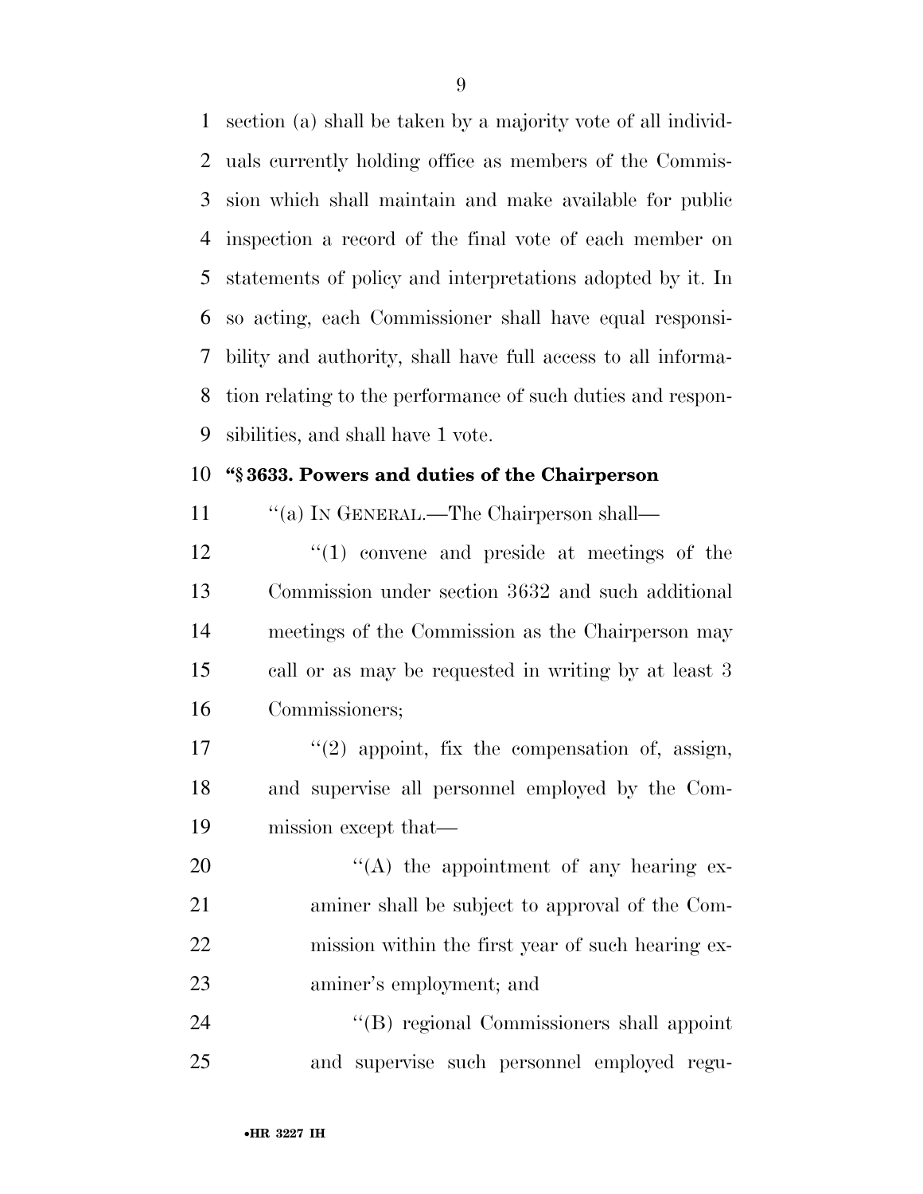section (a) shall be taken by a majority vote of all individuals currently holding office as members of the Commission which shall maintain and make available for public inspection a record of the final vote of each member on statements of policy and interpretations adopted by it. In so acting, each Commissioner shall have equal responsibility and authority, shall have full access to all information relating to the performance of such duties and responsibilities, and shall have 1 vote.

**"§ 3633. Powers and duties of the Chairperson**

"(a) IN GENERAL.—The Chairperson shall—

"(1) convene and preside at meetings of the Commission under section 3632 and such additional meetings of the Commission as the Chairperson may call or as may be requested in writing by at least 3 Commissioners;

"(2) appoint, fix the compensation of, assign, and supervise all personnel employed by the Commission except that—

"(A) the appointment of any hearing examiner shall be subject to approval of the Commission within the first year of such hearing examiner's employment; and

"(B) regional Commissioners shall appoint and supervise such personnel employed regu-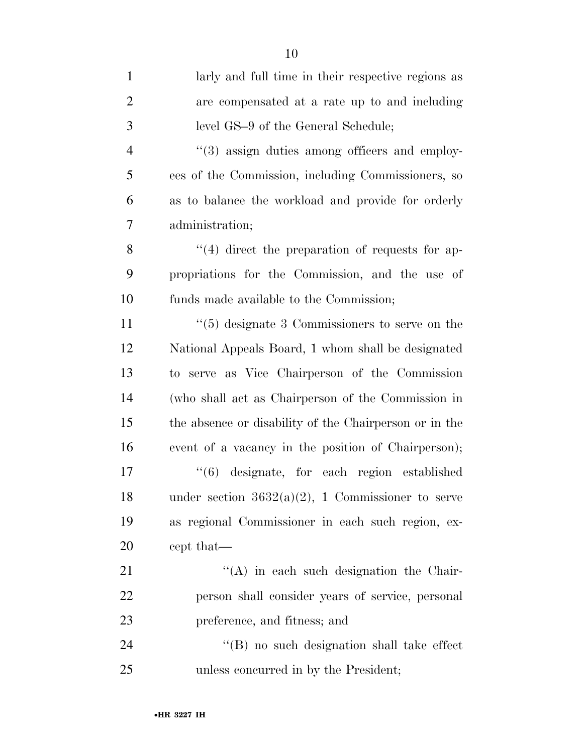larly and full time in their respective regions as are compensated at a rate up to and including level GS–9 of the General Schedule;

''(3) assign duties among officers and employees of the Commission, including Commissioners, so as to balance the workload and provide for orderly administration;

''(4) direct the preparation of requests for appropriations for the Commission, and the use of funds made available to the Commission;

''(5) designate 3 Commissioners to serve on the National Appeals Board, 1 whom shall be designated to serve as Vice Chairperson of the Commission (who shall act as Chairperson of the Commission in the absence or disability of the Chairperson or in the event of a vacancy in the position of Chairperson);

''(6) designate, for each region established under section 3632(a)(2), 1 Commissioner to serve as regional Commissioner in each such region, except that—

''(A) in each such designation the Chairperson shall consider years of service, personal preference, and fitness; and

''(B) no such designation shall take effect unless concurred in by the President;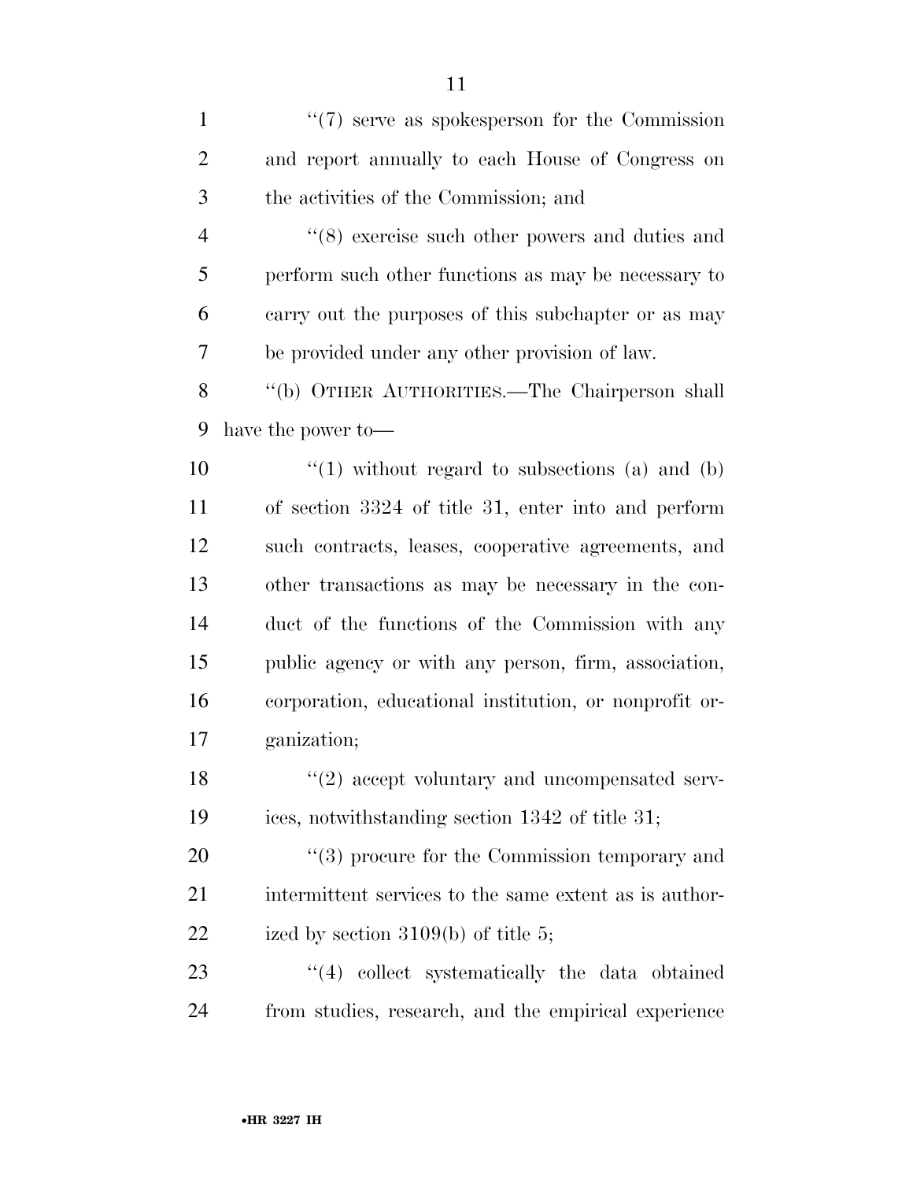''(7) serve as spokesperson for the Commission and report annually to each House of Congress on the activities of the Commission; and

''(8) exercise such other powers and duties and perform such other functions as may be necessary to carry out the purposes of this subchapter or as may be provided under any other provision of law.

''(b) OTHER AUTHORITIES.—The Chairperson shall have the power to—

''(1) without regard to subsections (a) and (b) of section 3324 of title 31, enter into and perform such contracts, leases, cooperative agreements, and other transactions as may be necessary in the conduct of the functions of the Commission with any public agency or with any person, firm, association, corporation, educational institution, or nonprofit organization;

''(2) accept voluntary and uncompensated services, notwithstanding section 1342 of title 31;

''(3) procure for the Commission temporary and intermittent services to the same extent as is authorized by section 3109(b) of title 5;

''(4) collect systematically the data obtained from studies, research, and the empirical experience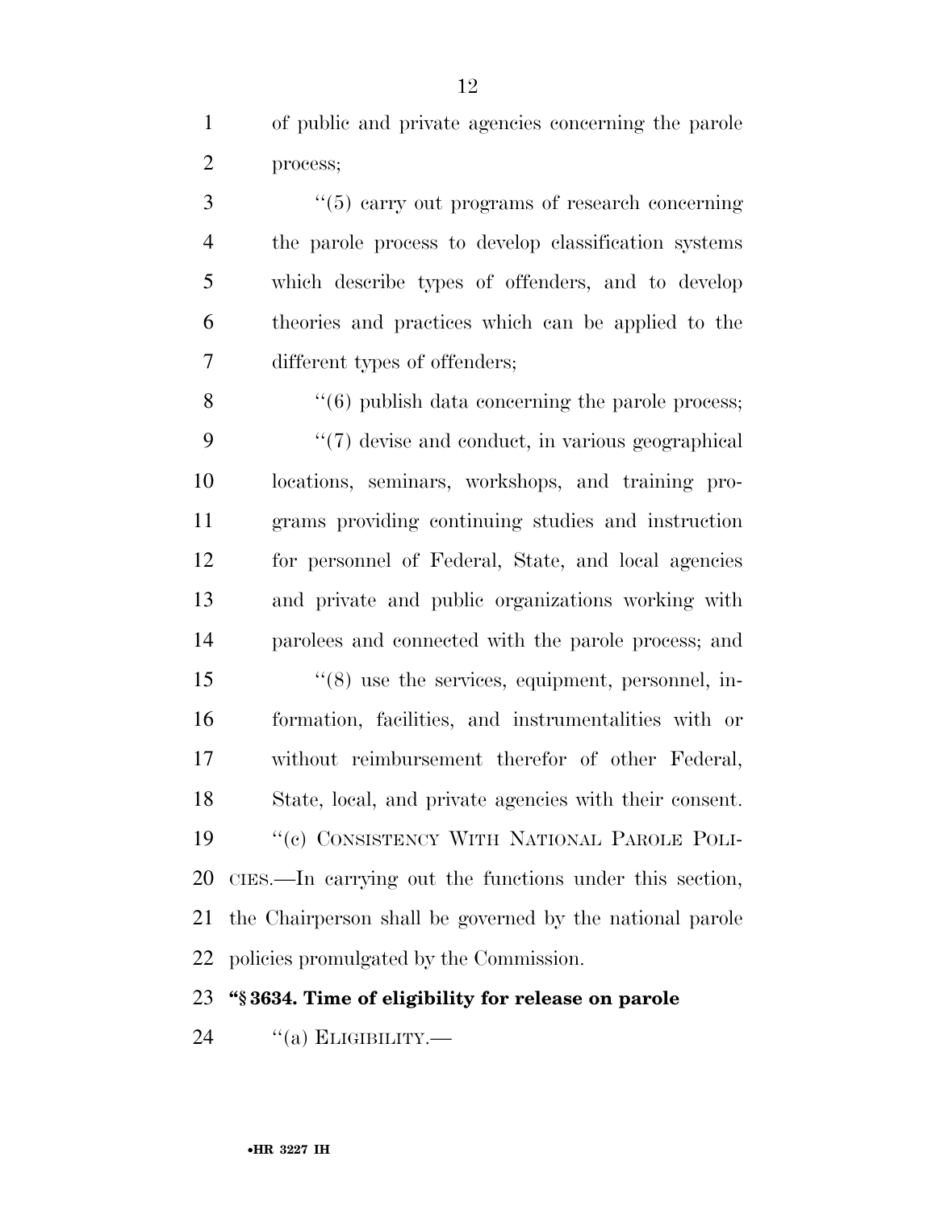of public and private agencies concerning the parole process;

"(5) carry out programs of research concerning the parole process to develop classification systems which describe types of offenders, and to develop theories and practices which can be applied to the different types of offenders;

"(6) publish data concerning the parole process;

"(7) devise and conduct, in various geographical locations, seminars, workshops, and training programs providing continuing studies and instruction for personnel of Federal, State, and local agencies and private and public organizations working with parolees and connected with the parole process; and

"(8) use the services, equipment, personnel, information, facilities, and instrumentalities with or without reimbursement therefor of other Federal, State, local, and private agencies with their consent.

"(c) CONSISTENCY WITH NATIONAL PAROLE POLICIES.—In carrying out the functions under this section, the Chairperson shall be governed by the national parole policies promulgated by the Commission.

**"§ 3634. Time of eligibility for release on parole**

"(a) ELIGIBILITY.—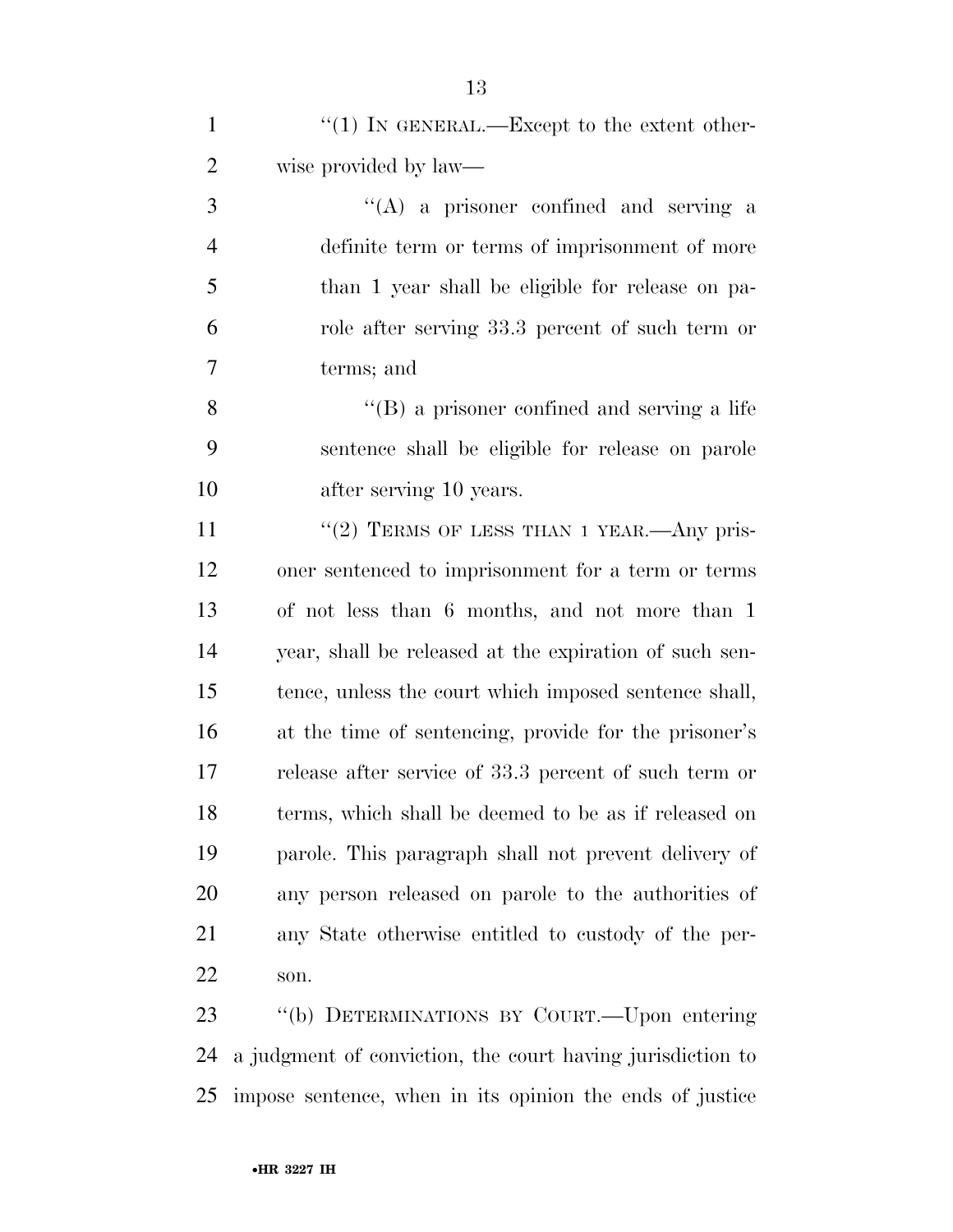"(1) IN GENERAL.—Except to the extent otherwise provided by law—

"(A) a prisoner confined and serving a definite term or terms of imprisonment of more than 1 year shall be eligible for release on parole after serving 33.3 percent of such term or terms; and

"(B) a prisoner confined and serving a life sentence shall be eligible for release on parole after serving 10 years.

"(2) TERMS OF LESS THAN 1 YEAR.—Any prisoner sentenced to imprisonment for a term or terms of not less than 6 months, and not more than 1 year, shall be released at the expiration of such sentence, unless the court which imposed sentence shall, at the time of sentencing, provide for the prisoner's release after service of 33.3 percent of such term or terms, which shall be deemed to be as if released on parole. This paragraph shall not prevent delivery of any person released on parole to the authorities of any State otherwise entitled to custody of the person.

"(b) DETERMINATIONS BY COURT.—Upon entering a judgment of conviction, the court having jurisdiction to impose sentence, when in its opinion the ends of justice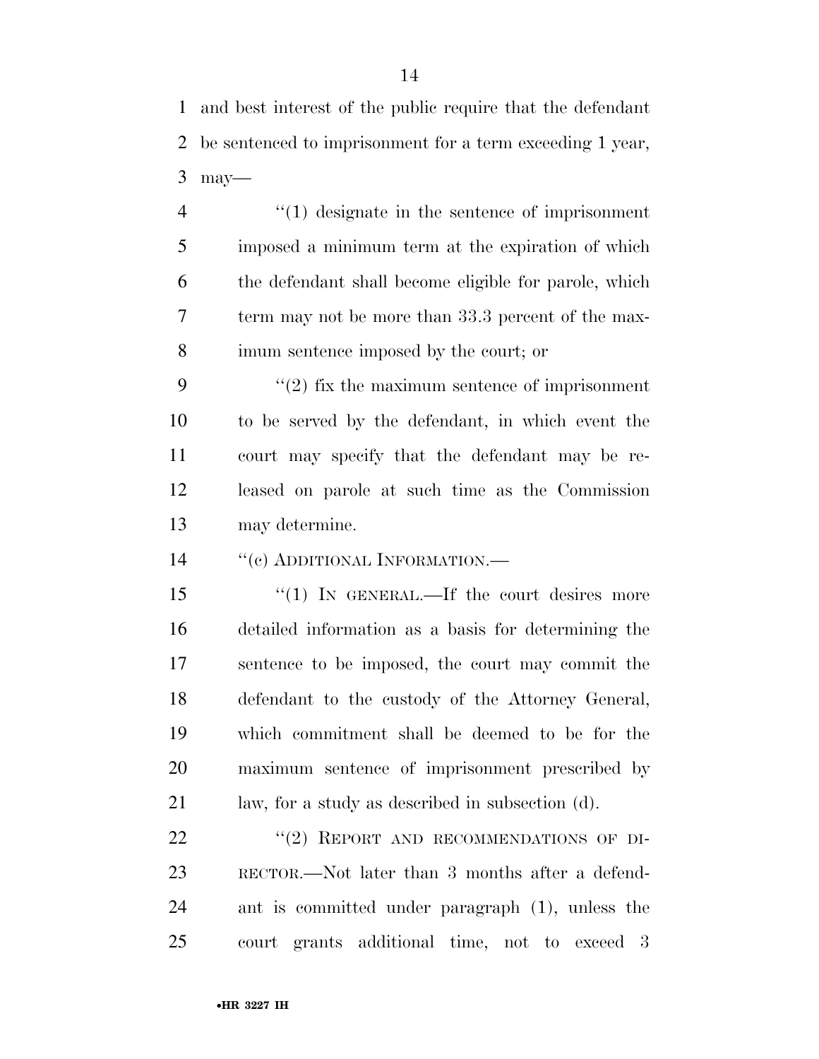and best interest of the public require that the defendant be sentenced to imprisonment for a term exceeding 1 year, may—

"(1) designate in the sentence of imprisonment imposed a minimum term at the expiration of which the defendant shall become eligible for parole, which term may not be more than 33.3 percent of the maximum sentence imposed by the court; or

"(2) fix the maximum sentence of imprisonment to be served by the defendant, in which event the court may specify that the defendant may be released on parole at such time as the Commission may determine.

"(c) ADDITIONAL INFORMATION.—

"(1) IN GENERAL.—If the court desires more detailed information as a basis for determining the sentence to be imposed, the court may commit the defendant to the custody of the Attorney General, which commitment shall be deemed to be for the maximum sentence of imprisonment prescribed by law, for a study as described in subsection (d).

"(2) REPORT AND RECOMMENDATIONS OF DIRECTOR.—Not later than 3 months after a defendant is committed under paragraph (1), unless the court grants additional time, not to exceed 3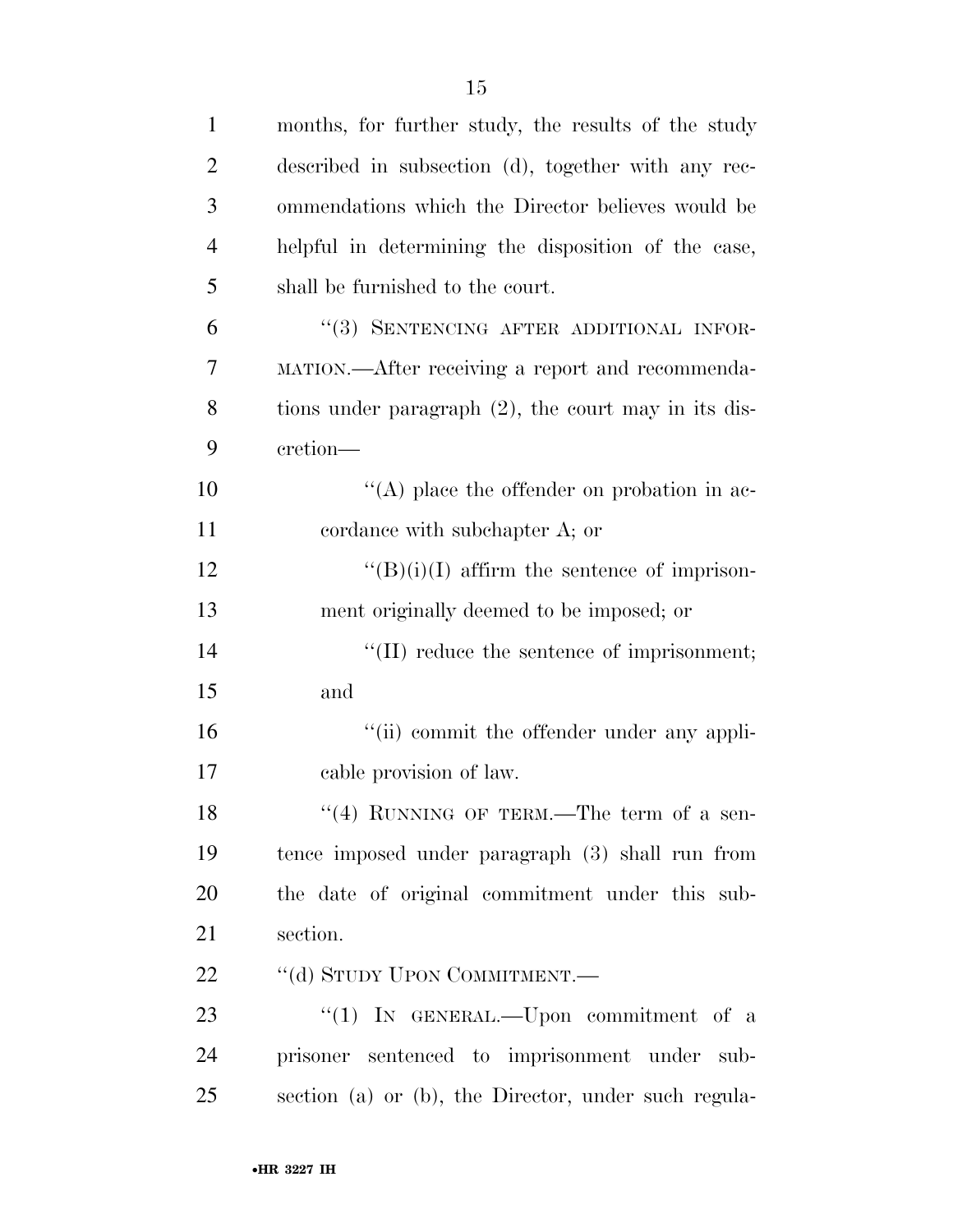months, for further study, the results of the study described in subsection (d), together with any recommendations which the Director believes would be helpful in determining the disposition of the case, shall be furnished to the court.

"(3) SENTENCING AFTER ADDITIONAL INFORMATION.—After receiving a report and recommendations under paragraph (2), the court may in its discretion—

"(A) place the offender on probation in accordance with subchapter A; or

"(B)(i)(I) affirm the sentence of imprisonment originally deemed to be imposed; or

"(II) reduce the sentence of imprisonment; and

"(ii) commit the offender under any applicable provision of law.

"(4) RUNNING OF TERM.—The term of a sentence imposed under paragraph (3) shall run from the date of original commitment under this subsection.

"(d) STUDY UPON COMMITMENT.—

"(1) IN GENERAL.—Upon commitment of a prisoner sentenced to imprisonment under subsection (a) or (b), the Director, under such regula-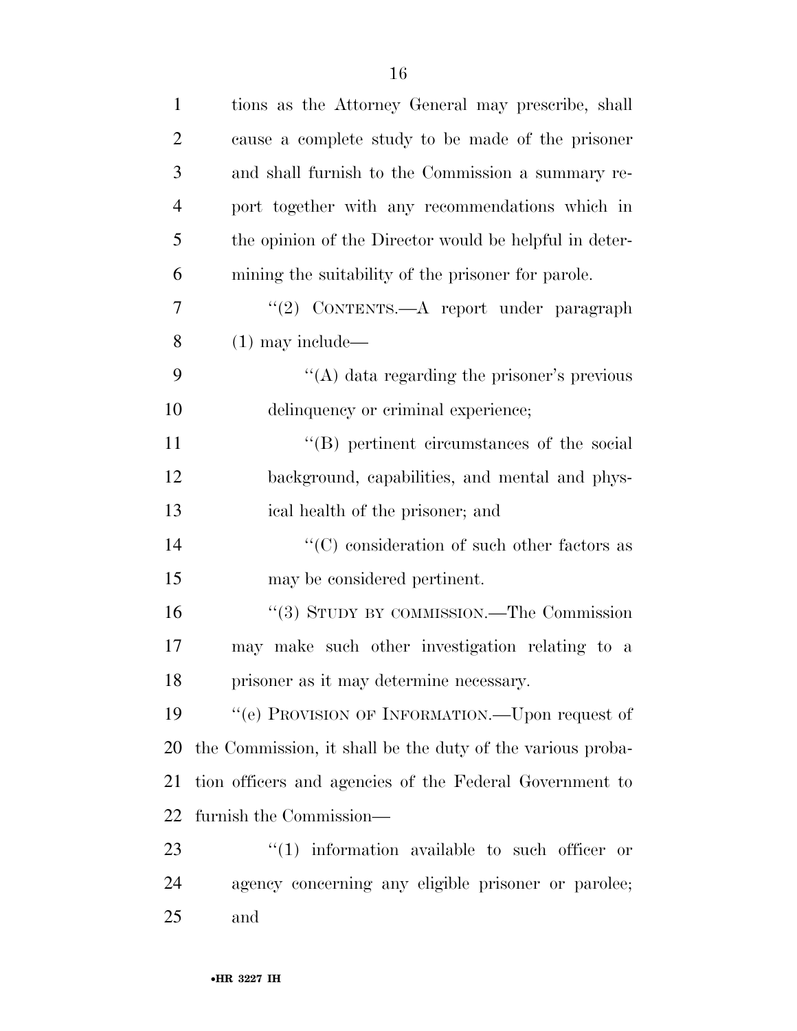tions as the Attorney General may prescribe, shall cause a complete study to be made of the prisoner and shall furnish to the Commission a summary report together with any recommendations which in the opinion of the Director would be helpful in determining the suitability of the prisoner for parole.

"(2) CONTENTS.—A report under paragraph (1) may include—

"(A) data regarding the prisoner's previous delinquency or criminal experience;

"(B) pertinent circumstances of the social background, capabilities, and mental and physical health of the prisoner; and

"(C) consideration of such other factors as may be considered pertinent.

"(3) STUDY BY COMMISSION.—The Commission may make such other investigation relating to a prisoner as it may determine necessary.

"(e) PROVISION OF INFORMATION.—Upon request of the Commission, it shall be the duty of the various probation officers and agencies of the Federal Government to furnish the Commission—

"(1) information available to such officer or agency concerning any eligible prisoner or parolee; and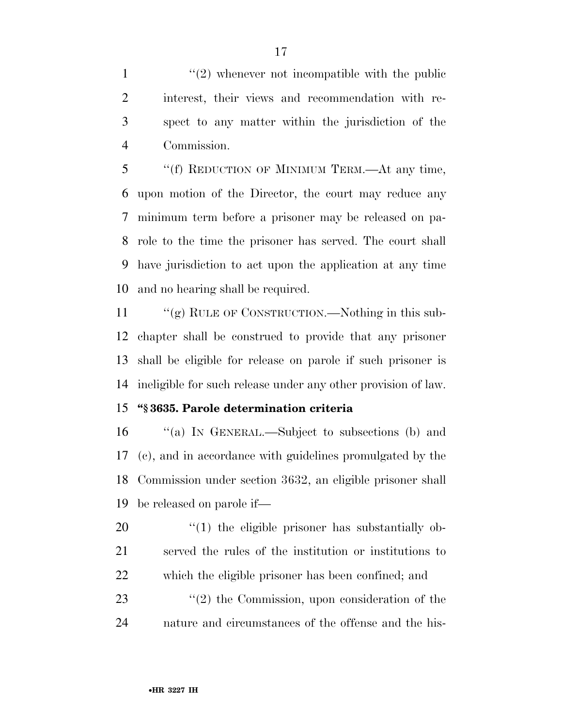"(2) whenever not incompatible with the public interest, their views and recommendation with respect to any matter within the jurisdiction of the Commission.

"(f) REDUCTION OF MINIMUM TERM.—At any time, upon motion of the Director, the court may reduce any minimum term before a prisoner may be released on parole to the time the prisoner has served. The court shall have jurisdiction to act upon the application at any time and no hearing shall be required.

"(g) RULE OF CONSTRUCTION.—Nothing in this subchapter shall be construed to provide that any prisoner shall be eligible for release on parole if such prisoner is ineligible for such release under any other provision of law.

**"§ 3635. Parole determination criteria**

"(a) IN GENERAL.—Subject to subsections (b) and (c), and in accordance with guidelines promulgated by the Commission under section 3632, an eligible prisoner shall be released on parole if—

"(1) the eligible prisoner has substantially observed the rules of the institution or institutions to which the eligible prisoner has been confined; and

"(2) the Commission, upon consideration of the nature and circumstances of the offense and the his-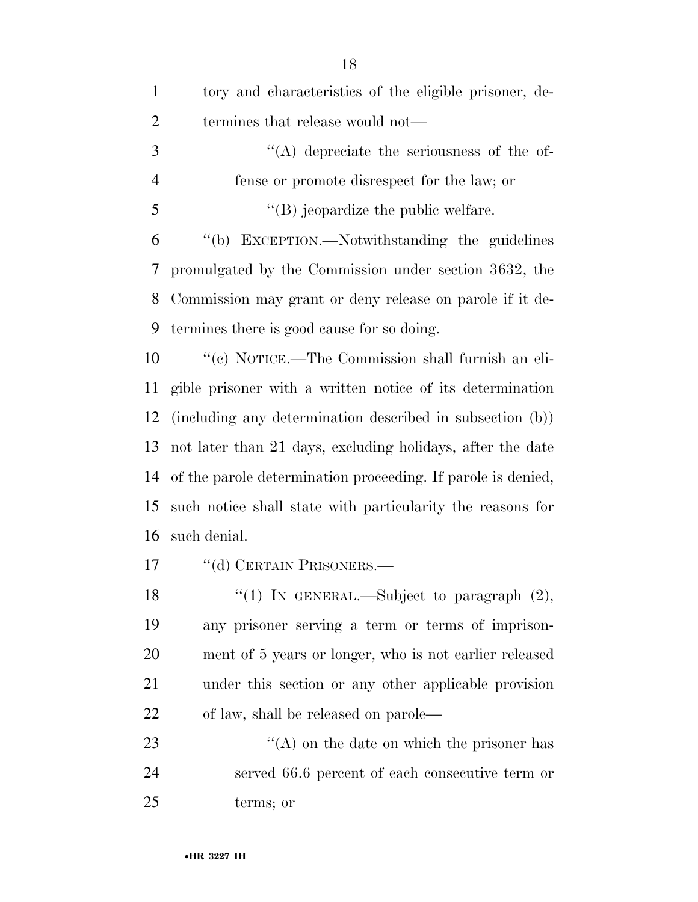tory and characteristics of the eligible prisoner, determines that release would not—

''(A) depreciate the seriousness of the offense or promote disrespect for the law; or

''(B) jeopardize the public welfare.

''(b) EXCEPTION.—Notwithstanding the guidelines promulgated by the Commission under section 3632, the Commission may grant or deny release on parole if it determines there is good cause for so doing.

''(c) NOTICE.—The Commission shall furnish an eligible prisoner with a written notice of its determination (including any determination described in subsection (b)) not later than 21 days, excluding holidays, after the date of the parole determination proceeding. If parole is denied, such notice shall state with particularity the reasons for such denial.

''(d) CERTAIN PRISONERS.—

''(1) IN GENERAL.—Subject to paragraph (2), any prisoner serving a term or terms of imprisonment of 5 years or longer, who is not earlier released under this section or any other applicable provision of law, shall be released on parole—

''(A) on the date on which the prisoner has served 66.6 percent of each consecutive term or terms; or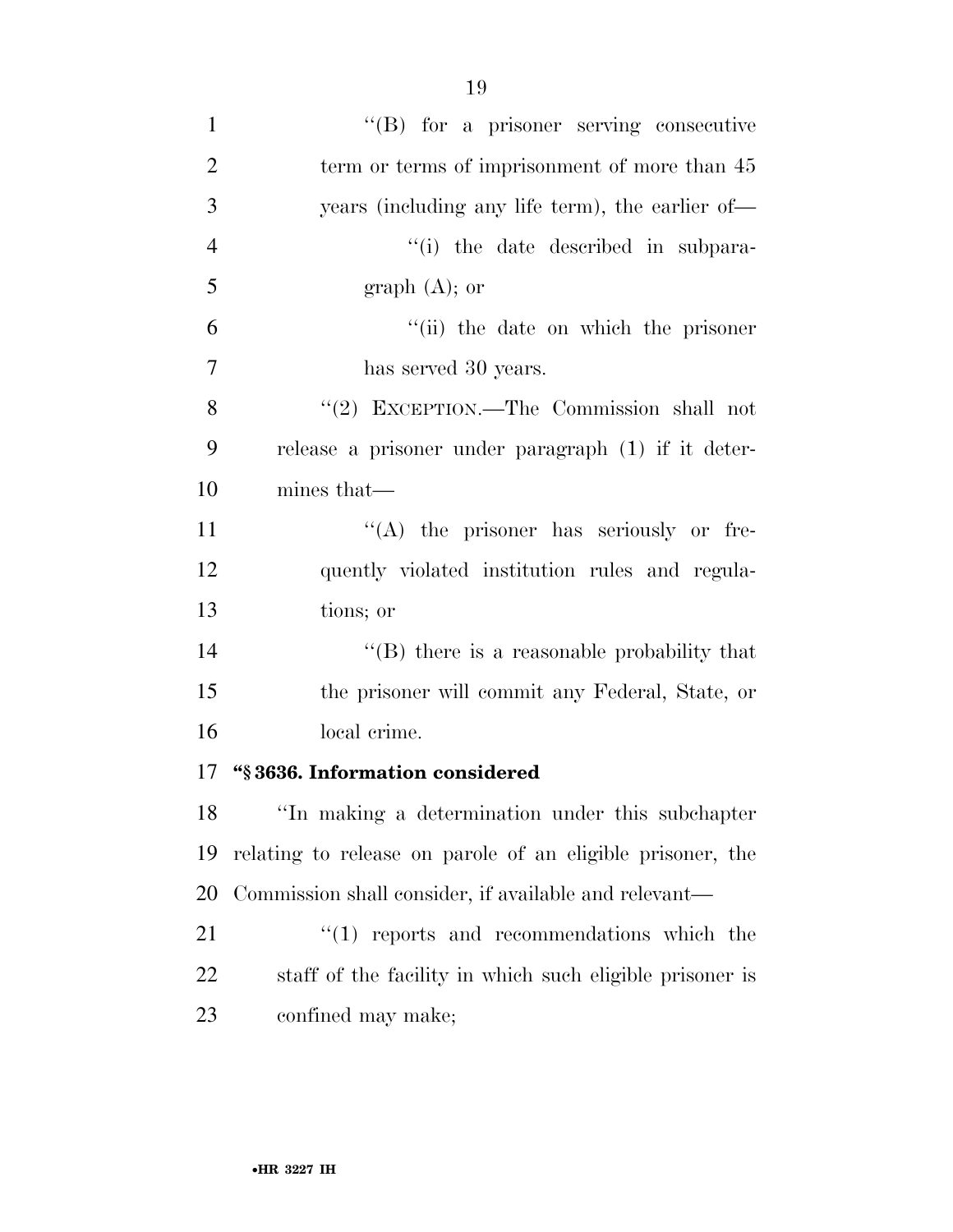"(B) for a prisoner serving consecutive term or terms of imprisonment of more than 45 years (including any life term), the earlier of—

"(i) the date described in subparagraph (A); or

"(ii) the date on which the prisoner has served 30 years.

"(2) EXCEPTION.—The Commission shall not release a prisoner under paragraph (1) if it determines that—

"(A) the prisoner has seriously or frequently violated institution rules and regulations; or

"(B) there is a reasonable probability that the prisoner will commit any Federal, State, or local crime.

**"§ 3636. Information considered**

"In making a determination under this subchapter relating to release on parole of an eligible prisoner, the Commission shall consider, if available and relevant—

"(1) reports and recommendations which the staff of the facility in which such eligible prisoner is confined may make;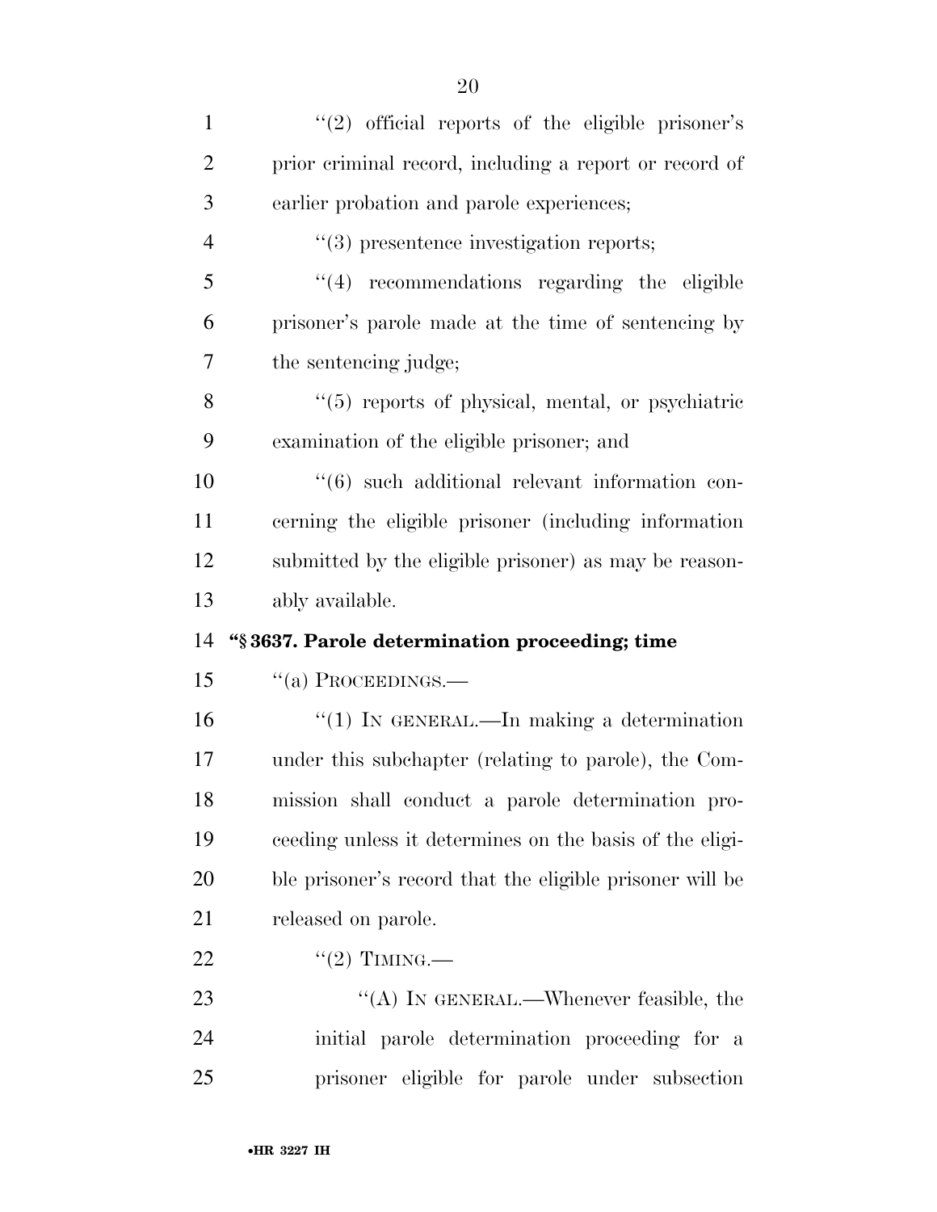''(2) official reports of the eligible prisoner's prior criminal record, including a report or record of earlier probation and parole experiences;

''(3) presentence investigation reports;

''(4) recommendations regarding the eligible prisoner's parole made at the time of sentencing by the sentencing judge;

''(5) reports of physical, mental, or psychiatric examination of the eligible prisoner; and

''(6) such additional relevant information concerning the eligible prisoner (including information submitted by the eligible prisoner) as may be reasonably available.

**''§ 3637. Parole determination proceeding; time**

''(a) PROCEEDINGS.—

''(1) IN GENERAL.—In making a determination under this subchapter (relating to parole), the Commission shall conduct a parole determination proceeding unless it determines on the basis of the eligible prisoner's record that the eligible prisoner will be released on parole.

''(2) TIMING.—

''(A) IN GENERAL.—Whenever feasible, the initial parole determination proceeding for a prisoner eligible for parole under subsection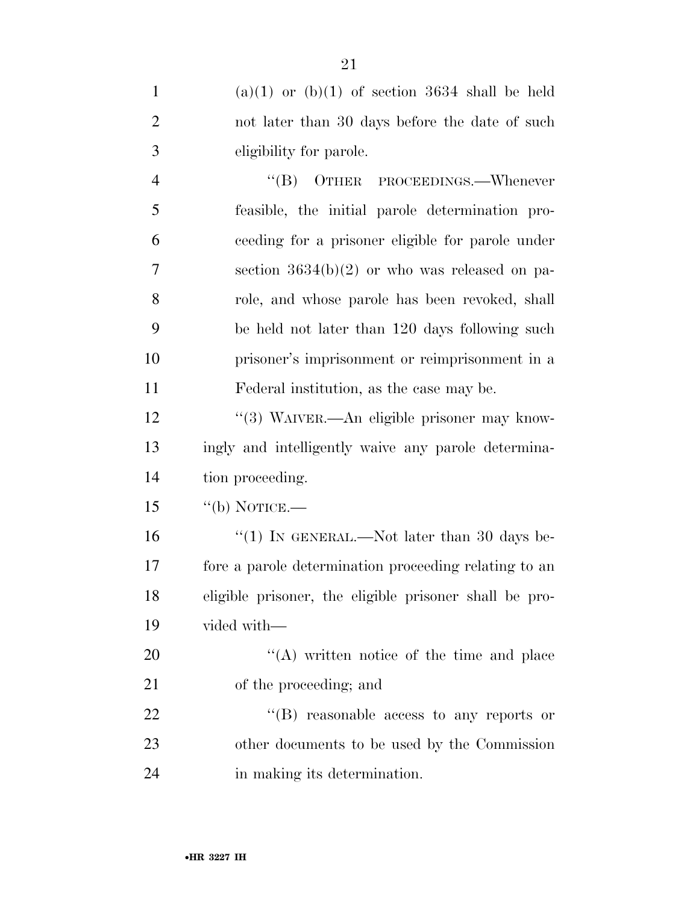(a)(1) or (b)(1) of section 3634 shall be held not later than 30 days before the date of such eligibility for parole.

"(B) OTHER PROCEEDINGS.—Whenever feasible, the initial parole determination proceeding for a prisoner eligible for parole under section 3634(b)(2) or who was released on parole, and whose parole has been revoked, shall be held not later than 120 days following such prisoner's imprisonment or reimprisonment in a Federal institution, as the case may be.

"(3) WAIVER.—An eligible prisoner may knowingly and intelligently waive any parole determination proceeding.

"(b) NOTICE.—

"(1) IN GENERAL.—Not later than 30 days before a parole determination proceeding relating to an eligible prisoner, the eligible prisoner shall be provided with—

"(A) written notice of the time and place of the proceeding; and

"(B) reasonable access to any reports or other documents to be used by the Commission in making its determination.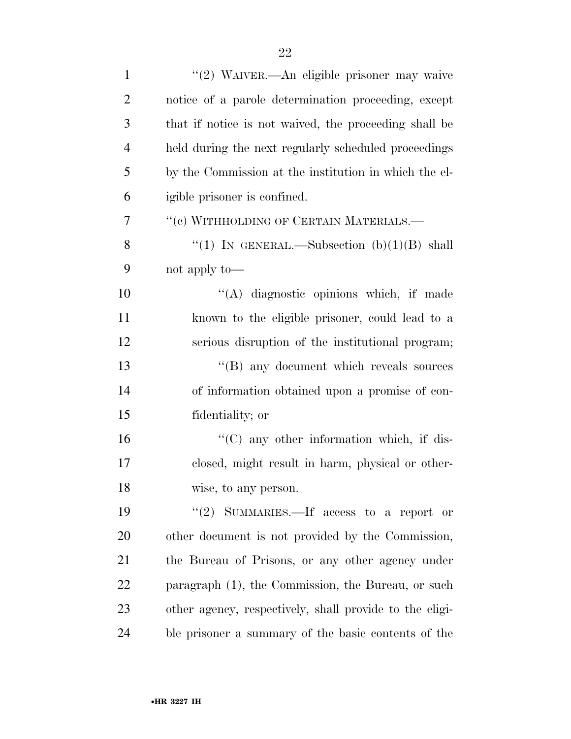''(2) WAIVER.—An eligible prisoner may waive notice of a parole determination proceeding, except that if notice is not waived, the proceeding shall be held during the next regularly scheduled proceedings by the Commission at the institution in which the eligible prisoner is confined.

''(c) WITHHOLDING OF CERTAIN MATERIALS.—

''(1) IN GENERAL.—Subsection (b)(1)(B) shall not apply to—

''(A) diagnostic opinions which, if made known to the eligible prisoner, could lead to a serious disruption of the institutional program;

''(B) any document which reveals sources of information obtained upon a promise of confidentiality; or

''(C) any other information which, if disclosed, might result in harm, physical or otherwise, to any person.

''(2) SUMMARIES.—If access to a report or other document is not provided by the Commission, the Bureau of Prisons, or any other agency under paragraph (1), the Commission, the Bureau, or such other agency, respectively, shall provide to the eligible prisoner a summary of the basic contents of the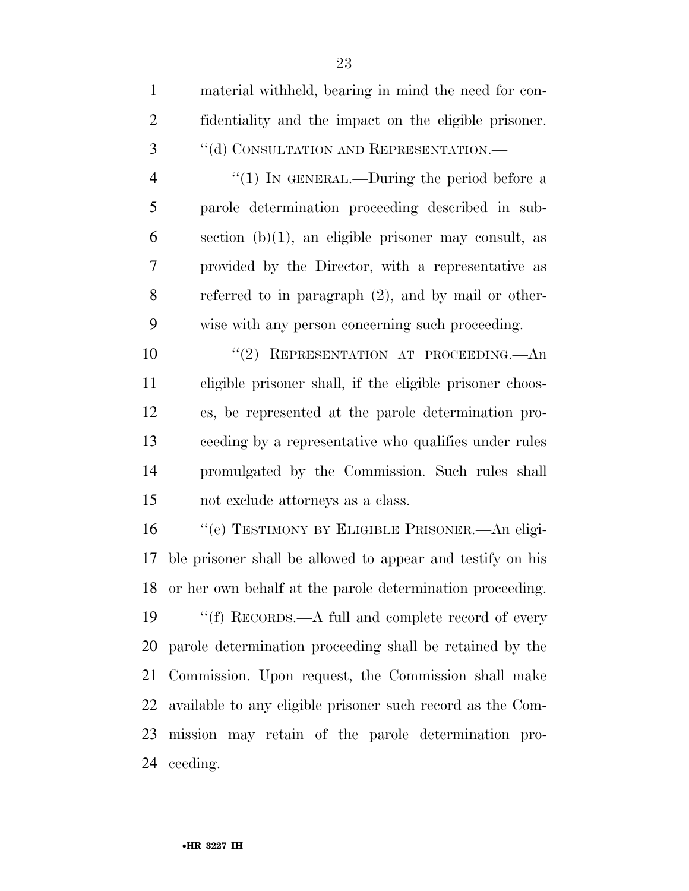material withheld, bearing in mind the need for confidentiality and the impact on the eligible prisoner.

"(d) CONSULTATION AND REPRESENTATION.—

"(1) IN GENERAL.—During the period before a parole determination proceeding described in subsection (b)(1), an eligible prisoner may consult, as provided by the Director, with a representative as referred to in paragraph (2), and by mail or otherwise with any person concerning such proceeding.

"(2) REPRESENTATION AT PROCEEDING.—An eligible prisoner shall, if the eligible prisoner chooses, be represented at the parole determination proceeding by a representative who qualifies under rules promulgated by the Commission. Such rules shall not exclude attorneys as a class.

"(e) TESTIMONY BY ELIGIBLE PRISONER.—An eligible prisoner shall be allowed to appear and testify on his or her own behalf at the parole determination proceeding.

"(f) RECORDS.—A full and complete record of every parole determination proceeding shall be retained by the Commission. Upon request, the Commission shall make available to any eligible prisoner such record as the Commission may retain of the parole determination proceeding.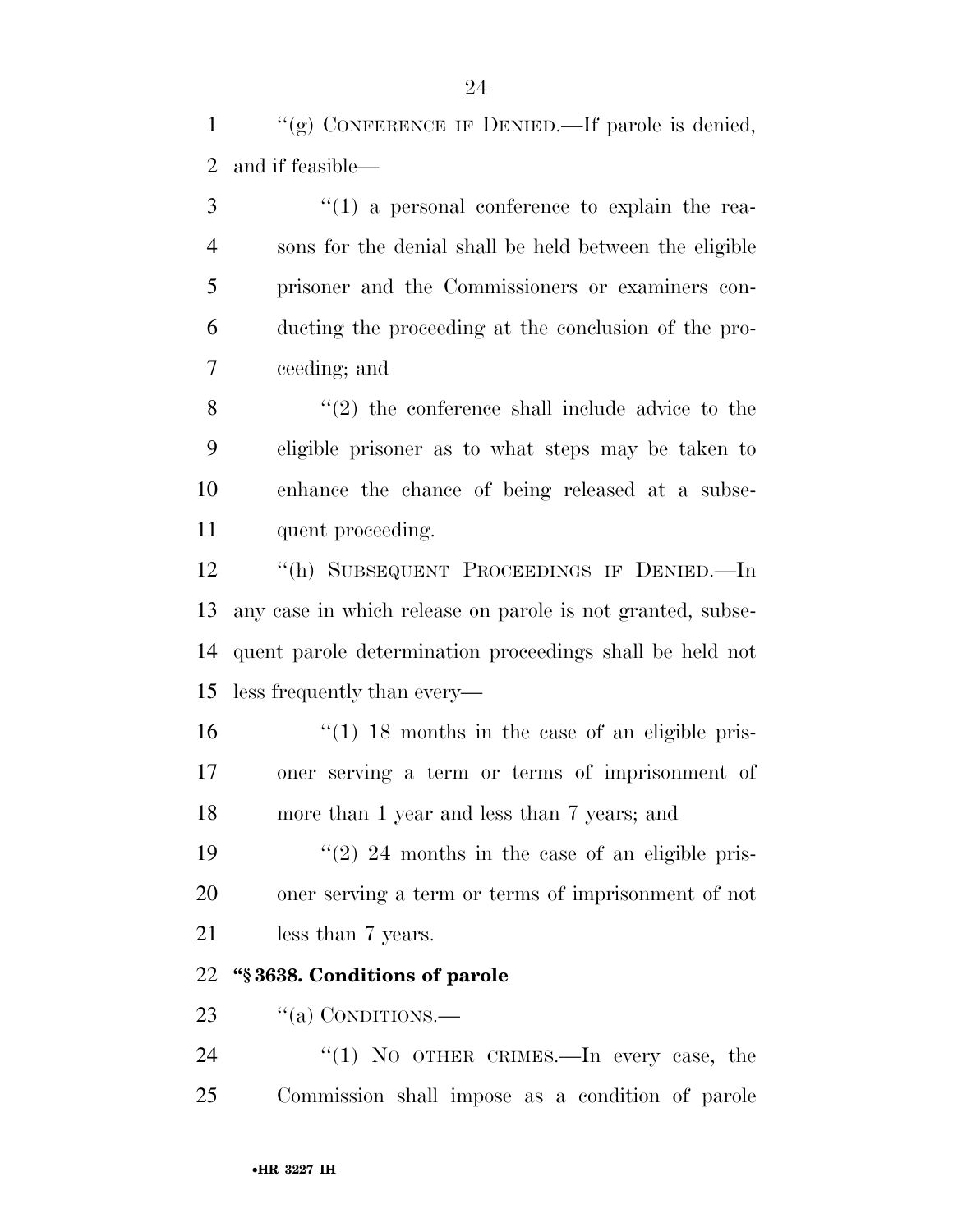''(g) CONFERENCE IF DENIED.—If parole is denied, and if feasible—

''(1) a personal conference to explain the reasons for the denial shall be held between the eligible prisoner and the Commissioners or examiners conducting the proceeding at the conclusion of the proceeding; and

''(2) the conference shall include advice to the eligible prisoner as to what steps may be taken to enhance the chance of being released at a subsequent proceeding.

''(h) SUBSEQUENT PROCEEDINGS IF DENIED.—In any case in which release on parole is not granted, subsequent parole determination proceedings shall be held not less frequently than every—

''(1) 18 months in the case of an eligible prisoner serving a term or terms of imprisonment of more than 1 year and less than 7 years; and

''(2) 24 months in the case of an eligible prisoner serving a term or terms of imprisonment of not less than 7 years.

**''§ 3638. Conditions of parole**

''(a) CONDITIONS.—

''(1) NO OTHER CRIMES.—In every case, the Commission shall impose as a condition of parole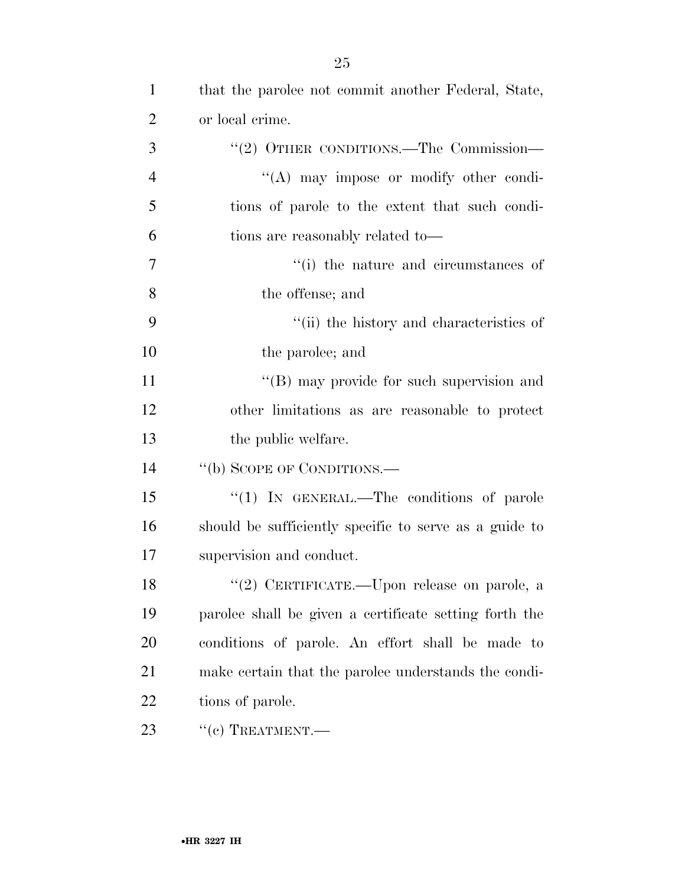that the parolee not commit another Federal, State, or local crime.

"(2) OTHER CONDITIONS.—The Commission—

"(A) may impose or modify other conditions of parole to the extent that such conditions are reasonably related to—

"(i) the nature and circumstances of the offense; and

"(ii) the history and characteristics of the parolee; and

"(B) may provide for such supervision and other limitations as are reasonable to protect the public welfare.

"(b) SCOPE OF CONDITIONS.—

"(1) IN GENERAL.—The conditions of parole should be sufficiently specific to serve as a guide to supervision and conduct.

"(2) CERTIFICATE.—Upon release on parole, a parolee shall be given a certificate setting forth the conditions of parole. An effort shall be made to make certain that the parolee understands the conditions of parole.

"(c) TREATMENT.—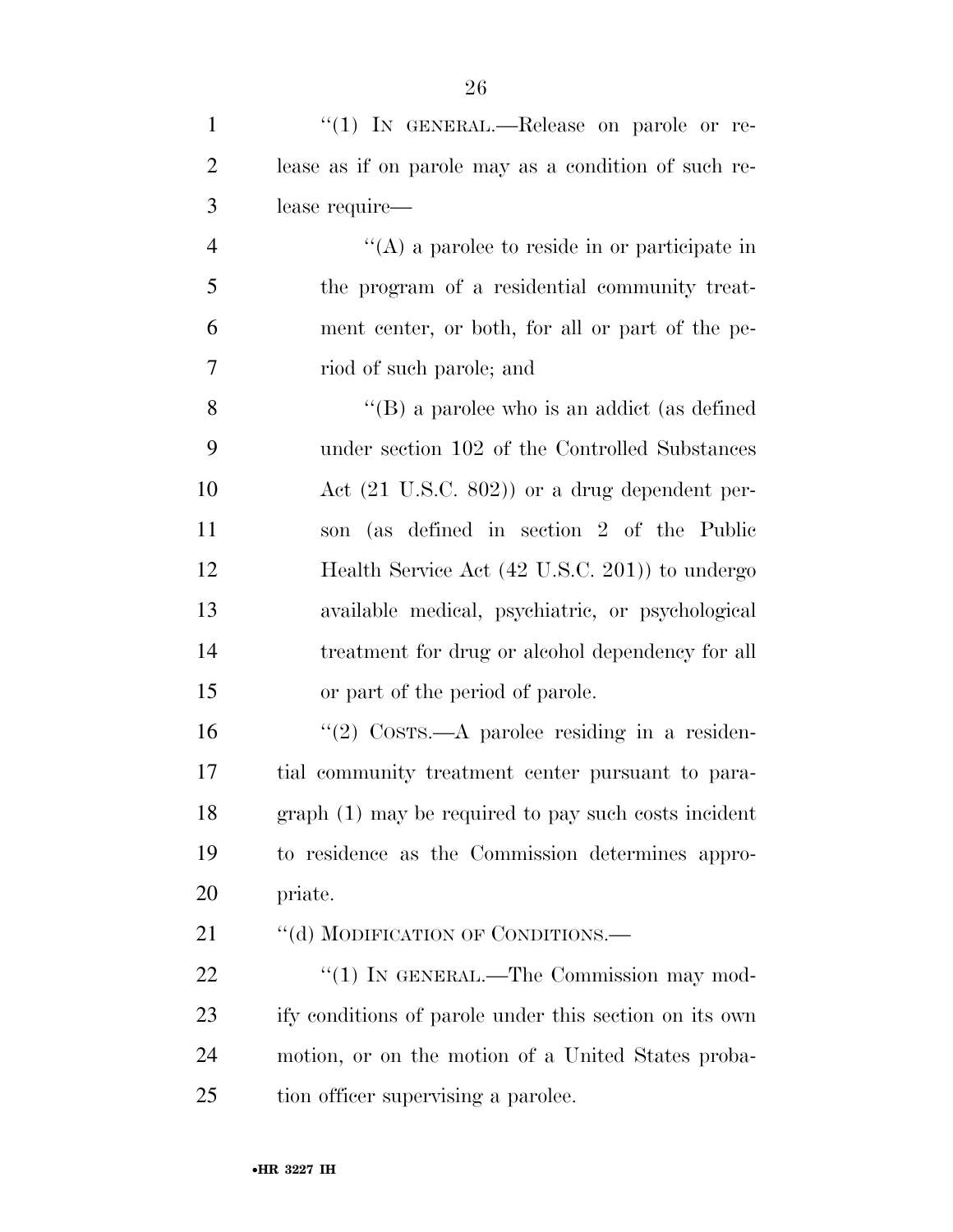"(1) IN GENERAL.—Release on parole or release as if on parole may as a condition of such release require—

"(A) a parolee to reside in or participate in the program of a residential community treatment center, or both, for all or part of the period of such parole; and

"(B) a parolee who is an addict (as defined under section 102 of the Controlled Substances Act (21 U.S.C. 802)) or a drug dependent person (as defined in section 2 of the Public Health Service Act (42 U.S.C. 201)) to undergo available medical, psychiatric, or psychological treatment for drug or alcohol dependency for all or part of the period of parole.

"(2) COSTS.—A parolee residing in a residential community treatment center pursuant to paragraph (1) may be required to pay such costs incident to residence as the Commission determines appropriate.

"(d) MODIFICATION OF CONDITIONS.—

"(1) IN GENERAL.—The Commission may modify conditions of parole under this section on its own motion, or on the motion of a United States probation officer supervising a parolee.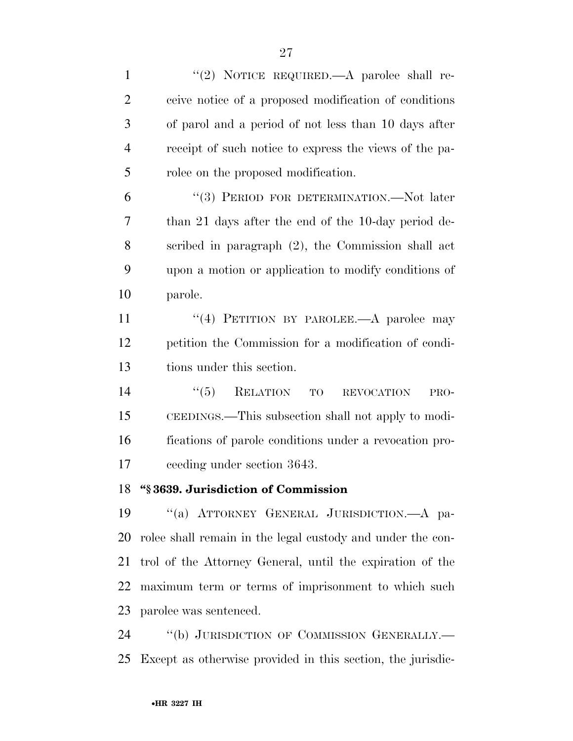"(2) NOTICE REQUIRED.—A parolee shall receive notice of a proposed modification of conditions of parol and a period of not less than 10 days after receipt of such notice to express the views of the parolee on the proposed modification.

"(3) PERIOD FOR DETERMINATION.—Not later than 21 days after the end of the 10-day period described in paragraph (2), the Commission shall act upon a motion or application to modify conditions of parole.

"(4) PETITION BY PAROLEE.—A parolee may petition the Commission for a modification of conditions under this section.

"(5) RELATION TO REVOCATION PROCEEDINGS.—This subsection shall not apply to modifications of parole conditions under a revocation proceeding under section 3643.

**"§ 3639. Jurisdiction of Commission**

"(a) ATTORNEY GENERAL JURISDICTION.—A parolee shall remain in the legal custody and under the control of the Attorney General, until the expiration of the maximum term or terms of imprisonment to which such parolee was sentenced.

"(b) JURISDICTION OF COMMISSION GENERALLY.—Except as otherwise provided in this section, the jurisdic-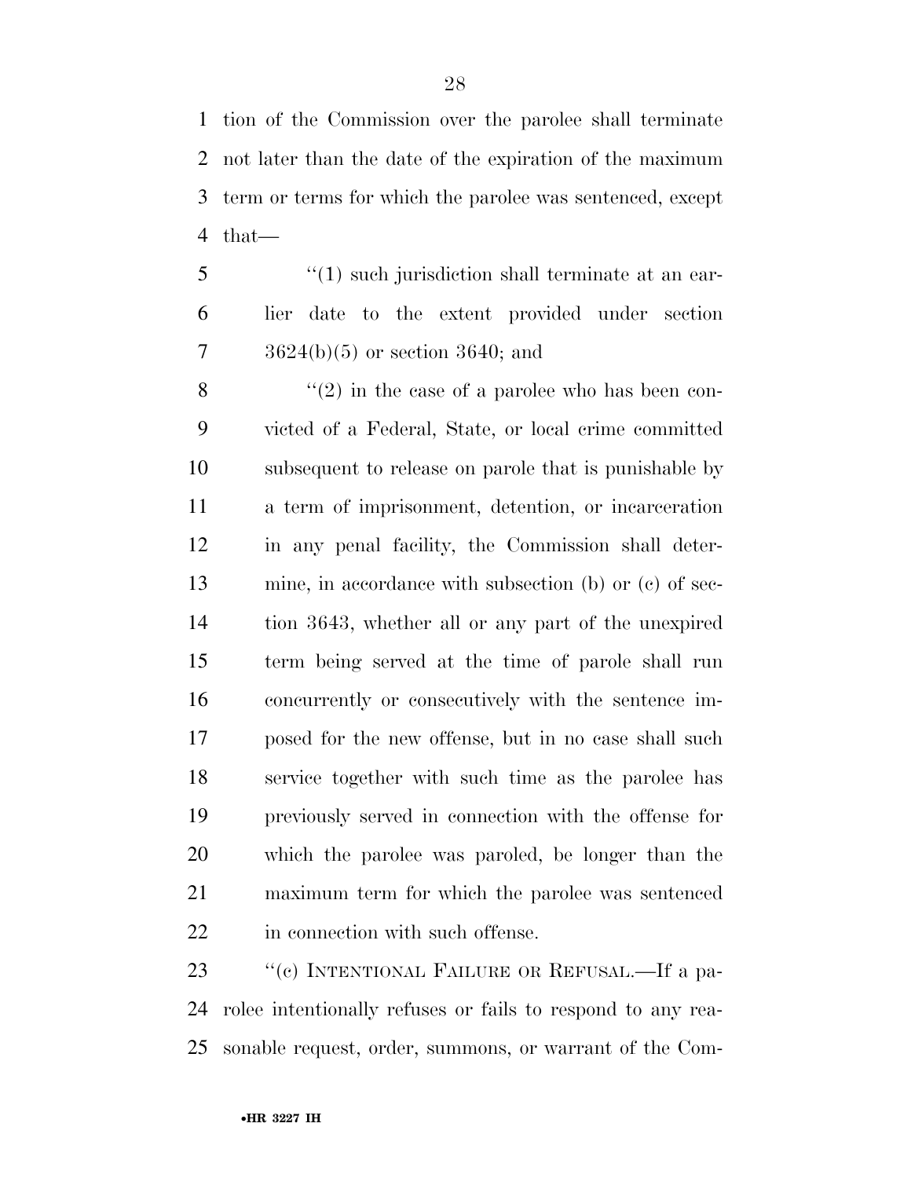tion of the Commission over the parolee shall terminate not later than the date of the expiration of the maximum term or terms for which the parolee was sentenced, except that—

"(1) such jurisdiction shall terminate at an earlier date to the extent provided under section 3624(b)(5) or section 3640; and

"(2) in the case of a parolee who has been convicted of a Federal, State, or local crime committed subsequent to release on parole that is punishable by a term of imprisonment, detention, or incarceration in any penal facility, the Commission shall determine, in accordance with subsection (b) or (c) of section 3643, whether all or any part of the unexpired term being served at the time of parole shall run concurrently or consecutively with the sentence imposed for the new offense, but in no case shall such service together with such time as the parolee has previously served in connection with the offense for which the parolee was paroled, be longer than the maximum term for which the parolee was sentenced in connection with such offense.

"(c) INTENTIONAL FAILURE OR REFUSAL.—If a parolee intentionally refuses or fails to respond to any reasonable request, order, summons, or warrant of the Com-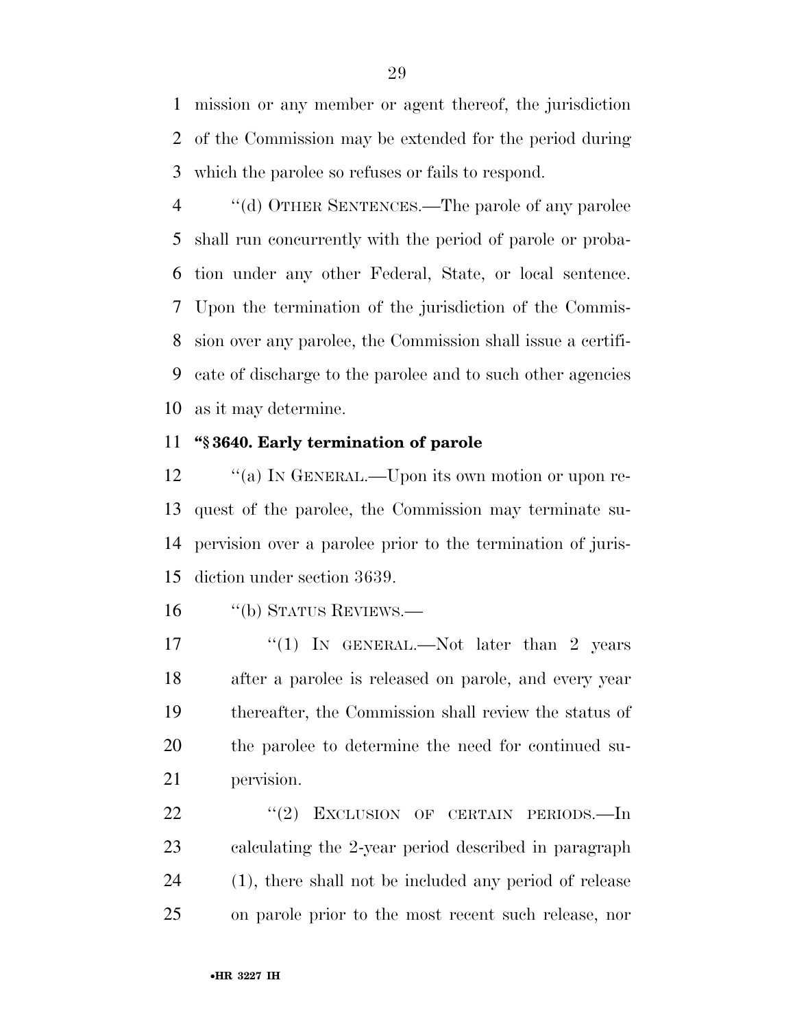mission or any member or agent thereof, the jurisdiction of the Commission may be extended for the period during which the parolee so refuses or fails to respond.

"(d) OTHER SENTENCES.—The parole of any parolee shall run concurrently with the period of parole or probation under any other Federal, State, or local sentence. Upon the termination of the jurisdiction of the Commission over any parolee, the Commission shall issue a certificate of discharge to the parolee and to such other agencies as it may determine.

**"§ 3640. Early termination of parole**

"(a) IN GENERAL.—Upon its own motion or upon request of the parolee, the Commission may terminate supervision over a parolee prior to the termination of jurisdiction under section 3639.

"(b) STATUS REVIEWS.—

"(1) IN GENERAL.—Not later than 2 years after a parolee is released on parole, and every year thereafter, the Commission shall review the status of the parolee to determine the need for continued supervision.

"(2) EXCLUSION OF CERTAIN PERIODS.—In calculating the 2-year period described in paragraph (1), there shall not be included any period of release on parole prior to the most recent such release, nor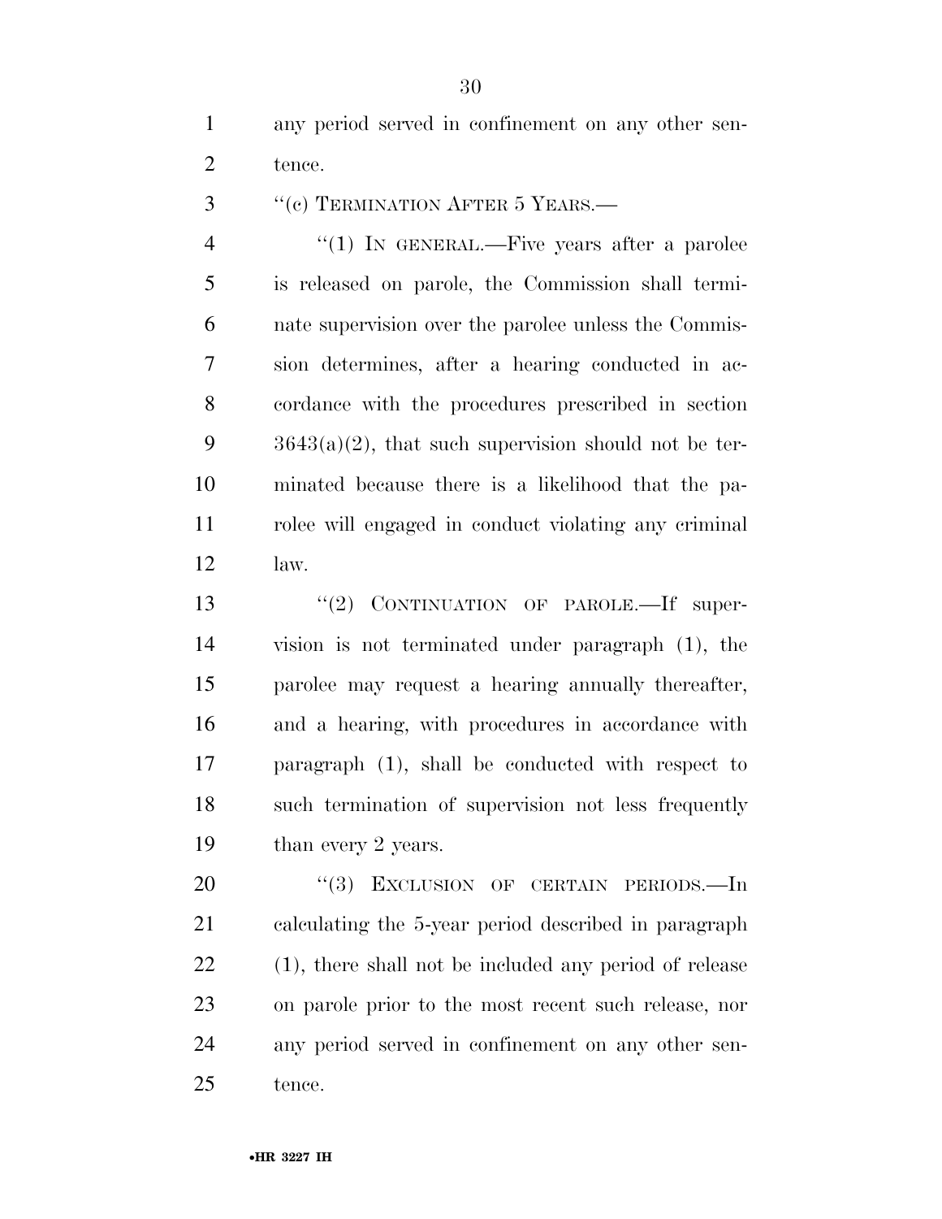any period served in confinement on any other sentence.

"(c) TERMINATION AFTER 5 YEARS.—

"(1) IN GENERAL.—Five years after a parolee is released on parole, the Commission shall terminate supervision over the parolee unless the Commission determines, after a hearing conducted in accordance with the procedures prescribed in section 3643(a)(2), that such supervision should not be terminated because there is a likelihood that the parolee will engaged in conduct violating any criminal law.

"(2) CONTINUATION OF PAROLE.—If supervision is not terminated under paragraph (1), the parolee may request a hearing annually thereafter, and a hearing, with procedures in accordance with paragraph (1), shall be conducted with respect to such termination of supervision not less frequently than every 2 years.

"(3) EXCLUSION OF CERTAIN PERIODS.—In calculating the 5-year period described in paragraph (1), there shall not be included any period of release on parole prior to the most recent such release, nor any period served in confinement on any other sentence.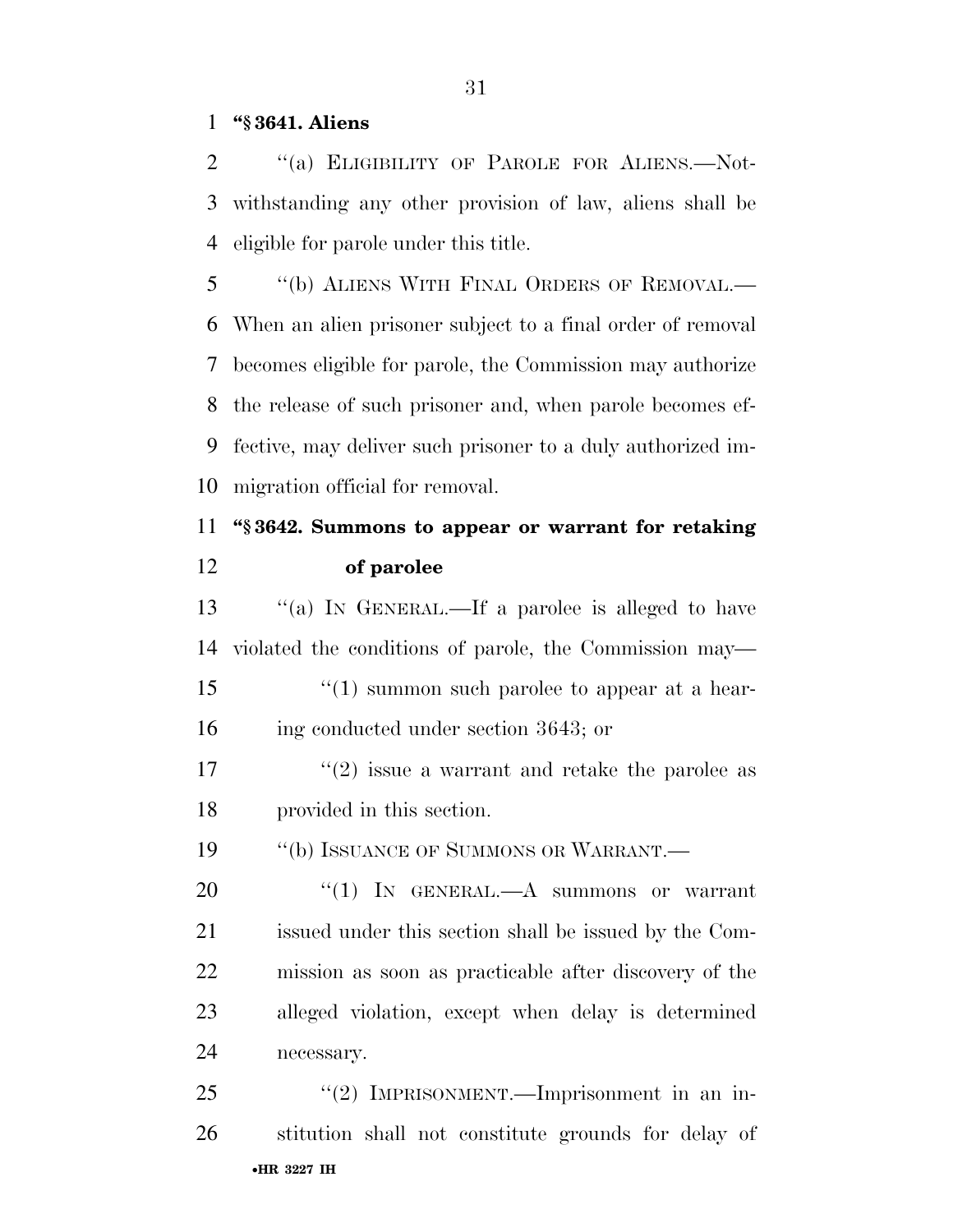**"§ 3641. Aliens**

"(a) ELIGIBILITY OF PAROLE FOR ALIENS.—Notwithstanding any other provision of law, aliens shall be eligible for parole under this title.

"(b) ALIENS WITH FINAL ORDERS OF REMOVAL.—When an alien prisoner subject to a final order of removal becomes eligible for parole, the Commission may authorize the release of such prisoner and, when parole becomes effective, may deliver such prisoner to a duly authorized immigration official for removal.

**"§ 3642. Summons to appear or warrant for retaking of parolee**

"(a) IN GENERAL.—If a parolee is alleged to have violated the conditions of parole, the Commission may—

"(1) summon such parolee to appear at a hearing conducted under section 3643; or

"(2) issue a warrant and retake the parolee as provided in this section.

"(b) ISSUANCE OF SUMMONS OR WARRANT.—

"(1) IN GENERAL.—A summons or warrant issued under this section shall be issued by the Commission as soon as practicable after discovery of the alleged violation, except when delay is determined necessary.

"(2) IMPRISONMENT.—Imprisonment in an institution shall not constitute grounds for delay of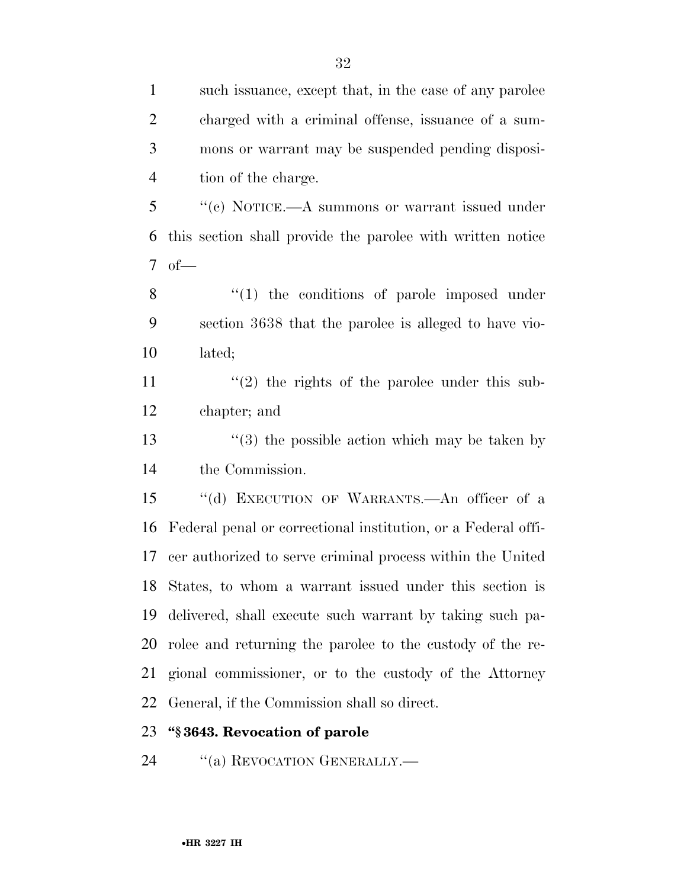such issuance, except that, in the case of any parolee charged with a criminal offense, issuance of a summons or warrant may be suspended pending disposition of the charge.

"(c) NOTICE.—A summons or warrant issued under this section shall provide the parolee with written notice of—

"(1) the conditions of parole imposed under section 3638 that the parolee is alleged to have violated;

"(2) the rights of the parolee under this subchapter; and

"(3) the possible action which may be taken by the Commission.

"(d) EXECUTION OF WARRANTS.—An officer of a Federal penal or correctional institution, or a Federal officer authorized to serve criminal process within the United States, to whom a warrant issued under this section is delivered, shall execute such warrant by taking such parolee and returning the parolee to the custody of the regional commissioner, or to the custody of the Attorney General, if the Commission shall so direct.

**"§ 3643. Revocation of parole**

"(a) REVOCATION GENERALLY.—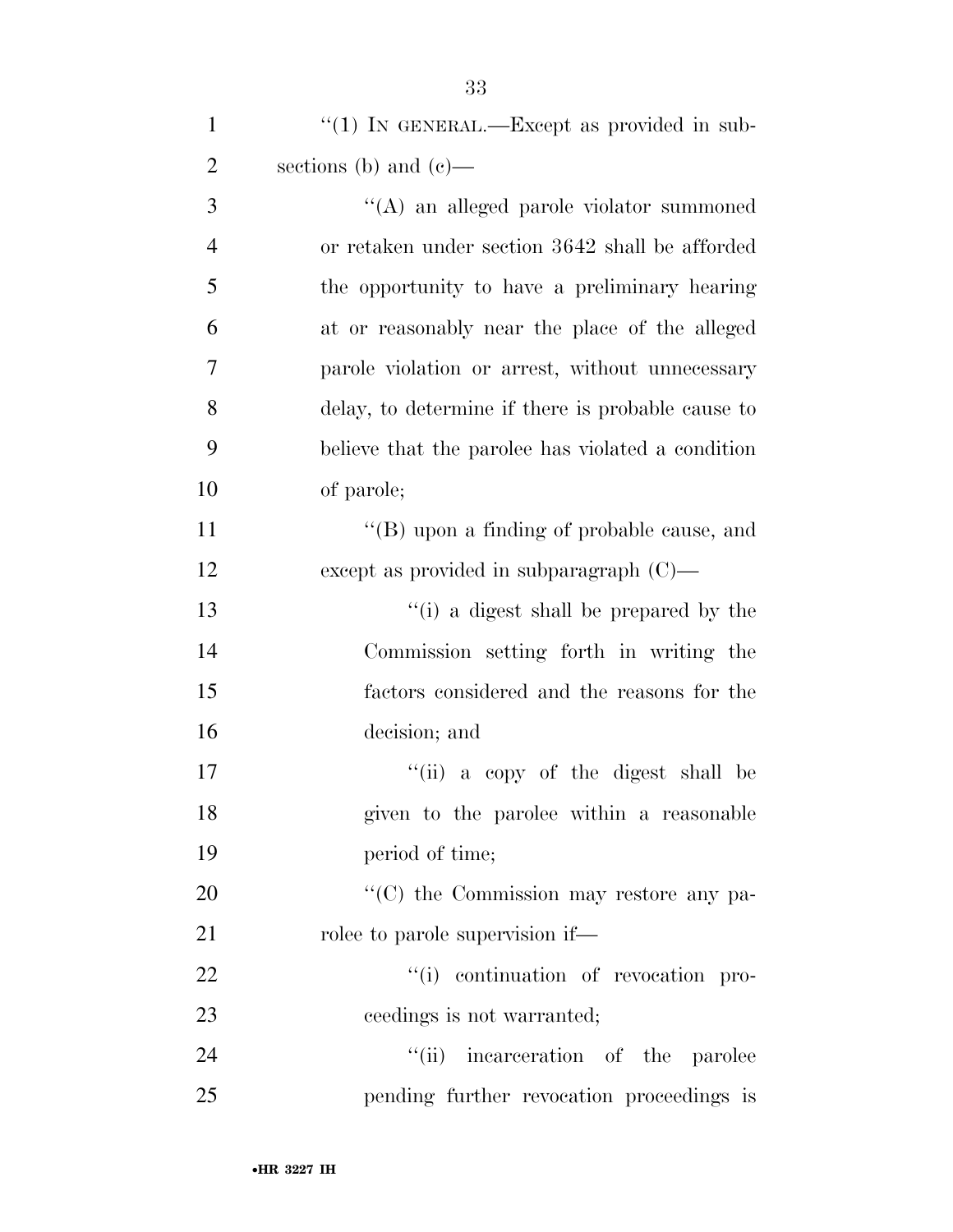"(1) IN GENERAL.—Except as provided in subsections (b) and (c)—

"(A) an alleged parole violator summoned or retaken under section 3642 shall be afforded the opportunity to have a preliminary hearing at or reasonably near the place of the alleged parole violation or arrest, without unnecessary delay, to determine if there is probable cause to believe that the parolee has violated a condition of parole;

"(B) upon a finding of probable cause, and except as provided in subparagraph (C)—

"(i) a digest shall be prepared by the Commission setting forth in writing the factors considered and the reasons for the decision; and

"(ii) a copy of the digest shall be given to the parolee within a reasonable period of time;

"(C) the Commission may restore any parolee to parole supervision if—

"(i) continuation of revocation proceedings is not warranted;

"(ii) incarceration of the parolee pending further revocation proceedings is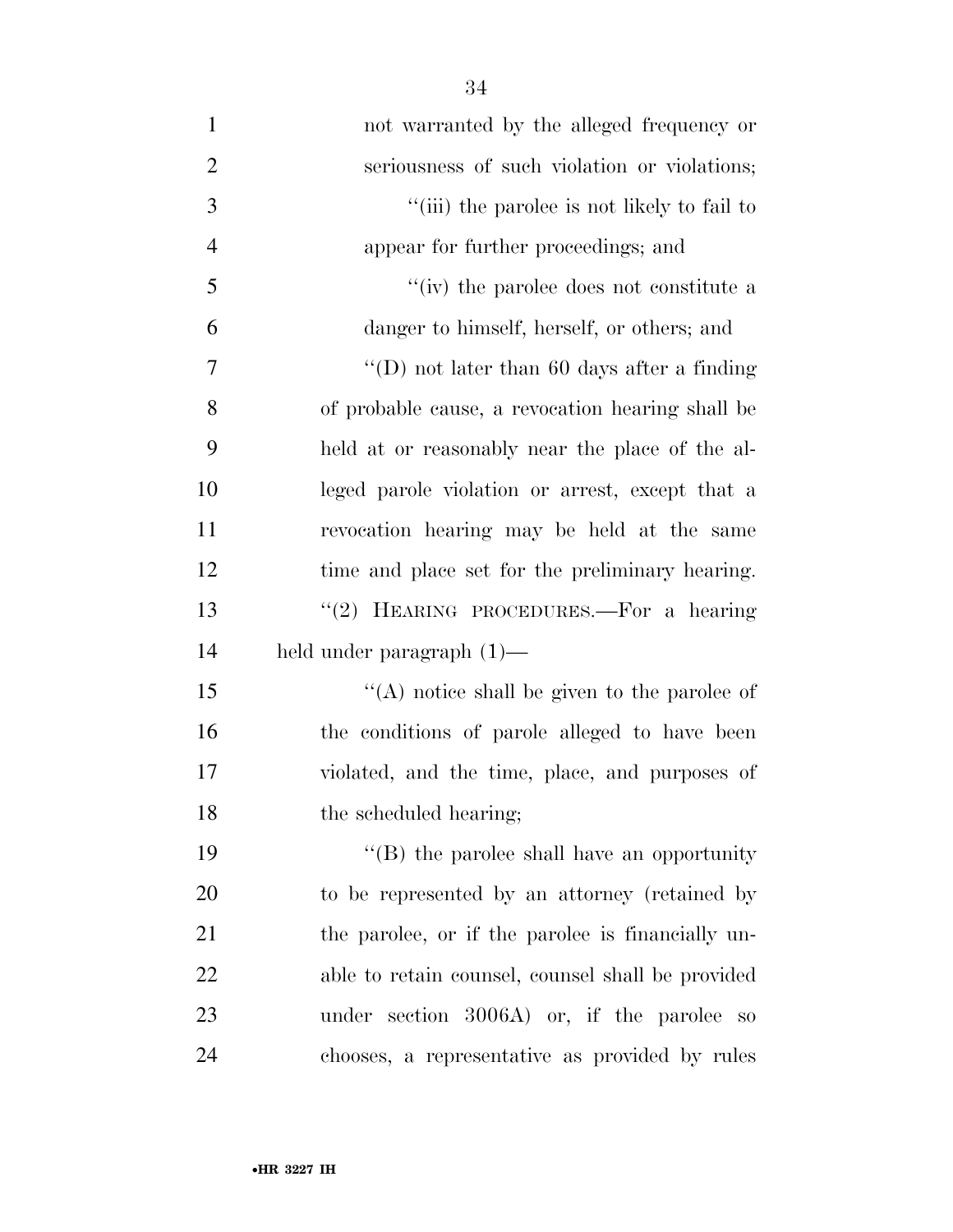not warranted by the alleged frequency or seriousness of such violation or violations;

''(iii) the parolee is not likely to fail to appear for further proceedings; and

''(iv) the parolee does not constitute a danger to himself, herself, or others; and

''(D) not later than 60 days after a finding of probable cause, a revocation hearing shall be held at or reasonably near the place of the alleged parole violation or arrest, except that a revocation hearing may be held at the same time and place set for the preliminary hearing.

''(2) HEARING PROCEDURES.—For a hearing held under paragraph (1)—

''(A) notice shall be given to the parolee of the conditions of parole alleged to have been violated, and the time, place, and purposes of the scheduled hearing;

''(B) the parolee shall have an opportunity to be represented by an attorney (retained by the parolee, or if the parolee is financially unable to retain counsel, counsel shall be provided under section 3006A) or, if the parolee so chooses, a representative as provided by rules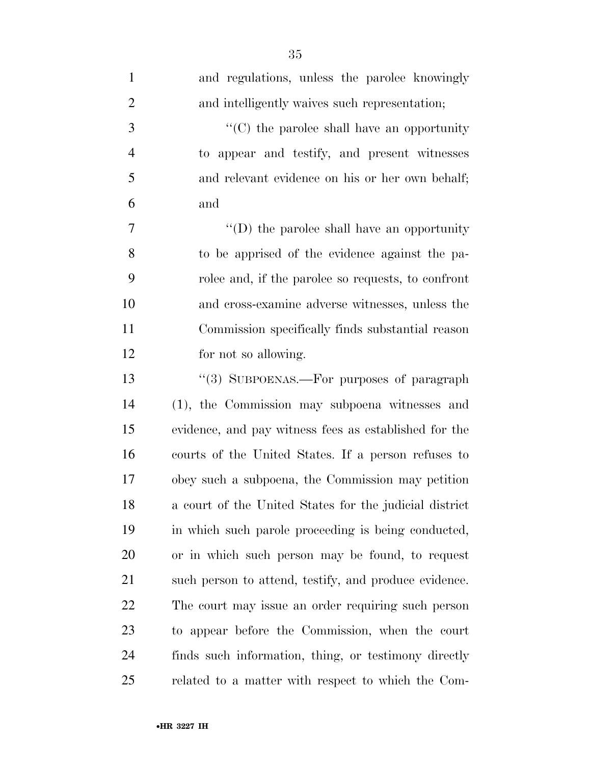and regulations, unless the parolee knowingly and intelligently waives such representation;

''(C) the parolee shall have an opportunity to appear and testify, and present witnesses and relevant evidence on his or her own behalf; and

''(D) the parolee shall have an opportunity to be apprised of the evidence against the parolee and, if the parolee so requests, to confront and cross-examine adverse witnesses, unless the Commission specifically finds substantial reason for not so allowing.

''(3) SUBPOENAS.—For purposes of paragraph (1), the Commission may subpoena witnesses and evidence, and pay witness fees as established for the courts of the United States. If a person refuses to obey such a subpoena, the Commission may petition a court of the United States for the judicial district in which such parole proceeding is being conducted, or in which such person may be found, to request such person to attend, testify, and produce evidence. The court may issue an order requiring such person to appear before the Commission, when the court finds such information, thing, or testimony directly related to a matter with respect to which the Com-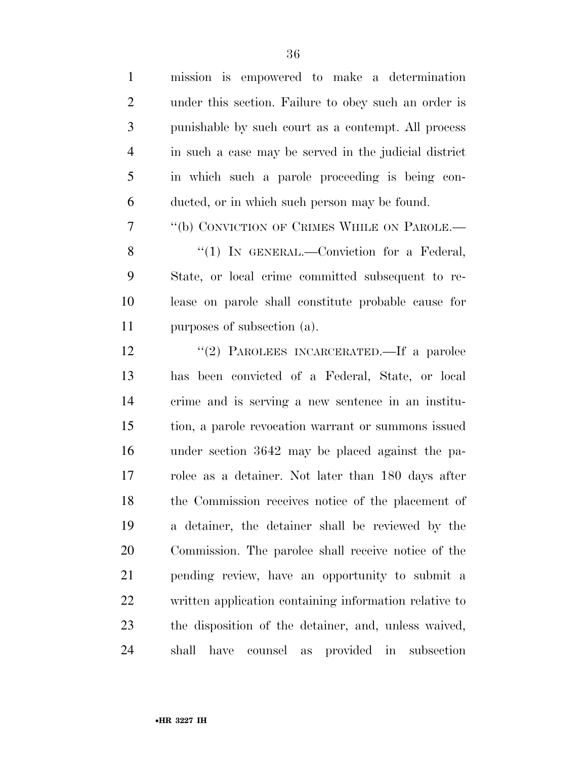mission is empowered to make a determination under this section. Failure to obey such an order is punishable by such court as a contempt. All process in such a case may be served in the judicial district in which such a parole proceeding is being conducted, or in which such person may be found.

"(b) CONVICTION OF CRIMES WHILE ON PAROLE.—

"(1) IN GENERAL.—Conviction for a Federal, State, or local crime committed subsequent to release on parole shall constitute probable cause for purposes of subsection (a).

"(2) PAROLEES INCARCERATED.—If a parolee has been convicted of a Federal, State, or local crime and is serving a new sentence in an institution, a parole revocation warrant or summons issued under section 3642 may be placed against the parolee as a detainer. Not later than 180 days after the Commission receives notice of the placement of a detainer, the detainer shall be reviewed by the Commission. The parolee shall receive notice of the pending review, have an opportunity to submit a written application containing information relative to the disposition of the detainer, and, unless waived, shall have counsel as provided in subsection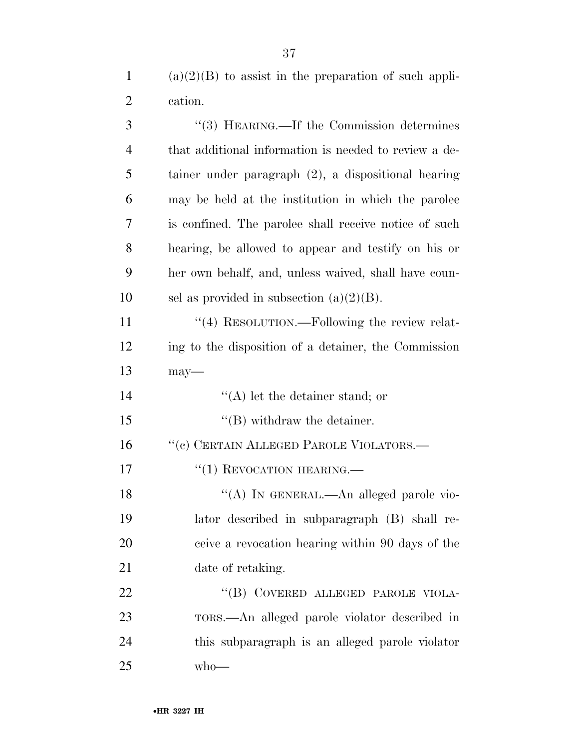(a)(2)(B) to assist in the preparation of such application.

"(3) HEARING.—If the Commission determines that additional information is needed to review a detainer under paragraph (2), a dispositional hearing may be held at the institution in which the parolee is confined. The parolee shall receive notice of such hearing, be allowed to appear and testify on his or her own behalf, and, unless waived, shall have counsel as provided in subsection (a)(2)(B).

"(4) RESOLUTION.—Following the review relating to the disposition of a detainer, the Commission may—

"(A) let the detainer stand; or

"(B) withdraw the detainer.

"(c) CERTAIN ALLEGED PAROLE VIOLATORS.—

"(1) REVOCATION HEARING.—

"(A) IN GENERAL.—An alleged parole violator described in subparagraph (B) shall receive a revocation hearing within 90 days of the date of retaking.

"(B) COVERED ALLEGED PAROLE VIOLATORS.—An alleged parole violator described in this subparagraph is an alleged parole violator who—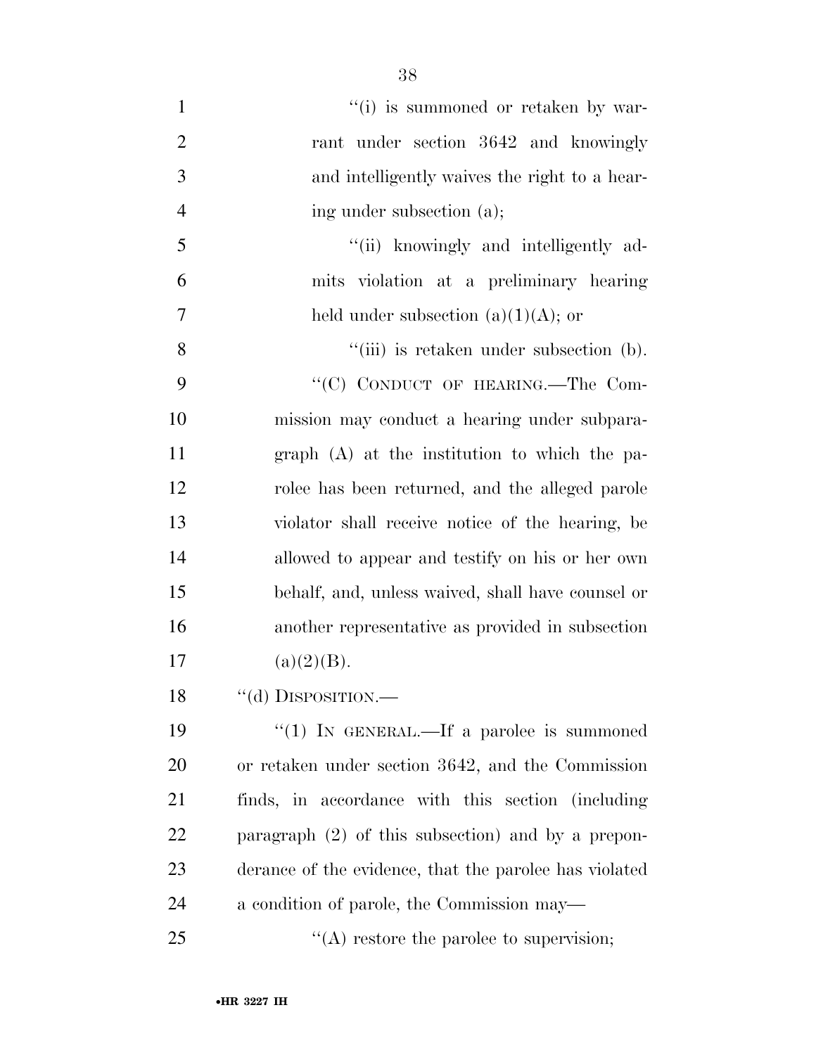"(i) is summoned or retaken by warrant under section 3642 and knowingly and intelligently waives the right to a hearing under subsection (a);

"(ii) knowingly and intelligently admits violation at a preliminary hearing held under subsection (a)(1)(A); or

"(iii) is retaken under subsection (b).

"(C) CONDUCT OF HEARING.—The Commission may conduct a hearing under subparagraph (A) at the institution to which the parolee has been returned, and the alleged parole violator shall receive notice of the hearing, be allowed to appear and testify on his or her own behalf, and, unless waived, shall have counsel or another representative as provided in subsection (a)(2)(B).

"(d) DISPOSITION.—

"(1) IN GENERAL.—If a parolee is summoned or retaken under section 3642, and the Commission finds, in accordance with this section (including paragraph (2) of this subsection) and by a preponderance of the evidence, that the parolee has violated a condition of parole, the Commission may—

"(A) restore the parolee to supervision;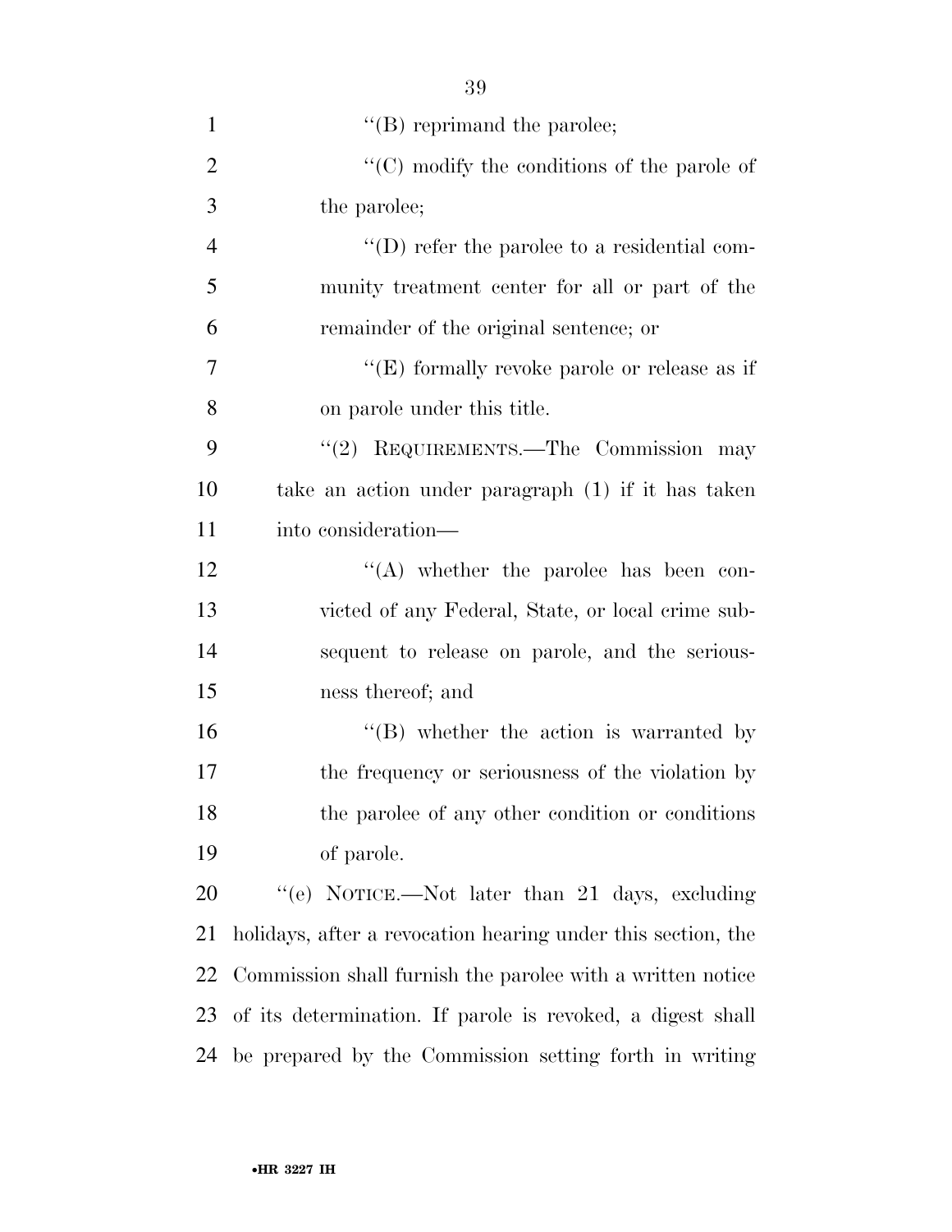''(B) reprimand the parolee;

''(C) modify the conditions of the parole of the parolee;

''(D) refer the parolee to a residential community treatment center for all or part of the remainder of the original sentence; or

''(E) formally revoke parole or release as if on parole under this title.

''(2) REQUIREMENTS.—The Commission may take an action under paragraph (1) if it has taken into consideration—

''(A) whether the parolee has been convicted of any Federal, State, or local crime subsequent to release on parole, and the seriousness thereof; and

''(B) whether the action is warranted by the frequency or seriousness of the violation by the parolee of any other condition or conditions of parole.

''(e) NOTICE.—Not later than 21 days, excluding holidays, after a revocation hearing under this section, the Commission shall furnish the parolee with a written notice of its determination. If parole is revoked, a digest shall be prepared by the Commission setting forth in writing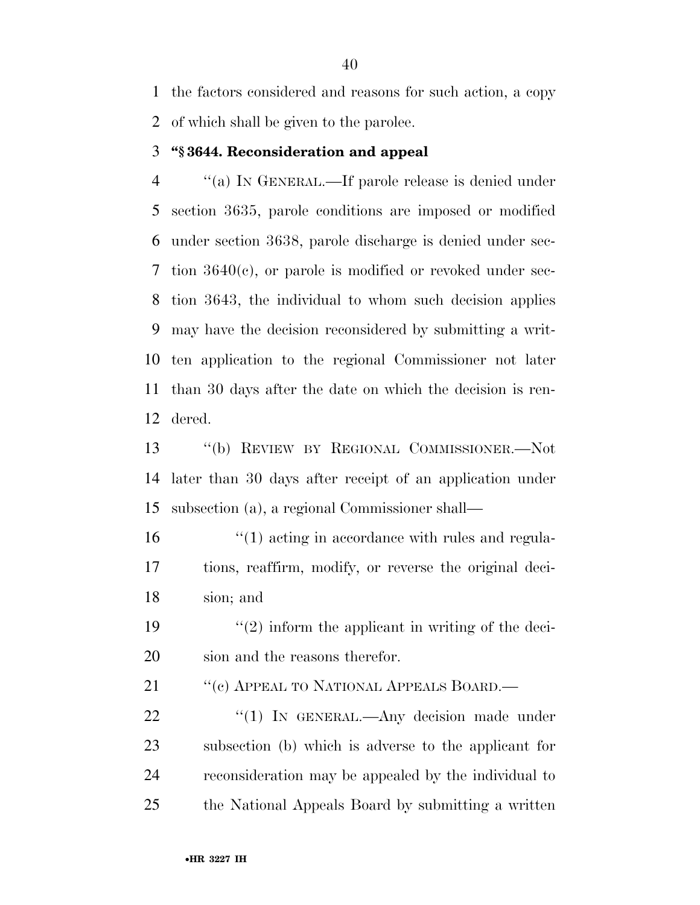the factors considered and reasons for such action, a copy of which shall be given to the parolee.

**"§ 3644. Reconsideration and appeal**

"(a) IN GENERAL.—If parole release is denied under section 3635, parole conditions are imposed or modified under section 3638, parole discharge is denied under section 3640(c), or parole is modified or revoked under section 3643, the individual to whom such decision applies may have the decision reconsidered by submitting a written application to the regional Commissioner not later than 30 days after the date on which the decision is rendered.

"(b) REVIEW BY REGIONAL COMMISSIONER.—Not later than 30 days after receipt of an application under subsection (a), a regional Commissioner shall—

"(1) acting in accordance with rules and regulations, reaffirm, modify, or reverse the original decision; and

"(2) inform the applicant in writing of the decision and the reasons therefor.

"(c) APPEAL TO NATIONAL APPEALS BOARD.—

"(1) IN GENERAL.—Any decision made under subsection (b) which is adverse to the applicant for reconsideration may be appealed by the individual to the National Appeals Board by submitting a written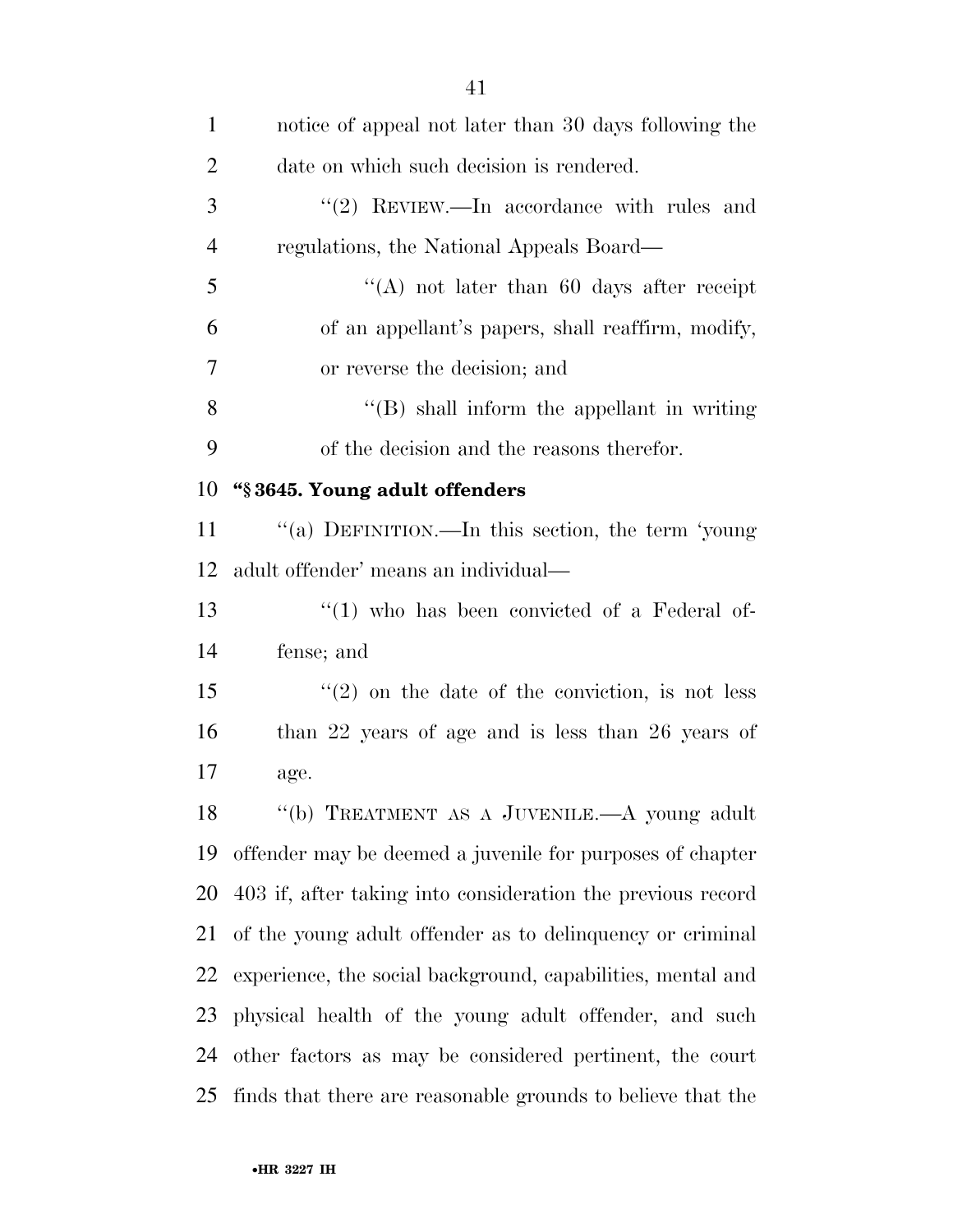notice of appeal not later than 30 days following the date on which such decision is rendered.

"(2) REVIEW.—In accordance with rules and regulations, the National Appeals Board—

"(A) not later than 60 days after receipt of an appellant's papers, shall reaffirm, modify, or reverse the decision; and

"(B) shall inform the appellant in writing of the decision and the reasons therefor.

**"§ 3645. Young adult offenders**

"(a) DEFINITION.—In this section, the term 'young adult offender' means an individual—

"(1) who has been convicted of a Federal offense; and

"(2) on the date of the conviction, is not less than 22 years of age and is less than 26 years of age.

"(b) TREATMENT AS A JUVENILE.—A young adult offender may be deemed a juvenile for purposes of chapter 403 if, after taking into consideration the previous record of the young adult offender as to delinquency or criminal experience, the social background, capabilities, mental and physical health of the young adult offender, and such other factors as may be considered pertinent, the court finds that there are reasonable grounds to believe that the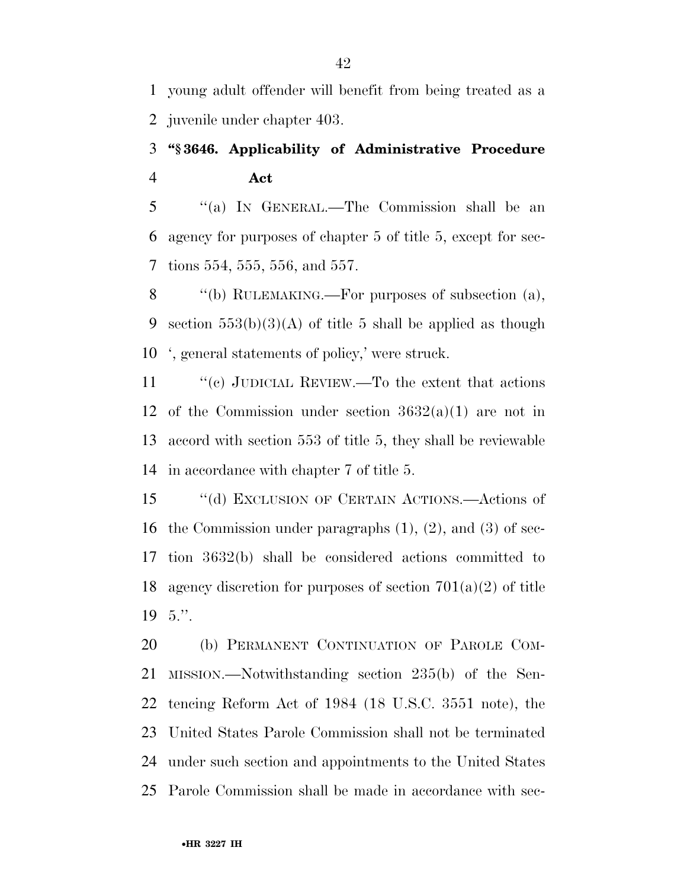young adult offender will benefit from being treated as a juvenile under chapter 403.

**"§ 3646. Applicability of Administrative Procedure Act**

"(a) IN GENERAL.—The Commission shall be an agency for purposes of chapter 5 of title 5, except for sections 554, 555, 556, and 557.

"(b) RULEMAKING.—For purposes of subsection (a), section 553(b)(3)(A) of title 5 shall be applied as though ', general statements of policy,' were struck.

"(c) JUDICIAL REVIEW.—To the extent that actions of the Commission under section 3632(a)(1) are not in accord with section 553 of title 5, they shall be reviewable in accordance with chapter 7 of title 5.

"(d) EXCLUSION OF CERTAIN ACTIONS.—Actions of the Commission under paragraphs (1), (2), and (3) of section 3632(b) shall be considered actions committed to agency discretion for purposes of section 701(a)(2) of title 5.".

(b) PERMANENT CONTINUATION OF PAROLE COMMISSION.—Notwithstanding section 235(b) of the Sentencing Reform Act of 1984 (18 U.S.C. 3551 note), the United States Parole Commission shall not be terminated under such section and appointments to the United States Parole Commission shall be made in accordance with sec-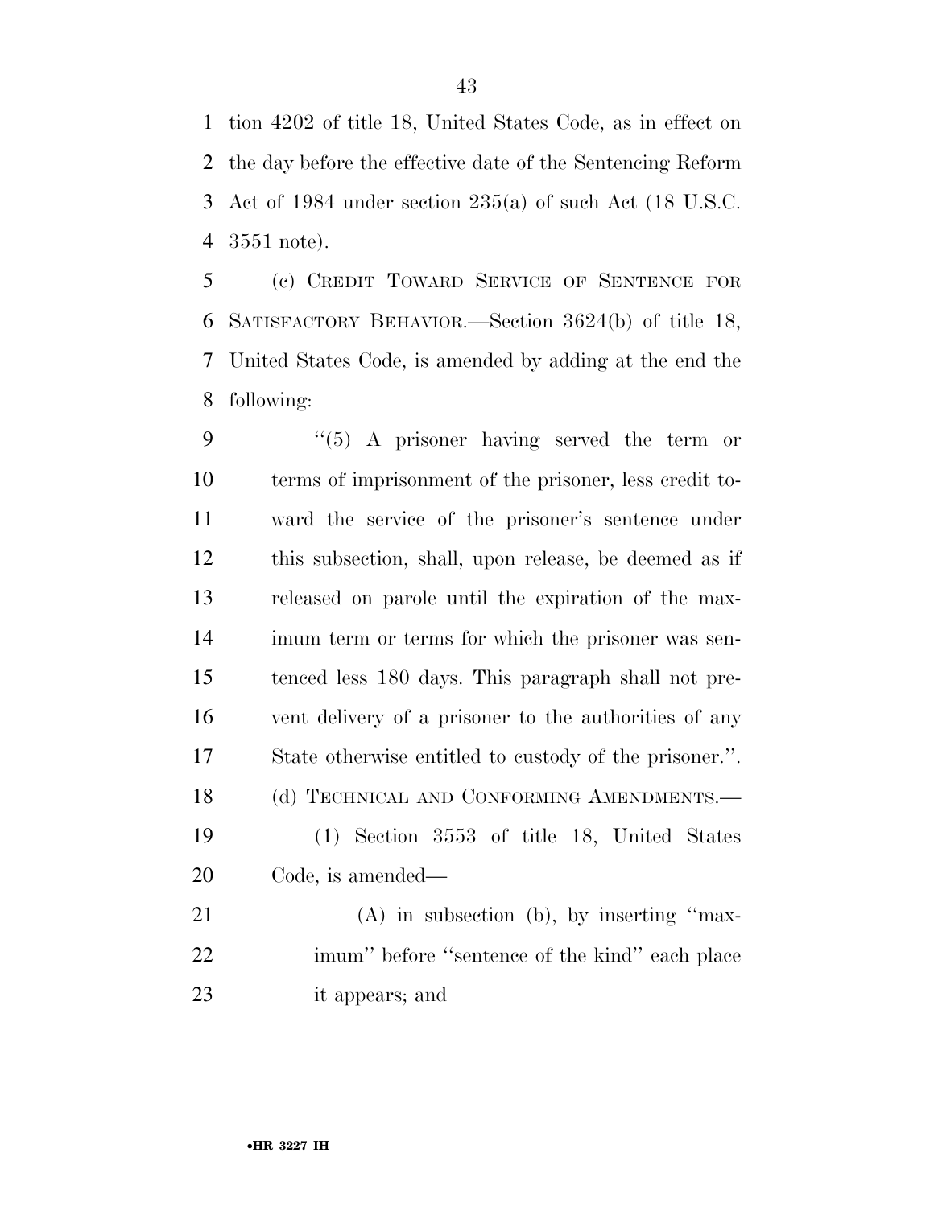tion 4202 of title 18, United States Code, as in effect on the day before the effective date of the Sentencing Reform Act of 1984 under section 235(a) of such Act (18 U.S.C. 3551 note).

(c) CREDIT TOWARD SERVICE OF SENTENCE FOR SATISFACTORY BEHAVIOR.—Section 3624(b) of title 18, United States Code, is amended by adding at the end the following:

"(5) A prisoner having served the term or terms of imprisonment of the prisoner, less credit toward the service of the prisoner's sentence under this subsection, shall, upon release, be deemed as if released on parole until the expiration of the maximum term or terms for which the prisoner was sentenced less 180 days. This paragraph shall not prevent delivery of a prisoner to the authorities of any State otherwise entitled to custody of the prisoner.".

(d) TECHNICAL AND CONFORMING AMENDMENTS.—

(1) Section 3553 of title 18, United States Code, is amended—

(A) in subsection (b), by inserting "maximum" before "sentence of the kind" each place it appears; and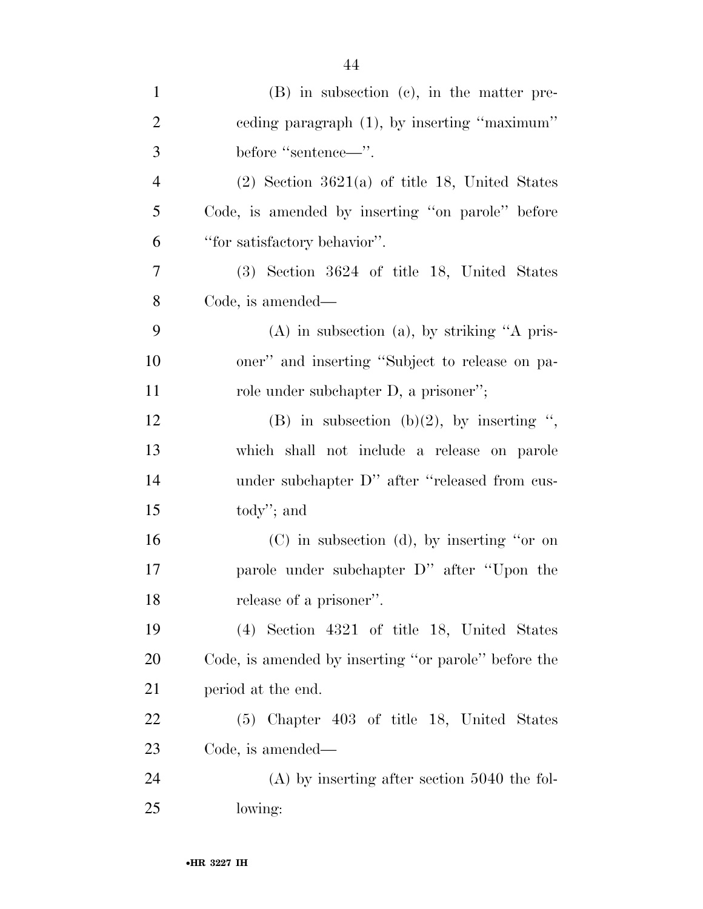(B) in subsection (c), in the matter preceding paragraph (1), by inserting ''maximum'' before ''sentence—''.

(2) Section 3621(a) of title 18, United States Code, is amended by inserting ''on parole'' before ''for satisfactory behavior''.

(3) Section 3624 of title 18, United States Code, is amended—

(A) in subsection (a), by striking ''A prisoner'' and inserting ''Subject to release on parole under subchapter D, a prisoner'';

(B) in subsection (b)(2), by inserting '', which shall not include a release on parole under subchapter D'' after ''released from custody''; and

(C) in subsection (d), by inserting ''or on parole under subchapter D'' after ''Upon the release of a prisoner''.

(4) Section 4321 of title 18, United States Code, is amended by inserting ''or parole'' before the period at the end.

(5) Chapter 403 of title 18, United States Code, is amended—

(A) by inserting after section 5040 the following: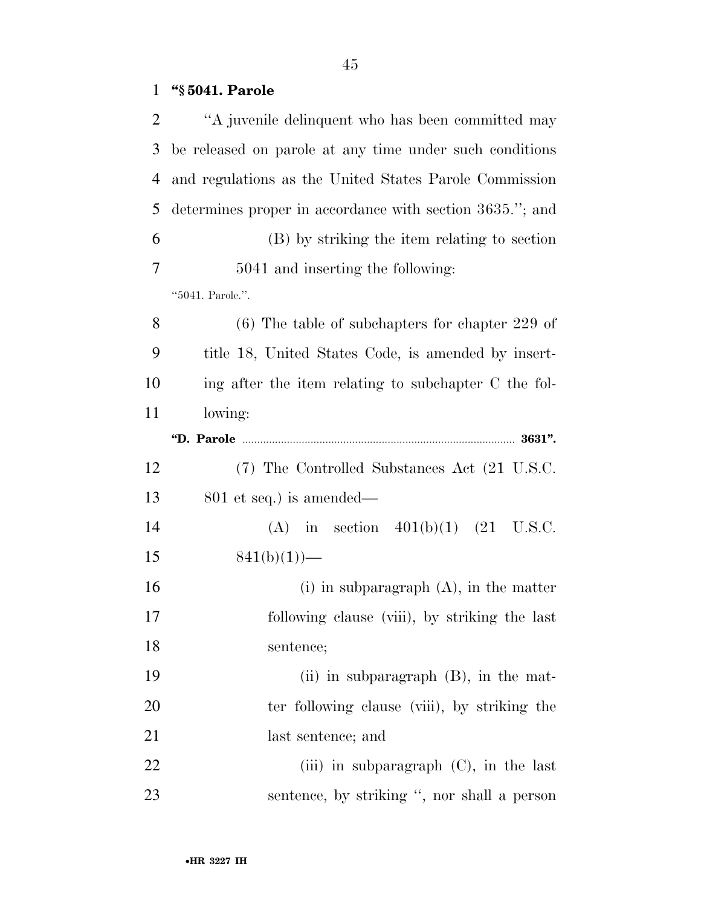**"§ 5041. Parole**

"A juvenile delinquent who has been committed may be released on parole at any time under such conditions and regulations as the United States Parole Commission determines proper in accordance with section 3635."; and

(B) by striking the item relating to section 5041 and inserting the following:

"5041. Parole.".

(6) The table of subchapters for chapter 229 of title 18, United States Code, is amended by inserting after the item relating to subchapter C the following:

**"D. Parole ........................................................................................ 3631".**

(7) The Controlled Substances Act (21 U.S.C. 801 et seq.) is amended—

(A) in section 401(b)(1) (21 U.S.C. 841(b)(1))—

(i) in subparagraph (A), in the matter following clause (viii), by striking the last sentence;

(ii) in subparagraph (B), in the matter following clause (viii), by striking the last sentence; and

(iii) in subparagraph (C), in the last sentence, by striking ", nor shall a person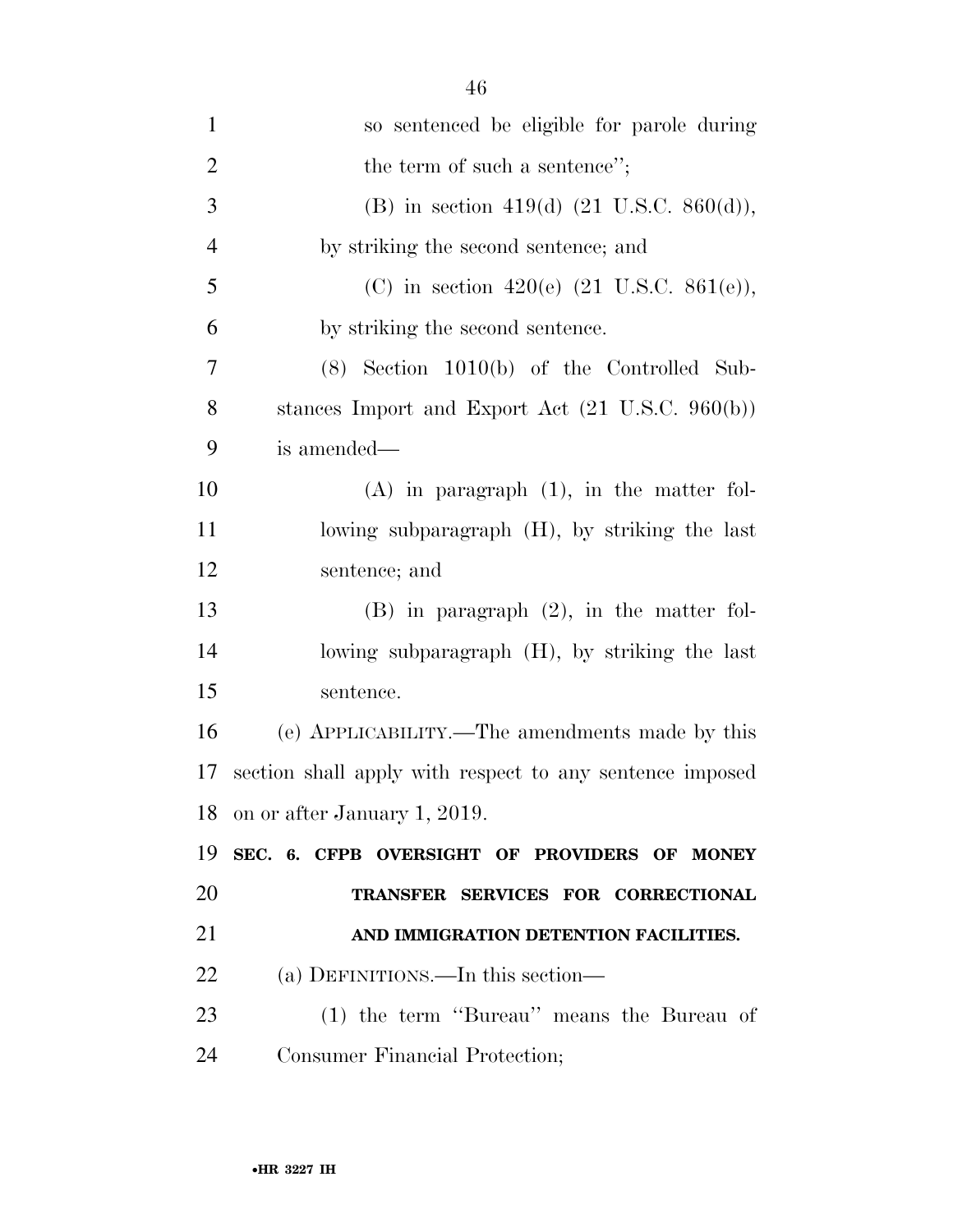so sentenced be eligible for parole during the term of such a sentence'';

(B) in section 419(d) (21 U.S.C. 860(d)), by striking the second sentence; and

(C) in section 420(e) (21 U.S.C. 861(e)), by striking the second sentence.

(8) Section 1010(b) of the Controlled Substances Import and Export Act (21 U.S.C. 960(b)) is amended—

(A) in paragraph (1), in the matter following subparagraph (H), by striking the last sentence; and

(B) in paragraph (2), in the matter following subparagraph (H), by striking the last sentence.

(e) APPLICABILITY.—The amendments made by this section shall apply with respect to any sentence imposed on or after January 1, 2019.

**SEC. 6. CFPB OVERSIGHT OF PROVIDERS OF MONEY TRANSFER SERVICES FOR CORRECTIONAL AND IMMIGRATION DETENTION FACILITIES.**

(a) DEFINITIONS.—In this section—

(1) the term ''Bureau'' means the Bureau of Consumer Financial Protection;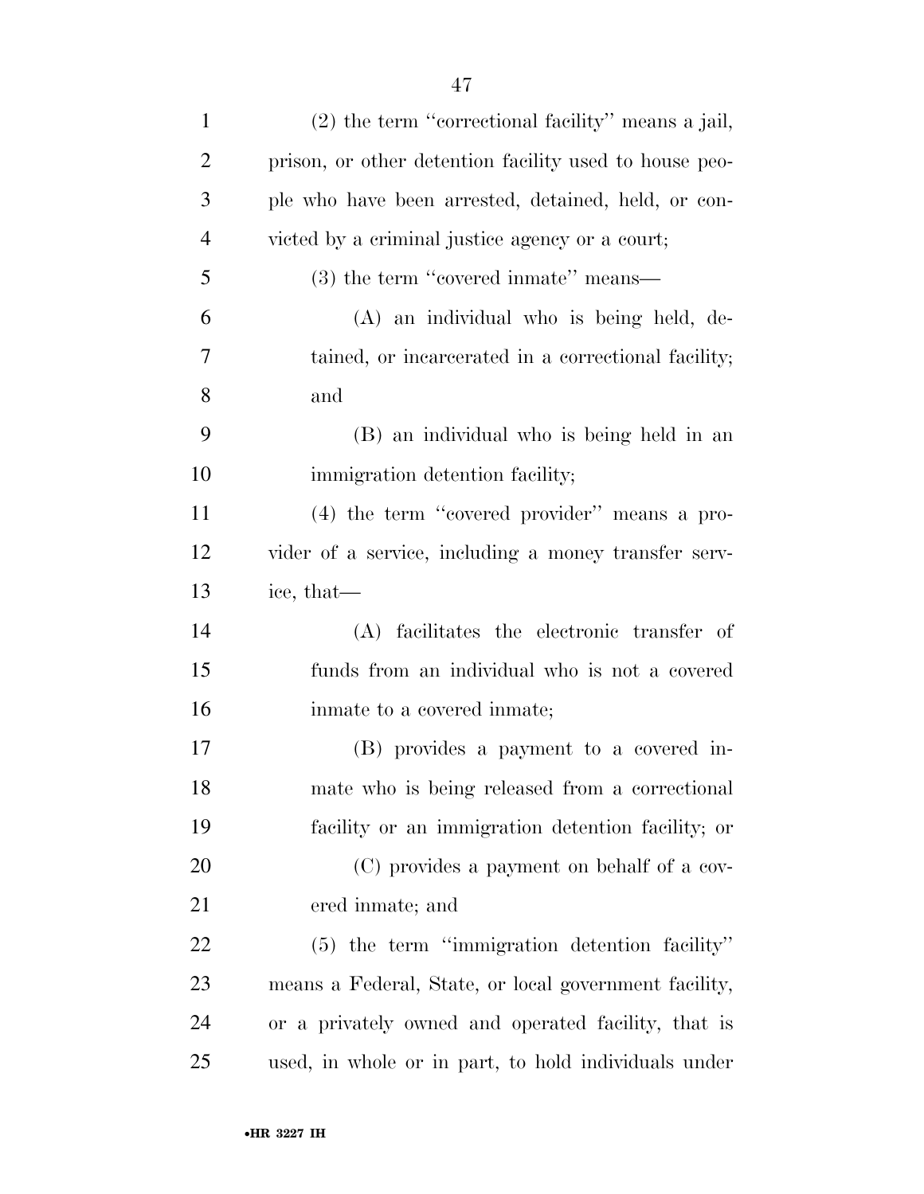(2) the term "correctional facility" means a jail, prison, or other detention facility used to house people who have been arrested, detained, held, or convicted by a criminal justice agency or a court;

(3) the term "covered inmate" means—

(A) an individual who is being held, detained, or incarcerated in a correctional facility; and

(B) an individual who is being held in an immigration detention facility;

(4) the term "covered provider" means a provider of a service, including a money transfer service, that—

(A) facilitates the electronic transfer of funds from an individual who is not a covered inmate to a covered inmate;

(B) provides a payment to a covered inmate who is being released from a correctional facility or an immigration detention facility; or

(C) provides a payment on behalf of a covered inmate; and

(5) the term "immigration detention facility" means a Federal, State, or local government facility, or a privately owned and operated facility, that is used, in whole or in part, to hold individuals under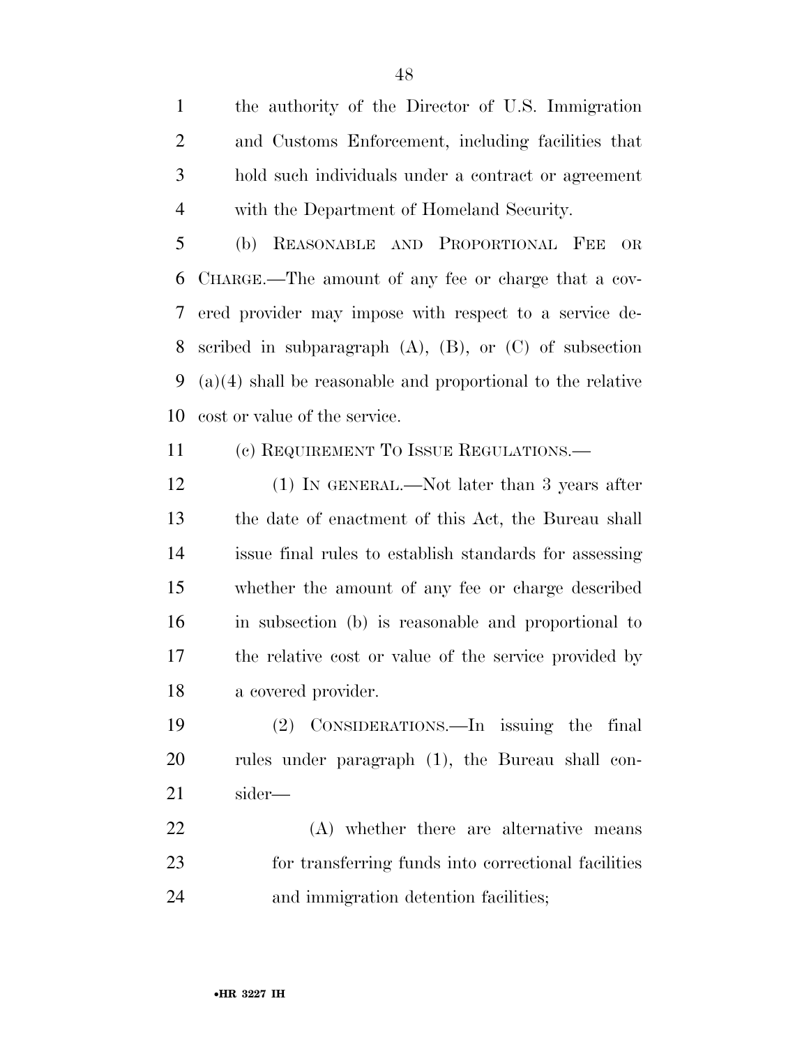the authority of the Director of U.S. Immigration and Customs Enforcement, including facilities that hold such individuals under a contract or agreement with the Department of Homeland Security.

(b) REASONABLE AND PROPORTIONAL FEE OR CHARGE.—The amount of any fee or charge that a covered provider may impose with respect to a service described in subparagraph (A), (B), or (C) of subsection (a)(4) shall be reasonable and proportional to the relative cost or value of the service.

(c) REQUIREMENT TO ISSUE REGULATIONS.—

(1) IN GENERAL.—Not later than 3 years after the date of enactment of this Act, the Bureau shall issue final rules to establish standards for assessing whether the amount of any fee or charge described in subsection (b) is reasonable and proportional to the relative cost or value of the service provided by a covered provider.

(2) CONSIDERATIONS.—In issuing the final rules under paragraph (1), the Bureau shall consider—

(A) whether there are alternative means for transferring funds into correctional facilities and immigration detention facilities;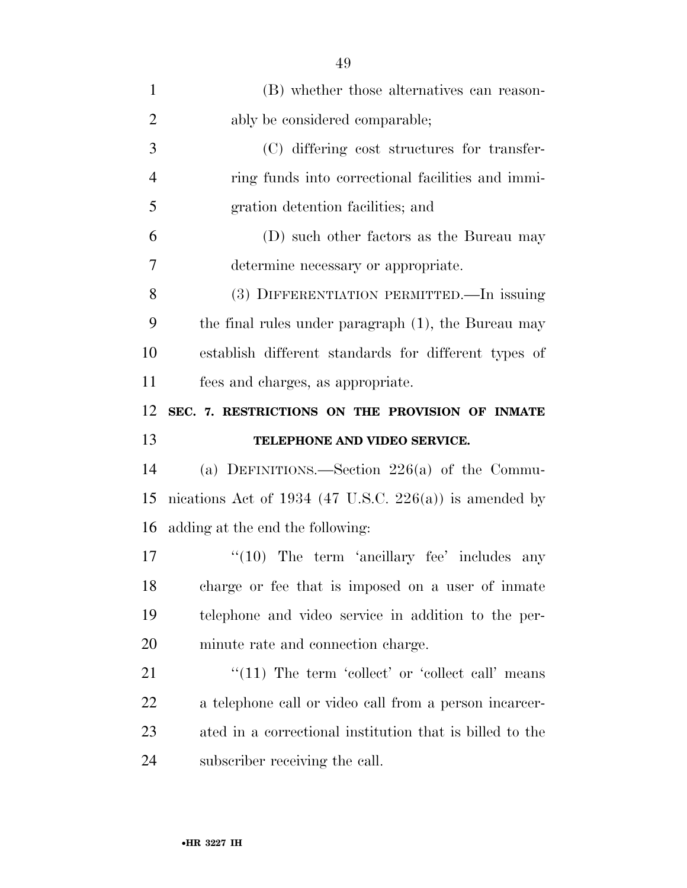(B) whether those alternatives can reasonably be considered comparable;

(C) differing cost structures for transferring funds into correctional facilities and immigration detention facilities; and

(D) such other factors as the Bureau may determine necessary or appropriate.

(3) DIFFERENTIATION PERMITTED.—In issuing the final rules under paragraph (1), the Bureau may establish different standards for different types of fees and charges, as appropriate.

**SEC. 7. RESTRICTIONS ON THE PROVISION OF INMATE TELEPHONE AND VIDEO SERVICE.**

(a) DEFINITIONS.—Section 226(a) of the Communications Act of 1934 (47 U.S.C. 226(a)) is amended by adding at the end the following:

"(10) The term 'ancillary fee' includes any charge or fee that is imposed on a user of inmate telephone and video service in addition to the per-minute rate and connection charge.

"(11) The term 'collect' or 'collect call' means a telephone call or video call from a person incarcerated in a correctional institution that is billed to the subscriber receiving the call.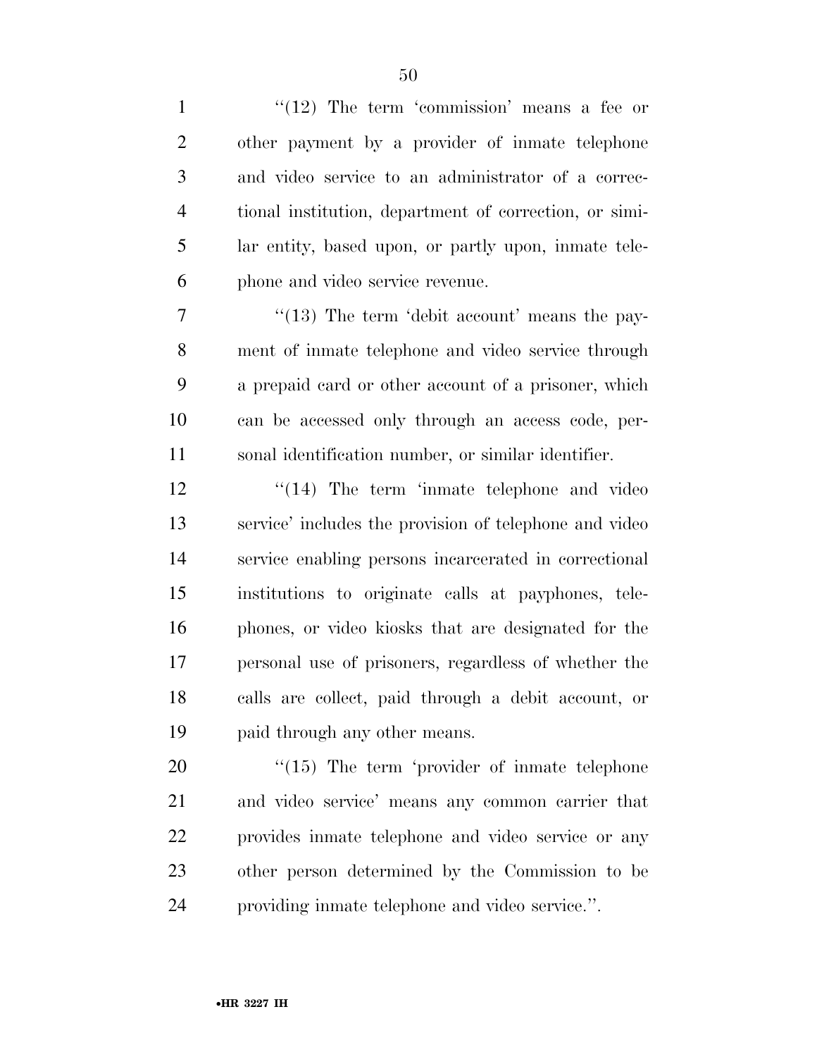''(12) The term 'commission' means a fee or other payment by a provider of inmate telephone and video service to an administrator of a correctional institution, department of correction, or similar entity, based upon, or partly upon, inmate telephone and video service revenue.

''(13) The term 'debit account' means the payment of inmate telephone and video service through a prepaid card or other account of a prisoner, which can be accessed only through an access code, personal identification number, or similar identifier.

''(14) The term 'inmate telephone and video service' includes the provision of telephone and video service enabling persons incarcerated in correctional institutions to originate calls at payphones, telephones, or video kiosks that are designated for the personal use of prisoners, regardless of whether the calls are collect, paid through a debit account, or paid through any other means.

''(15) The term 'provider of inmate telephone and video service' means any common carrier that provides inmate telephone and video service or any other person determined by the Commission to be providing inmate telephone and video service.''.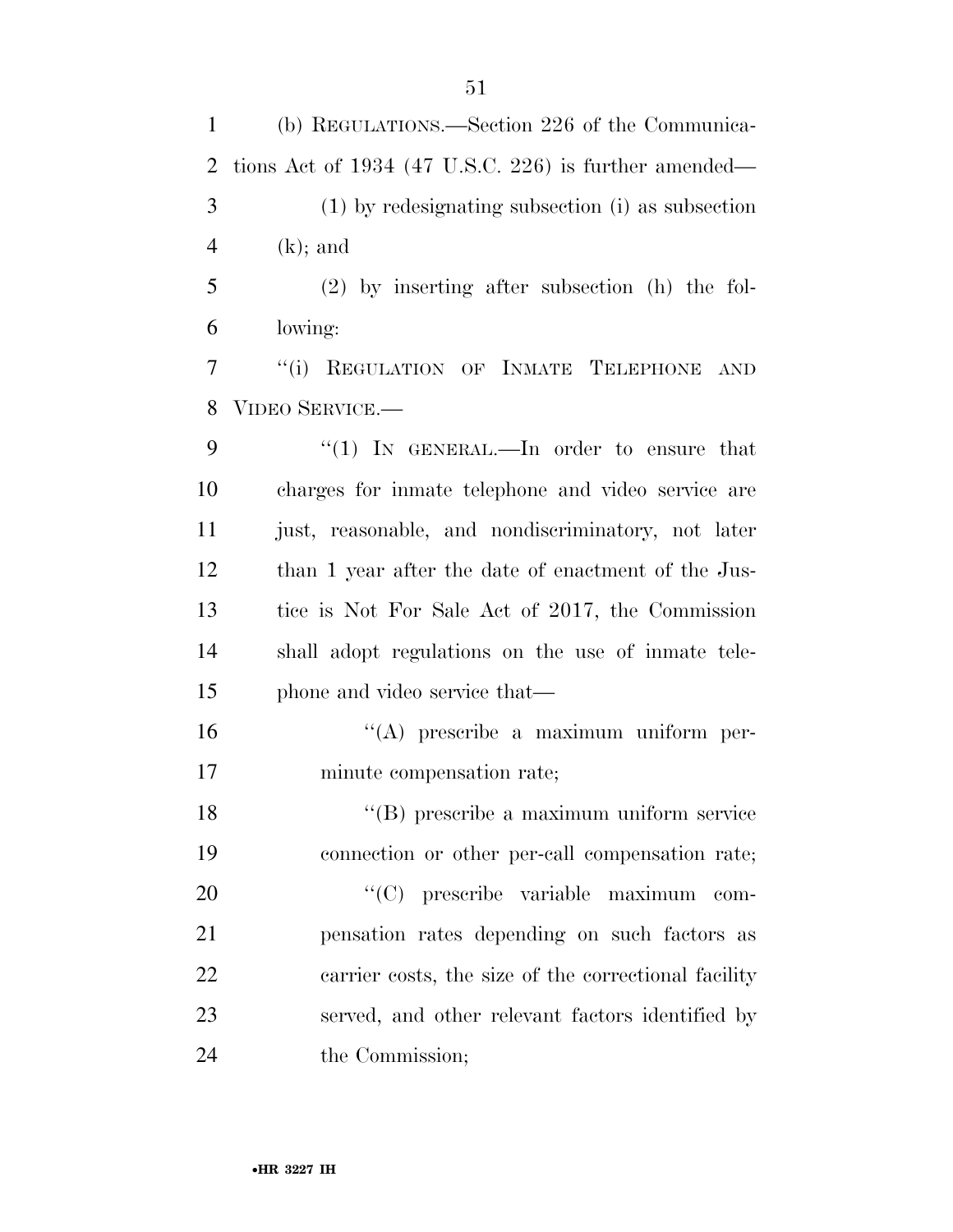(b) REGULATIONS.—Section 226 of the Communications Act of 1934 (47 U.S.C. 226) is further amended—

(1) by redesignating subsection (i) as subsection (k); and

(2) by inserting after subsection (h) the following:

"(i) REGULATION OF INMATE TELEPHONE AND VIDEO SERVICE.—

"(1) IN GENERAL.—In order to ensure that charges for inmate telephone and video service are just, reasonable, and nondiscriminatory, not later than 1 year after the date of enactment of the Justice is Not For Sale Act of 2017, the Commission shall adopt regulations on the use of inmate telephone and video service that—

"(A) prescribe a maximum uniform per-minute compensation rate;

"(B) prescribe a maximum uniform service connection or other per-call compensation rate;

"(C) prescribe variable maximum compensation rates depending on such factors as carrier costs, the size of the correctional facility served, and other relevant factors identified by the Commission;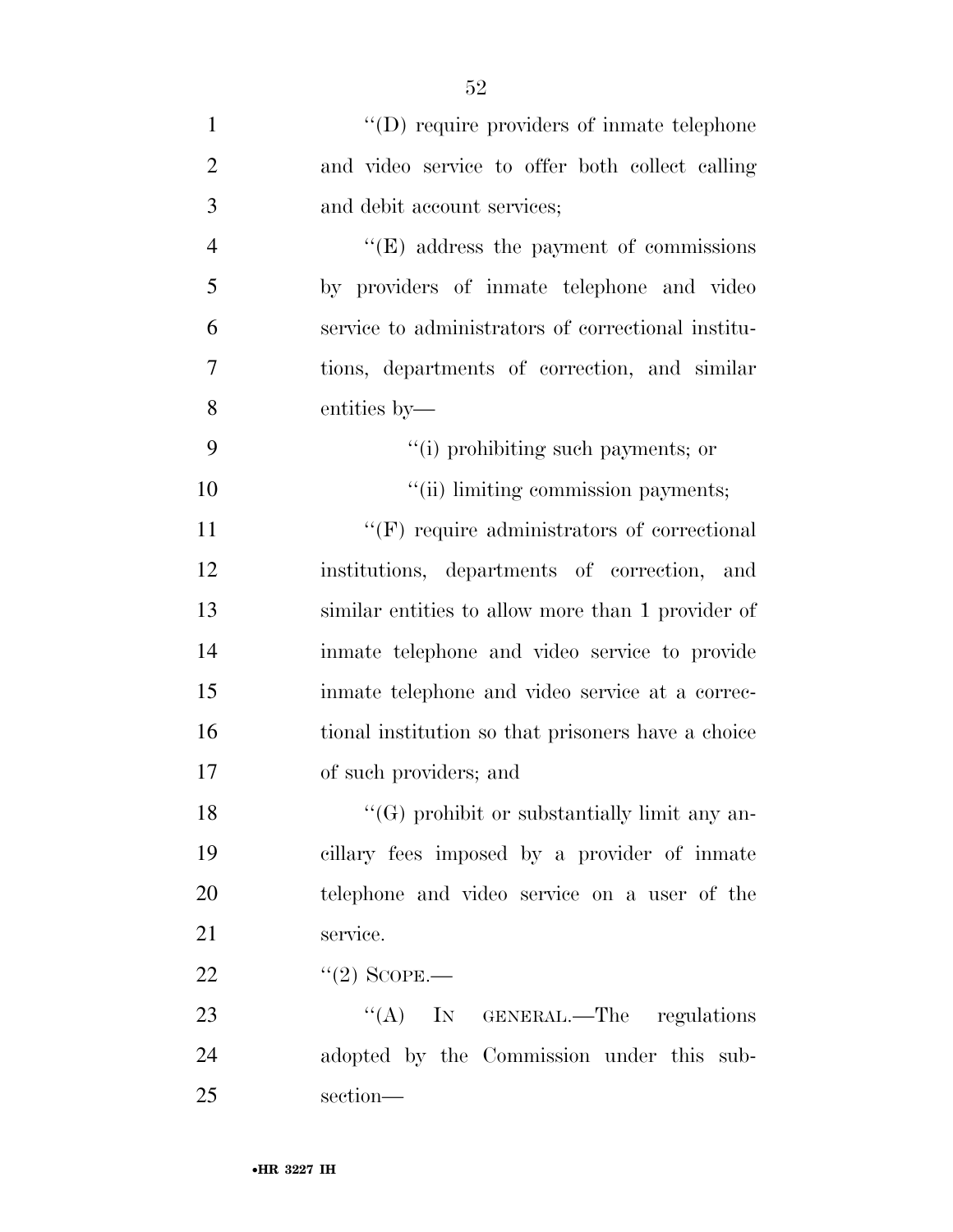"(D) require providers of inmate telephone and video service to offer both collect calling and debit account services;

"(E) address the payment of commissions by providers of inmate telephone and video service to administrators of correctional institutions, departments of correction, and similar entities by—

"(i) prohibiting such payments; or

"(ii) limiting commission payments;

"(F) require administrators of correctional institutions, departments of correction, and similar entities to allow more than 1 provider of inmate telephone and video service to provide inmate telephone and video service at a correctional institution so that prisoners have a choice of such providers; and

"(G) prohibit or substantially limit any ancillary fees imposed by a provider of inmate telephone and video service on a user of the service.

"(2) SCOPE.—

"(A) IN GENERAL.—The regulations adopted by the Commission under this subsection—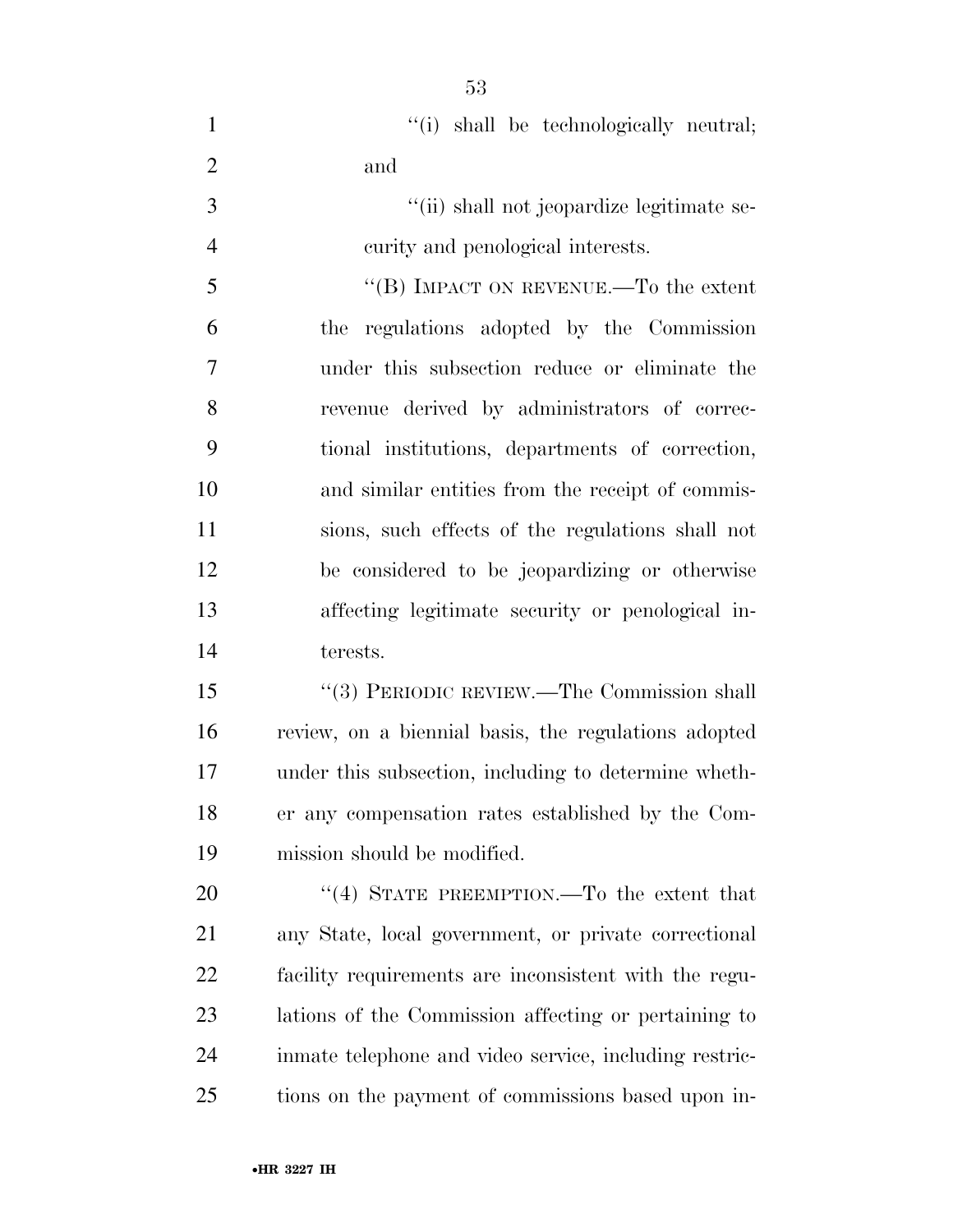"(i) shall be technologically neutral; and

"(ii) shall not jeopardize legitimate security and penological interests.

"(B) IMPACT ON REVENUE.—To the extent the regulations adopted by the Commission under this subsection reduce or eliminate the revenue derived by administrators of correctional institutions, departments of correction, and similar entities from the receipt of commissions, such effects of the regulations shall not be considered to be jeopardizing or otherwise affecting legitimate security or penological interests.

"(3) PERIODIC REVIEW.—The Commission shall review, on a biennial basis, the regulations adopted under this subsection, including to determine whether any compensation rates established by the Commission should be modified.

"(4) STATE PREEMPTION.—To the extent that any State, local government, or private correctional facility requirements are inconsistent with the regulations of the Commission affecting or pertaining to inmate telephone and video service, including restrictions on the payment of commissions based upon in-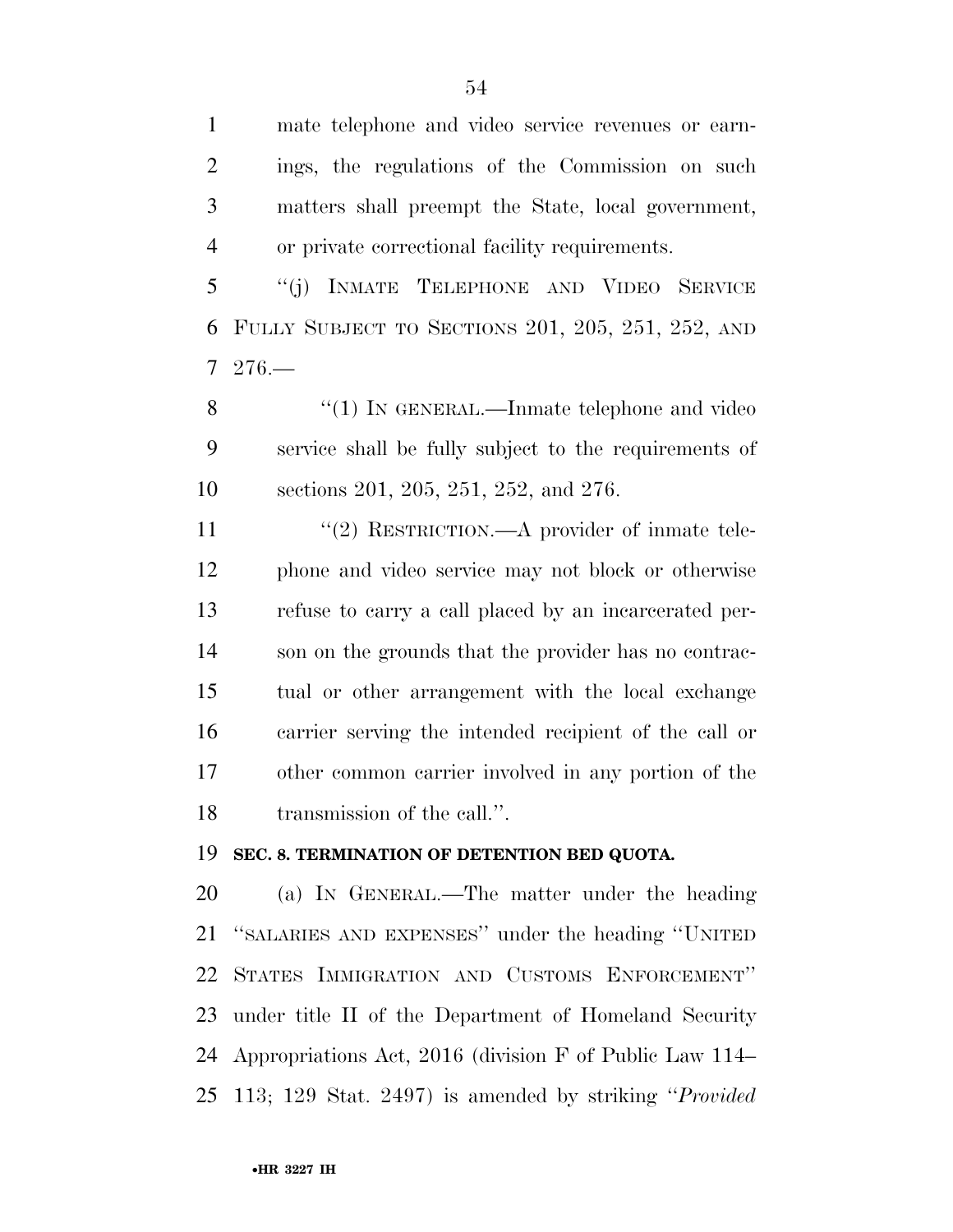mate telephone and video service revenues or earnings, the regulations of the Commission on such matters shall preempt the State, local government, or private correctional facility requirements.

"(j) INMATE TELEPHONE AND VIDEO SERVICE FULLY SUBJECT TO SECTIONS 201, 205, 251, 252, AND 276.—

"(1) IN GENERAL.—Inmate telephone and video service shall be fully subject to the requirements of sections 201, 205, 251, 252, and 276.

"(2) RESTRICTION.—A provider of inmate telephone and video service may not block or otherwise refuse to carry a call placed by an incarcerated person on the grounds that the provider has no contractual or other arrangement with the local exchange carrier serving the intended recipient of the call or other common carrier involved in any portion of the transmission of the call.".

**SEC. 8. TERMINATION OF DETENTION BED QUOTA.**

(a) IN GENERAL.—The matter under the heading "SALARIES AND EXPENSES" under the heading "UNITED STATES IMMIGRATION AND CUSTOMS ENFORCEMENT" under title II of the Department of Homeland Security Appropriations Act, 2016 (division F of Public Law 114–113; 129 Stat. 2497) is amended by striking "*Provided*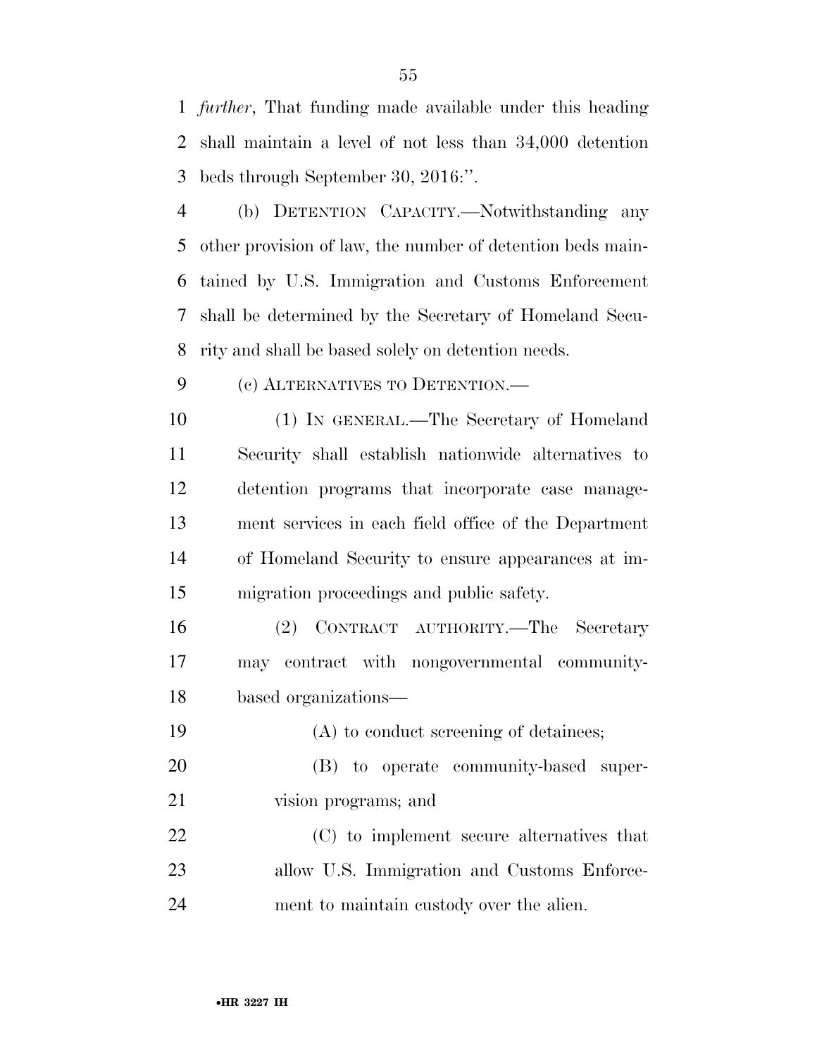*further*, That funding made available under this heading shall maintain a level of not less than 34,000 detention beds through September 30, 2016:''.

(b) DETENTION CAPACITY.—Notwithstanding any other provision of law, the number of detention beds maintained by U.S. Immigration and Customs Enforcement shall be determined by the Secretary of Homeland Security and shall be based solely on detention needs.

(c) ALTERNATIVES TO DETENTION.—

(1) IN GENERAL.—The Secretary of Homeland Security shall establish nationwide alternatives to detention programs that incorporate case management services in each field office of the Department of Homeland Security to ensure appearances at immigration proceedings and public safety.

(2) CONTRACT AUTHORITY.—The Secretary may contract with nongovernmental community-based organizations—

(A) to conduct screening of detainees;

(B) to operate community-based supervision programs; and

(C) to implement secure alternatives that allow U.S. Immigration and Customs Enforcement to maintain custody over the alien.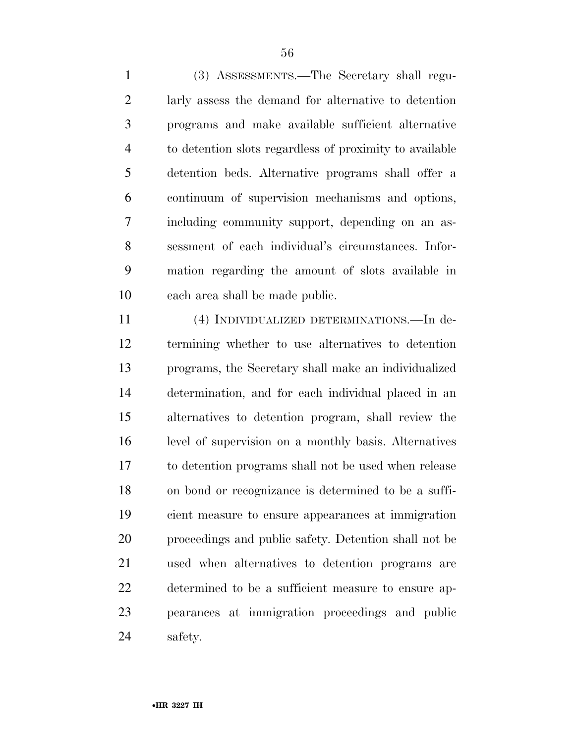(3) ASSESSMENTS.—The Secretary shall regularly assess the demand for alternative to detention programs and make available sufficient alternative to detention slots regardless of proximity to available detention beds. Alternative programs shall offer a continuum of supervision mechanisms and options, including community support, depending on an assessment of each individual's circumstances. Information regarding the amount of slots available in each area shall be made public.

(4) INDIVIDUALIZED DETERMINATIONS.—In determining whether to use alternatives to detention programs, the Secretary shall make an individualized determination, and for each individual placed in an alternatives to detention program, shall review the level of supervision on a monthly basis. Alternatives to detention programs shall not be used when release on bond or recognizance is determined to be a sufficient measure to ensure appearances at immigration proceedings and public safety. Detention shall not be used when alternatives to detention programs are determined to be a sufficient measure to ensure appearances at immigration proceedings and public safety.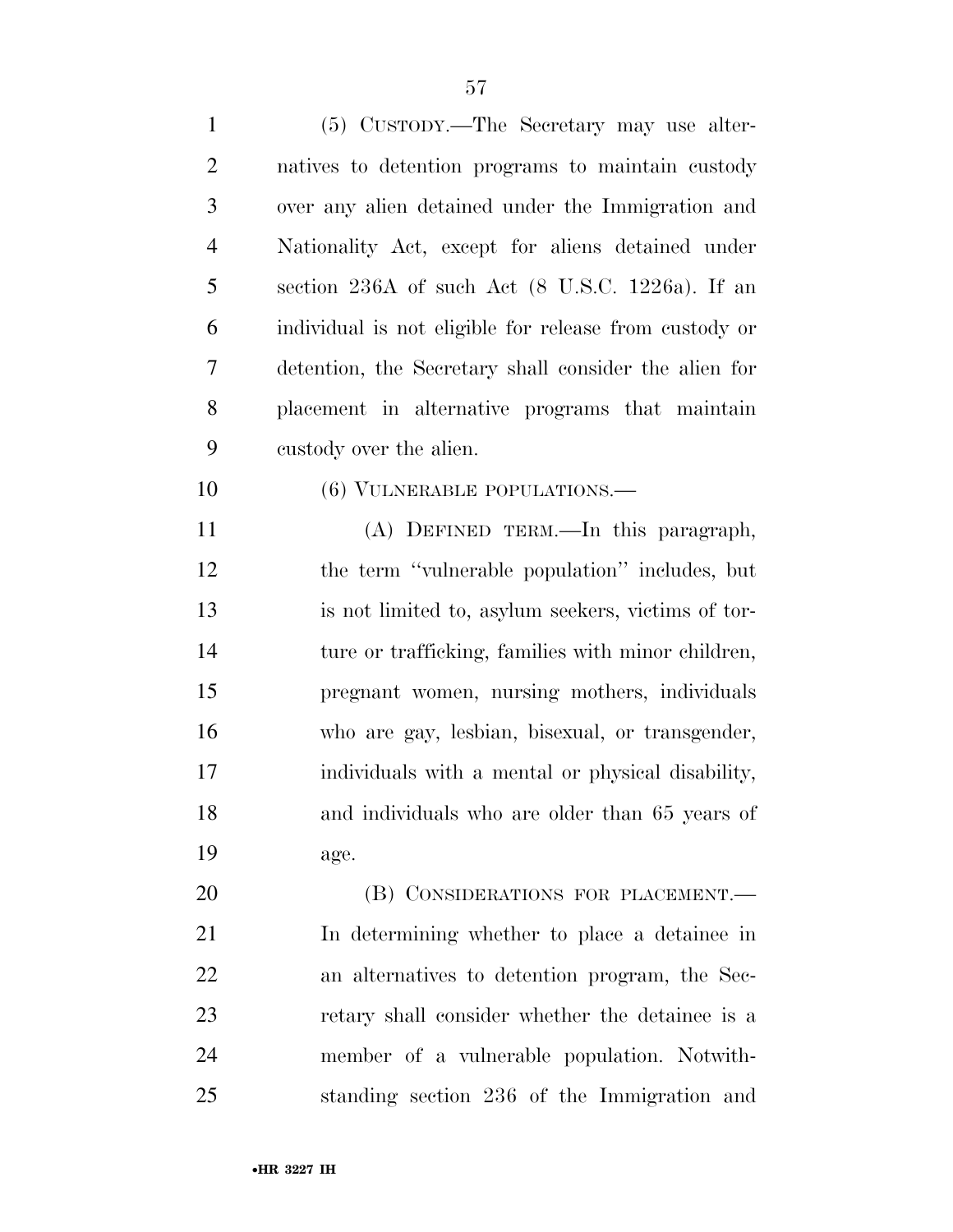(5) CUSTODY.—The Secretary may use alternatives to detention programs to maintain custody over any alien detained under the Immigration and Nationality Act, except for aliens detained under section 236A of such Act (8 U.S.C. 1226a). If an individual is not eligible for release from custody or detention, the Secretary shall consider the alien for placement in alternative programs that maintain custody over the alien.

(6) VULNERABLE POPULATIONS.—

(A) DEFINED TERM.—In this paragraph, the term "vulnerable population" includes, but is not limited to, asylum seekers, victims of torture or trafficking, families with minor children, pregnant women, nursing mothers, individuals who are gay, lesbian, bisexual, or transgender, individuals with a mental or physical disability, and individuals who are older than 65 years of age.

(B) CONSIDERATIONS FOR PLACEMENT.—In determining whether to place a detainee in an alternatives to detention program, the Secretary shall consider whether the detainee is a member of a vulnerable population. Notwithstanding section 236 of the Immigration and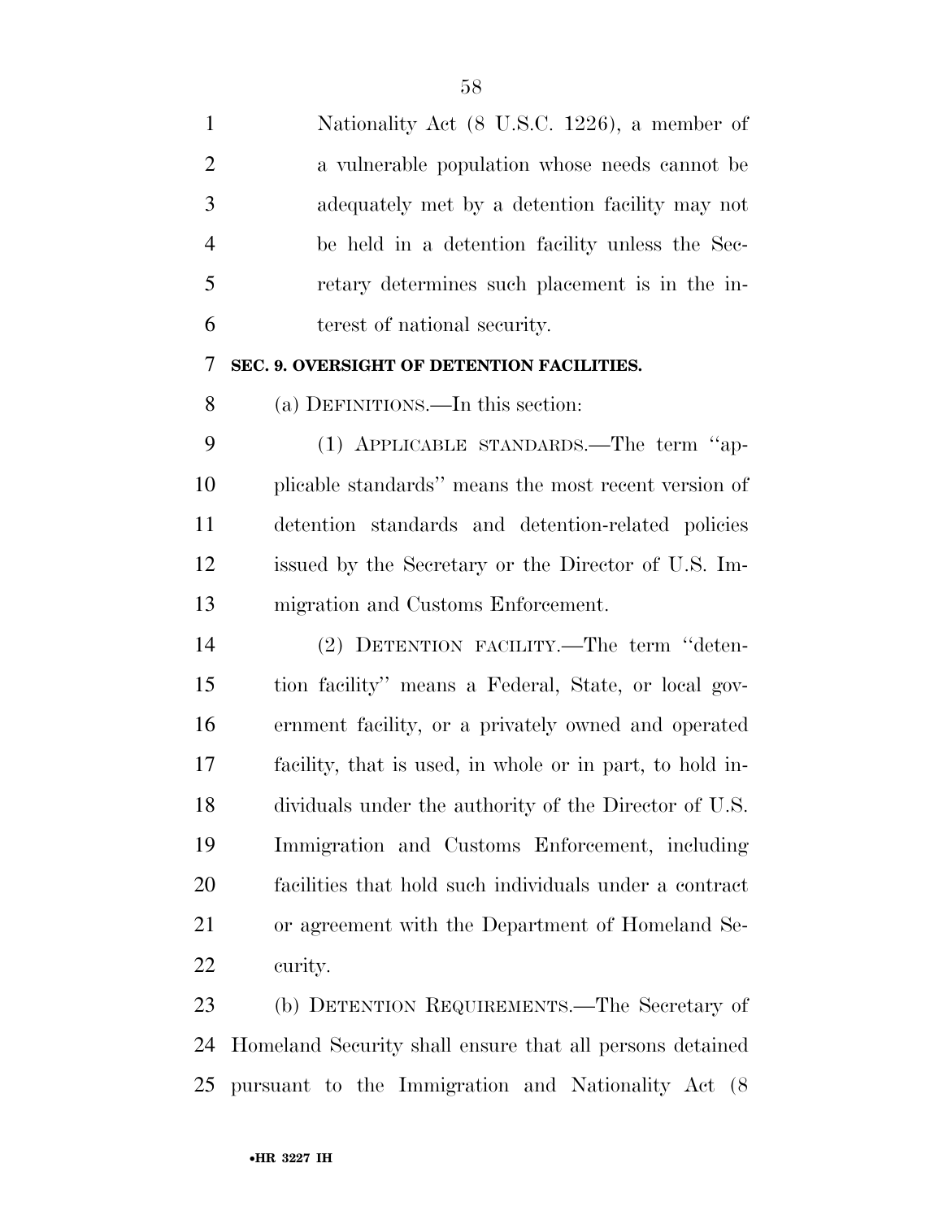Nationality Act (8 U.S.C. 1226), a member of a vulnerable population whose needs cannot be adequately met by a detention facility may not be held in a detention facility unless the Secretary determines such placement is in the interest of national security.

### SEC. 9. OVERSIGHT OF DETENTION FACILITIES.

(a) DEFINITIONS.—In this section:

(1) APPLICABLE STANDARDS.—The term ''applicable standards'' means the most recent version of detention standards and detention-related policies issued by the Secretary or the Director of U.S. Immigration and Customs Enforcement.

(2) DETENTION FACILITY.—The term ''detention facility'' means a Federal, State, or local government facility, or a privately owned and operated facility, that is used, in whole or in part, to hold individuals under the authority of the Director of U.S. Immigration and Customs Enforcement, including facilities that hold such individuals under a contract or agreement with the Department of Homeland Security.

(b) DETENTION REQUIREMENTS.—The Secretary of Homeland Security shall ensure that all persons detained pursuant to the Immigration and Nationality Act (8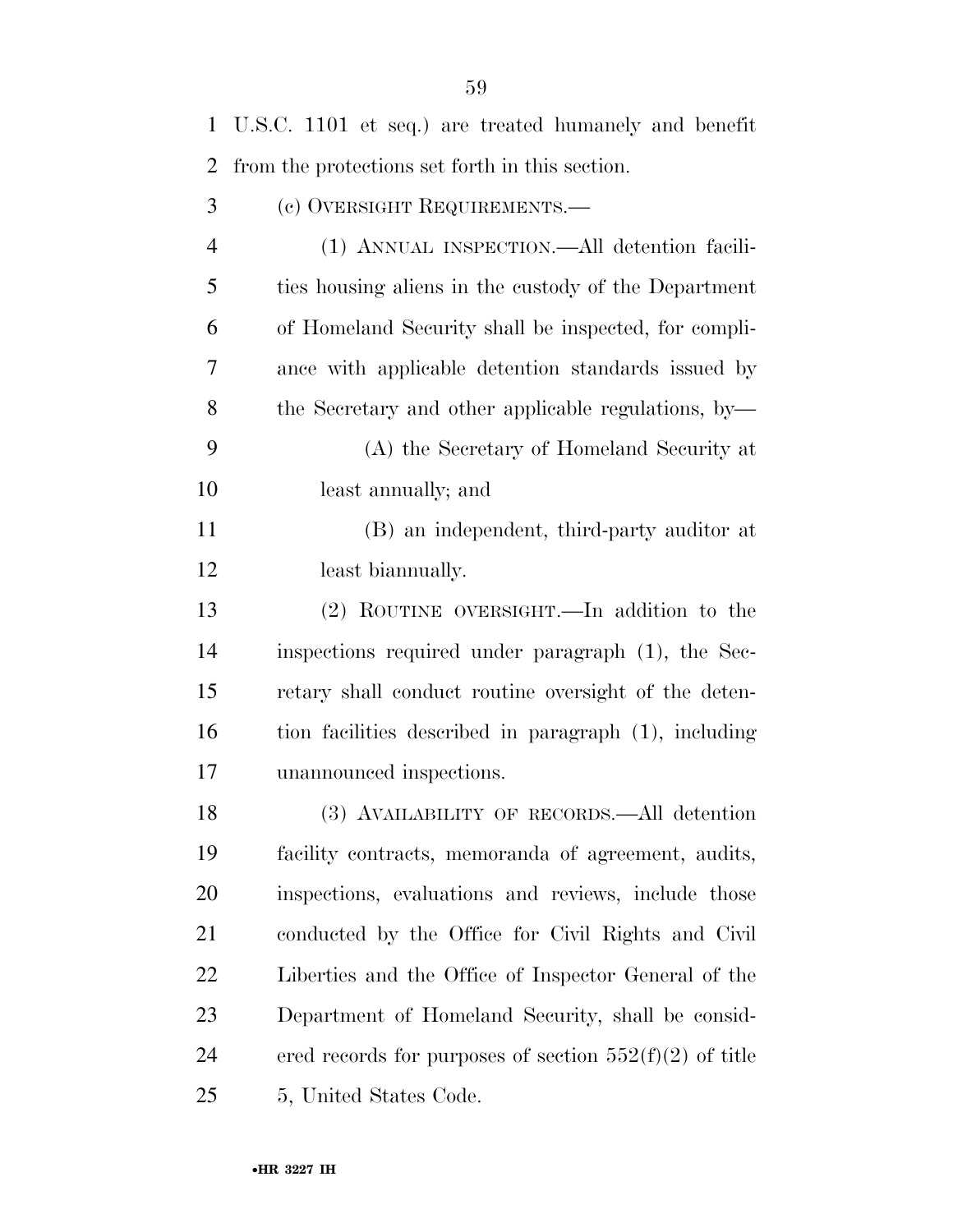U.S.C. 1101 et seq.) are treated humanely and benefit from the protections set forth in this section.

(c) OVERSIGHT REQUIREMENTS.—

(1) ANNUAL INSPECTION.—All detention facilities housing aliens in the custody of the Department of Homeland Security shall be inspected, for compliance with applicable detention standards issued by the Secretary and other applicable regulations, by—

(A) the Secretary of Homeland Security at least annually; and

(B) an independent, third-party auditor at least biannually.

(2) ROUTINE OVERSIGHT.—In addition to the inspections required under paragraph (1), the Secretary shall conduct routine oversight of the detention facilities described in paragraph (1), including unannounced inspections.

(3) AVAILABILITY OF RECORDS.—All detention facility contracts, memoranda of agreement, audits, inspections, evaluations and reviews, include those conducted by the Office for Civil Rights and Civil Liberties and the Office of Inspector General of the Department of Homeland Security, shall be considered records for purposes of section 552(f)(2) of title 5, United States Code.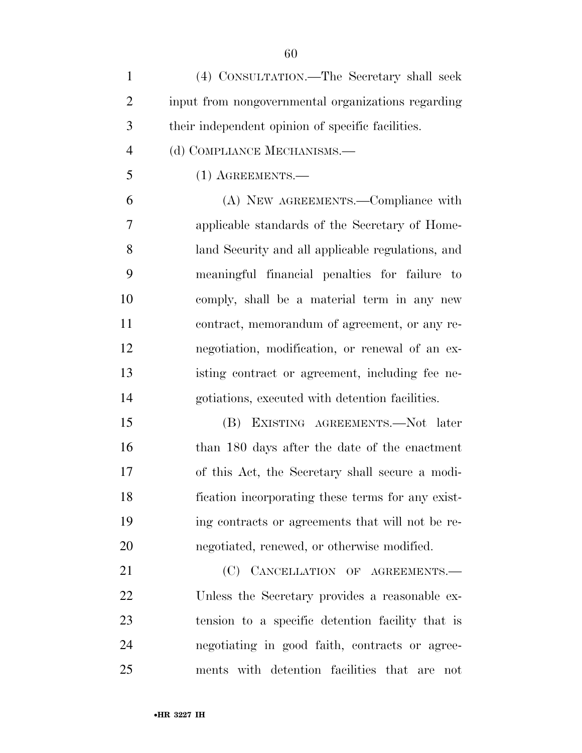(4) CONSULTATION.—The Secretary shall seek input from nongovernmental organizations regarding their independent opinion of specific facilities.

(d) COMPLIANCE MECHANISMS.—

(1) AGREEMENTS.—

(A) NEW AGREEMENTS.—Compliance with applicable standards of the Secretary of Homeland Security and all applicable regulations, and meaningful financial penalties for failure to comply, shall be a material term in any new contract, memorandum of agreement, or any renegotiation, modification, or renewal of an existing contract or agreement, including fee negotiations, executed with detention facilities.

(B) EXISTING AGREEMENTS.—Not later than 180 days after the date of the enactment of this Act, the Secretary shall secure a modification incorporating these terms for any existing contracts or agreements that will not be renegotiated, renewed, or otherwise modified.

(C) CANCELLATION OF AGREEMENTS.—Unless the Secretary provides a reasonable extension to a specific detention facility that is negotiating in good faith, contracts or agreements with detention facilities that are not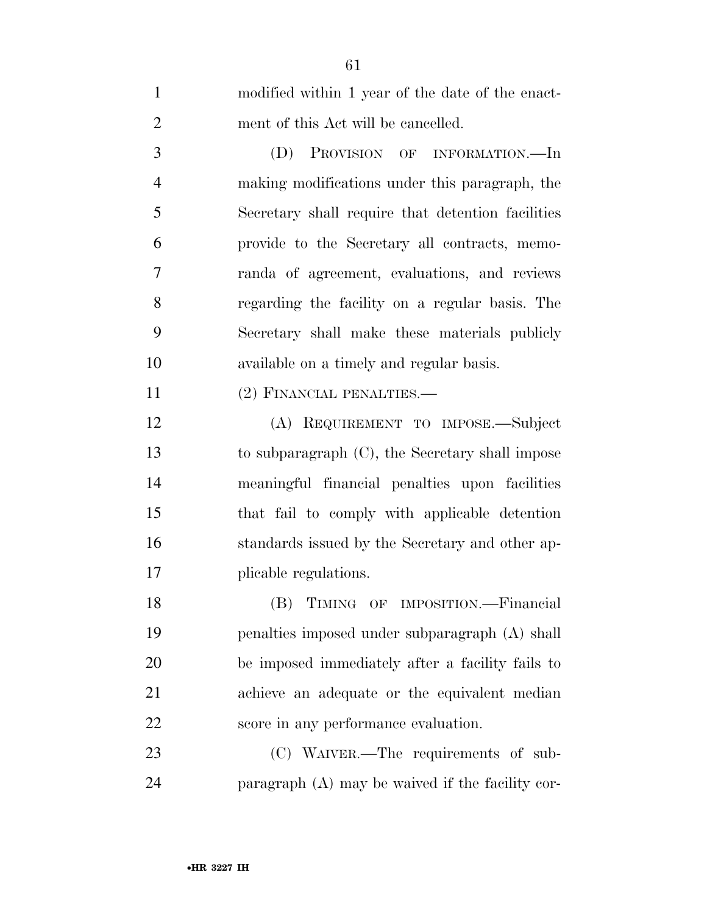modified within 1 year of the date of the enactment of this Act will be cancelled.

(D) PROVISION OF INFORMATION.—In making modifications under this paragraph, the Secretary shall require that detention facilities provide to the Secretary all contracts, memoranda of agreement, evaluations, and reviews regarding the facility on a regular basis. The Secretary shall make these materials publicly available on a timely and regular basis.

(2) FINANCIAL PENALTIES.—

(A) REQUIREMENT TO IMPOSE.—Subject to subparagraph (C), the Secretary shall impose meaningful financial penalties upon facilities that fail to comply with applicable detention standards issued by the Secretary and other applicable regulations.

(B) TIMING OF IMPOSITION.—Financial penalties imposed under subparagraph (A) shall be imposed immediately after a facility fails to achieve an adequate or the equivalent median score in any performance evaluation.

(C) WAIVER.—The requirements of subparagraph (A) may be waived if the facility cor-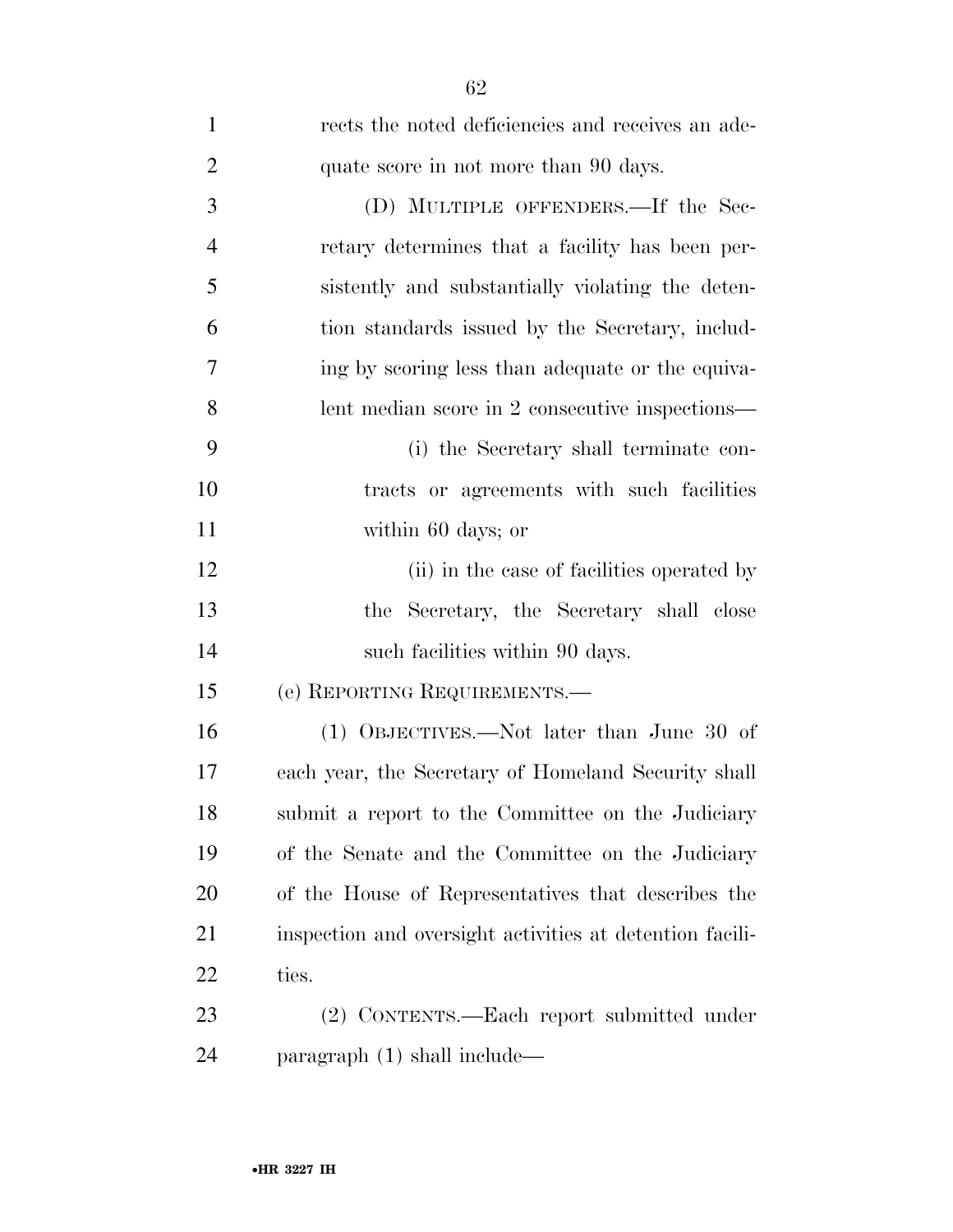rects the noted deficiencies and receives an adequate score in not more than 90 days.

(D) MULTIPLE OFFENDERS.—If the Secretary determines that a facility has been persistently and substantially violating the detention standards issued by the Secretary, including by scoring less than adequate or the equivalent median score in 2 consecutive inspections—

(i) the Secretary shall terminate contracts or agreements with such facilities within 60 days; or

(ii) in the case of facilities operated by the Secretary, the Secretary shall close such facilities within 90 days.

(e) REPORTING REQUIREMENTS.—

(1) OBJECTIVES.—Not later than June 30 of each year, the Secretary of Homeland Security shall submit a report to the Committee on the Judiciary of the Senate and the Committee on the Judiciary of the House of Representatives that describes the inspection and oversight activities at detention facilities.

(2) CONTENTS.—Each report submitted under paragraph (1) shall include—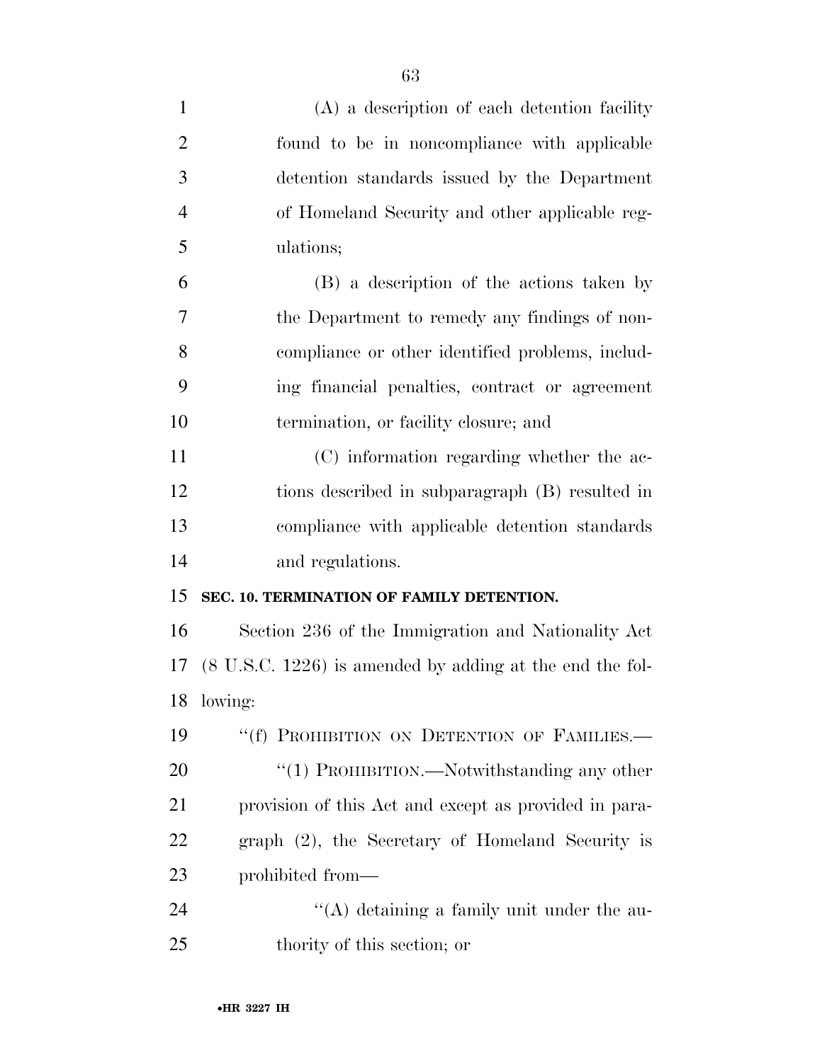(A) a description of each detention facility found to be in noncompliance with applicable detention standards issued by the Department of Homeland Security and other applicable regulations;

(B) a description of the actions taken by the Department to remedy any findings of noncompliance or other identified problems, including financial penalties, contract or agreement termination, or facility closure; and

(C) information regarding whether the actions described in subparagraph (B) resulted in compliance with applicable detention standards and regulations.

**SEC. 10. TERMINATION OF FAMILY DETENTION.**

Section 236 of the Immigration and Nationality Act (8 U.S.C. 1226) is amended by adding at the end the following:

"(f) PROHIBITION ON DETENTION OF FAMILIES.—

"(1) PROHIBITION.—Notwithstanding any other provision of this Act and except as provided in paragraph (2), the Secretary of Homeland Security is prohibited from—

"(A) detaining a family unit under the authority of this section; or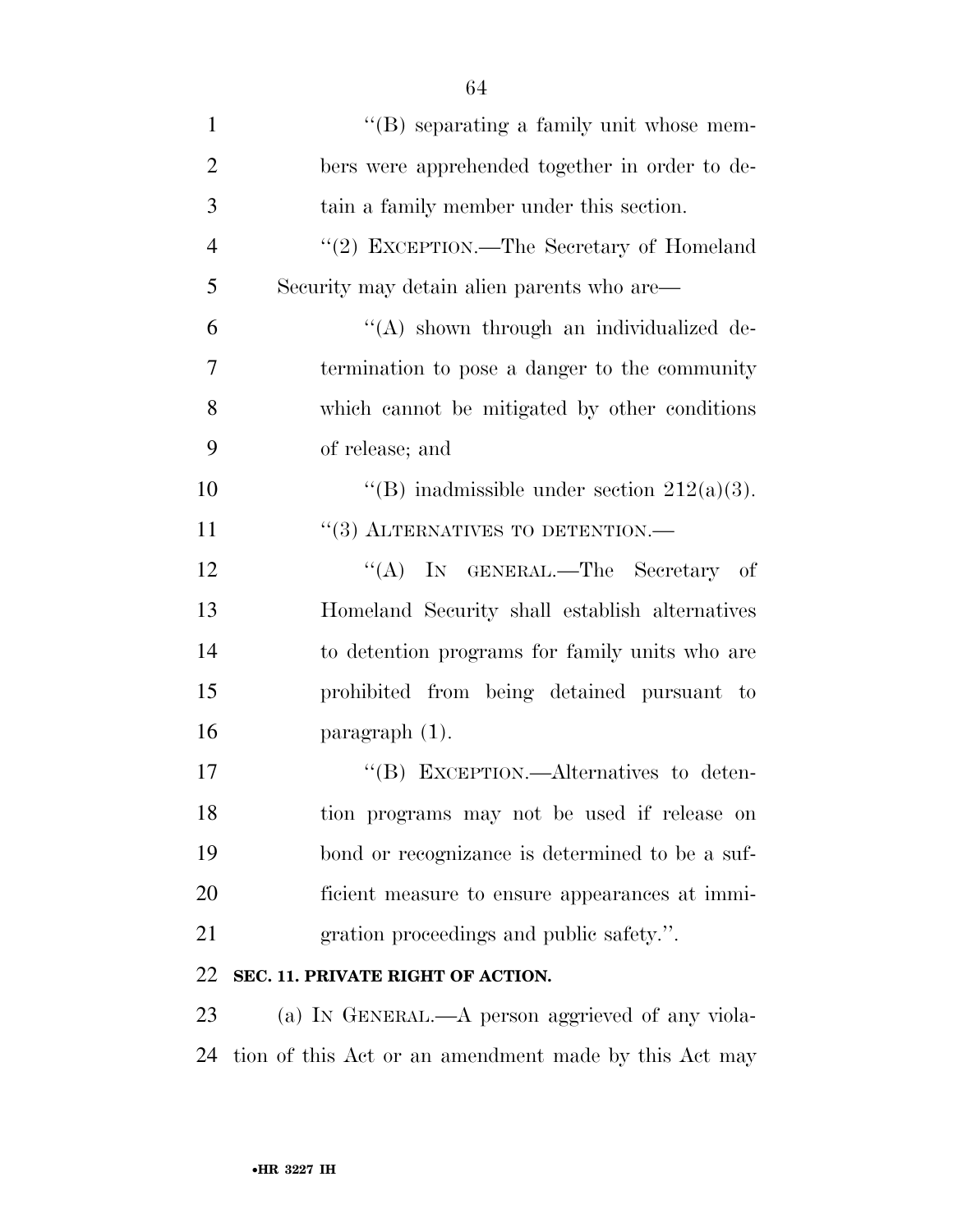''(B) separating a family unit whose members were apprehended together in order to detain a family member under this section.

''(2) EXCEPTION.—The Secretary of Homeland Security may detain alien parents who are—

''(A) shown through an individualized determination to pose a danger to the community which cannot be mitigated by other conditions of release; and

''(B) inadmissible under section 212(a)(3).

''(3) ALTERNATIVES TO DETENTION.—

''(A) IN GENERAL.—The Secretary of Homeland Security shall establish alternatives to detention programs for family units who are prohibited from being detained pursuant to paragraph (1).

''(B) EXCEPTION.—Alternatives to detention programs may not be used if release on bond or recognizance is determined to be a sufficient measure to ensure appearances at immigration proceedings and public safety.''.

**SEC. 11. PRIVATE RIGHT OF ACTION.**

(a) IN GENERAL.—A person aggrieved of any violation of this Act or an amendment made by this Act may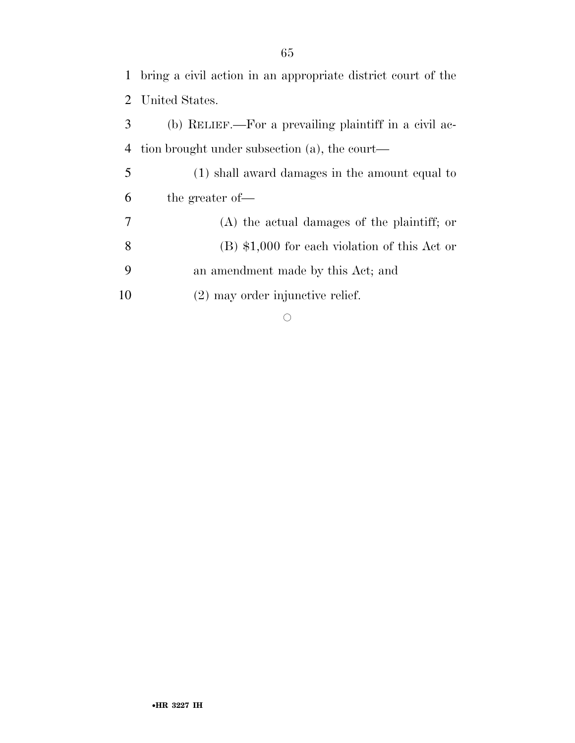bring a civil action in an appropriate district court of the United States.

(b) RELIEF.—For a prevailing plaintiff in a civil action brought under subsection (a), the court—

(1) shall award damages in the amount equal to the greater of—

(A) the actual damages of the plaintiff; or

(B) $1,000 for each violation of this Act or an amendment made by this Act; and

(2) may order injunctive relief.

○